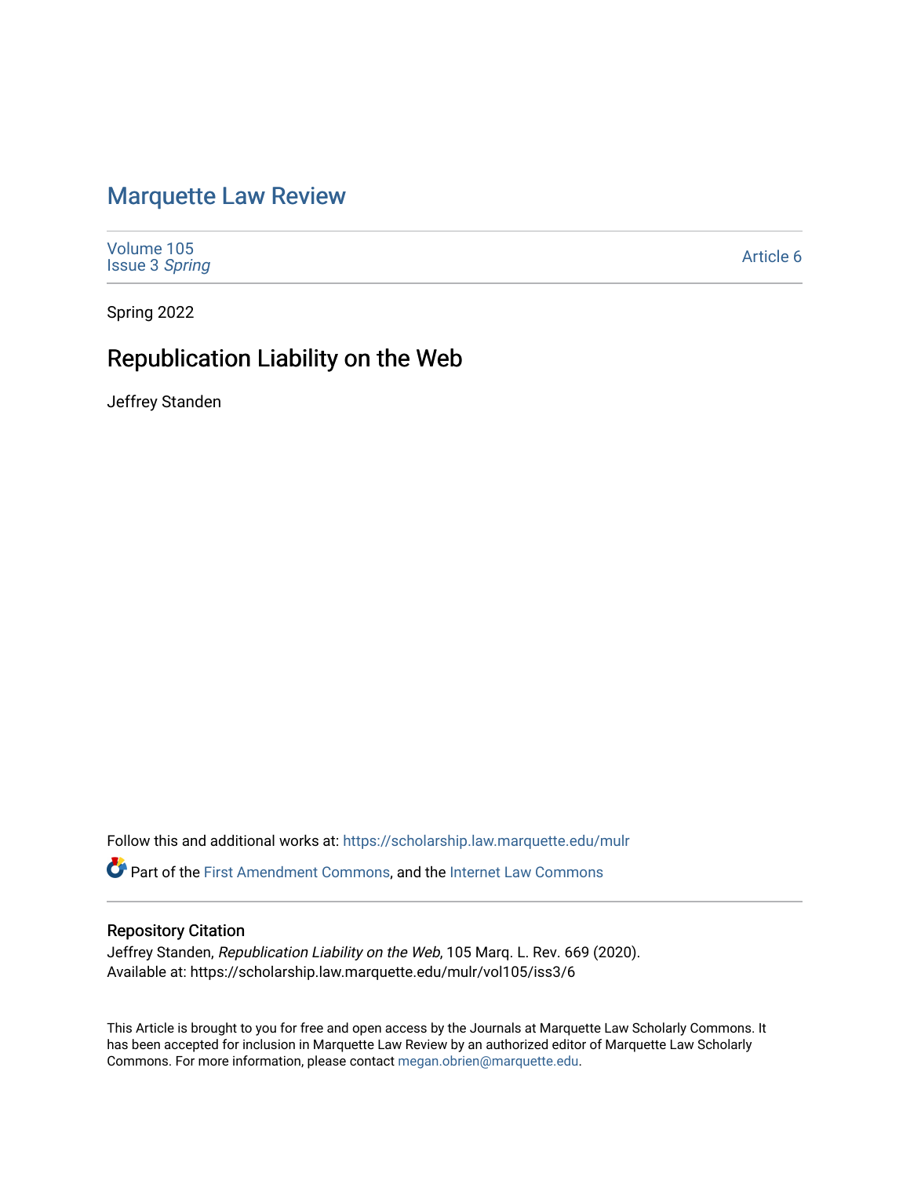# Marquette Law Review

Volume 105
Issue 3 *Spring*

Article 6

Spring 2022

## Republication Liability on the Web

Jeffrey Standen

Follow this and additional works at: https://scholarship.law.marquette.edu/mulr

Part of the First Amendment Commons, and the Internet Law Commons

### Repository Citation

Jeffrey Standen, *Republication Liability on the Web*, 105 Marq. L. Rev. 669 (2020).
Available at: https://scholarship.law.marquette.edu/mulr/vol105/iss3/6

This Article is brought to you for free and open access by the Journals at Marquette Law Scholarly Commons. It has been accepted for inclusion in Marquette Law Review by an authorized editor of Marquette Law Scholarly Commons. For more information, please contact megan.obrien@marquette.edu.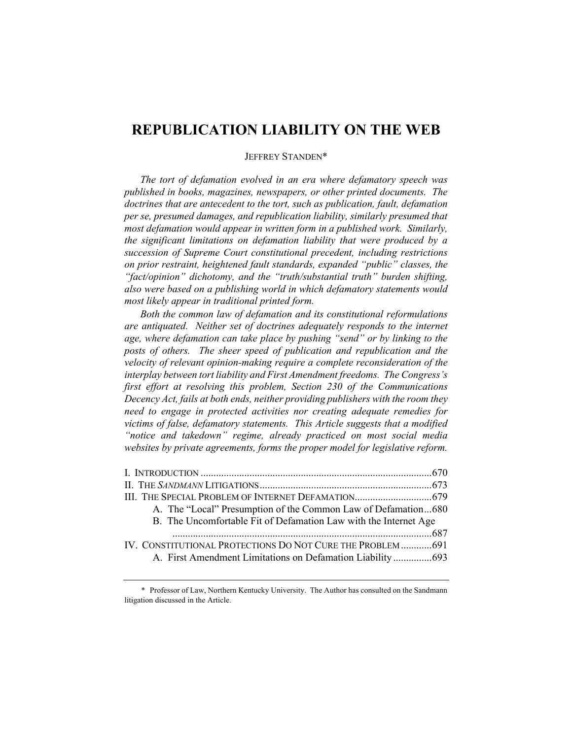# REPUBLICATION LIABILITY ON THE WEB

JEFFREY STANDEN*

*The tort of defamation evolved in an era where defamatory speech was published in books, magazines, newspapers, or other printed documents. The doctrines that are antecedent to the tort, such as publication, fault, defamation per se, presumed damages, and republication liability, similarly presumed that most defamation would appear in written form in a published work. Similarly, the significant limitations on defamation liability that were produced by a succession of Supreme Court constitutional precedent, including restrictions on prior restraint, heightened fault standards, expanded "public" classes, the "fact/opinion" dichotomy, and the "truth/substantial truth" burden shifting, also were based on a publishing world in which defamatory statements would most likely appear in traditional printed form.*

*Both the common law of defamation and its constitutional reformulations are antiquated. Neither set of doctrines adequately responds to the internet age, where defamation can take place by pushing "send" or by linking to the posts of others. The sheer speed of publication and republication and the velocity of relevant opinion-making require a complete reconsideration of the interplay between tort liability and First Amendment freedoms. The Congress's first effort at resolving this problem, Section 230 of the Communications Decency Act, fails at both ends, neither providing publishers with the room they need to engage in protected activities nor creating adequate remedies for victims of false, defamatory statements. This Article suggests that a modified "notice and takedown" regime, already practiced on most social media websites by private agreements, forms the proper model for legislative reform.*

I. INTRODUCTION ........................................................................................670
II. THE *SANDMANN* LITIGATIONS ..................................................................673
III. THE SPECIAL PROBLEM OF INTERNET DEFAMATION.............................679
- A. The "Local" Presumption of the Common Law of Defamation...680
- B. The Uncomfortable Fit of Defamation Law with the Internet Age ....................................................................................................687

IV. CONSTITUTIONAL PROTECTIONS DO NOT CURE THE PROBLEM ............691
- A. First Amendment Limitations on Defamation Liability ...............693

---

\* Professor of Law, Northern Kentucky University. The Author has consulted on the Sandmann litigation discussed in the Article.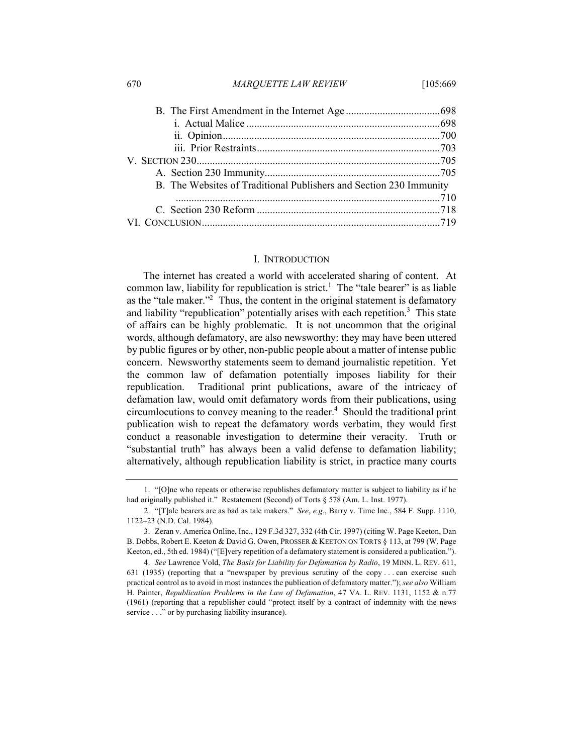B. The First Amendment in the Internet Age ... 698

i. Actual Malice ... 698

ii. Opinion ... 700

iii. Prior Restraints ... 703

V. SECTION 230 ... 705

A. Section 230 Immunity ... 705

B. The Websites of Traditional Publishers and Section 230 Immunity ... 710

C. Section 230 Reform ... 718

VI. CONCLUSION ... 719

## I. INTRODUCTION

The internet has created a world with accelerated sharing of content. At common law, liability for republication is strict.[1] The "tale bearer" is as liable as the "tale maker."[2] Thus, the content in the original statement is defamatory and liability "republication" potentially arises with each repetition.[3] This state of affairs can be highly problematic. It is not uncommon that the original words, although defamatory, are also newsworthy: they may have been uttered by public figures or by other, non-public people about a matter of intense public concern. Newsworthy statements seem to demand journalistic repetition. Yet the common law of defamation potentially imposes liability for their republication. Traditional print publications, aware of the intricacy of defamation law, would omit defamatory words from their publications, using circumlocutions to convey meaning to the reader.[4] Should the traditional print publication wish to repeat the defamatory words verbatim, they would first conduct a reasonable investigation to determine their veracity. Truth or "substantial truth" has always been a valid defense to defamation liability; alternatively, although republication liability is strict, in practice many courts

---

1. "[O]ne who repeats or otherwise republishes defamatory matter is subject to liability as if he had originally published it." Restatement (Second) of Torts § 578 (Am. L. Inst. 1977).

2. "[T]ale bearers are as bad as tale makers." *See*, *e.g.*, Barry v. Time Inc., 584 F. Supp. 1110, 1122–23 (N.D. Cal. 1984).

3. Zeran v. America Online, Inc., 129 F.3d 327, 332 (4th Cir. 1997) (citing W. Page Keeton, Dan B. Dobbs, Robert E. Keeton & David G. Owen, PROSSER & KEETON ON TORTS § 113, at 799 (W. Page Keeton, ed., 5th ed. 1984) ("[E]very repetition of a defamatory statement is considered a publication.").

4. *See* Lawrence Vold, *The Basis for Liability for Defamation by Radio*, 19 MINN. L. REV. 611, 631 (1935) (reporting that a "newspaper by previous scrutiny of the copy . . . can exercise such practical control as to avoid in most instances the publication of defamatory matter."); *see also* William H. Painter, *Republication Problems in the Law of Defamation*, 47 VA. L. REV. 1131, 1152 & n.77 (1961) (reporting that a republisher could "protect itself by a contract of indemnity with the news service . . ." or by purchasing liability insurance).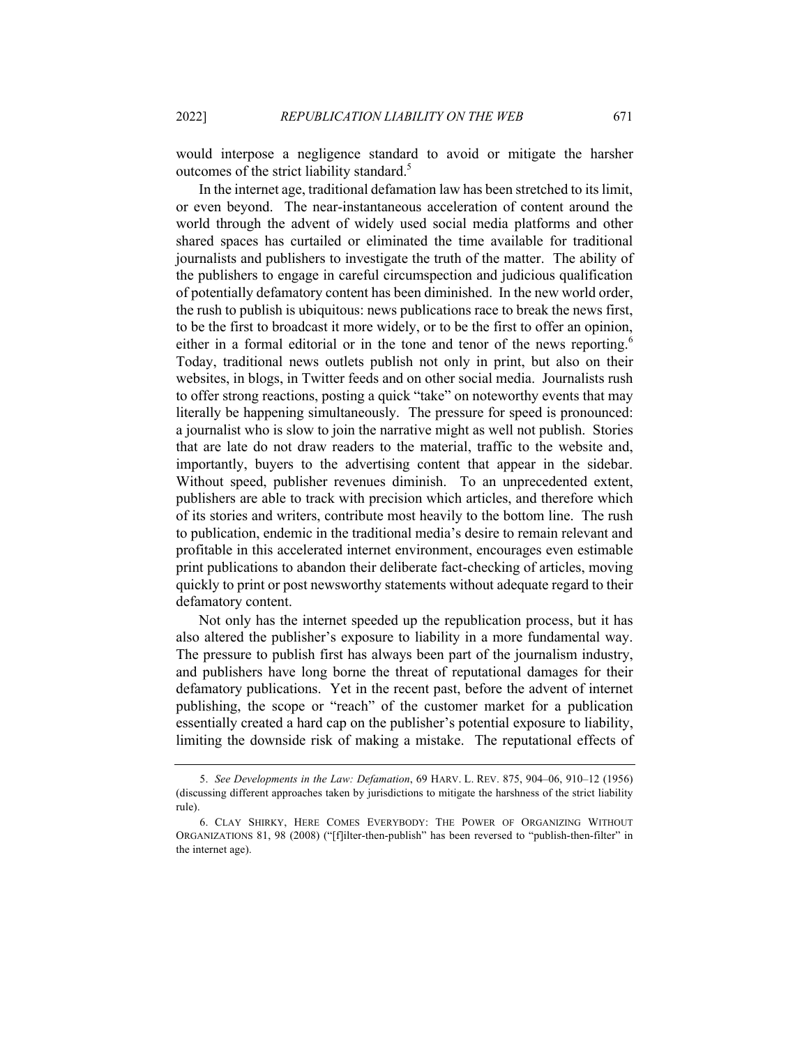would interpose a negligence standard to avoid or mitigate the harsher outcomes of the strict liability standard.[5]

In the internet age, traditional defamation law has been stretched to its limit, or even beyond. The near-instantaneous acceleration of content around the world through the advent of widely used social media platforms and other shared spaces has curtailed or eliminated the time available for traditional journalists and publishers to investigate the truth of the matter. The ability of the publishers to engage in careful circumspection and judicious qualification of potentially defamatory content has been diminished. In the new world order, the rush to publish is ubiquitous: news publications race to break the news first, to be the first to broadcast it more widely, or to be the first to offer an opinion, either in a formal editorial or in the tone and tenor of the news reporting.[6] Today, traditional news outlets publish not only in print, but also on their websites, in blogs, in Twitter feeds and on other social media. Journalists rush to offer strong reactions, posting a quick "take" on noteworthy events that may literally be happening simultaneously. The pressure for speed is pronounced: a journalist who is slow to join the narrative might as well not publish. Stories that are late do not draw readers to the material, traffic to the website and, importantly, buyers to the advertising content that appear in the sidebar. Without speed, publisher revenues diminish. To an unprecedented extent, publishers are able to track with precision which articles, and therefore which of its stories and writers, contribute most heavily to the bottom line. The rush to publication, endemic in the traditional media's desire to remain relevant and profitable in this accelerated internet environment, encourages even estimable print publications to abandon their deliberate fact-checking of articles, moving quickly to print or post newsworthy statements without adequate regard to their defamatory content.

Not only has the internet speeded up the republication process, but it has also altered the publisher's exposure to liability in a more fundamental way. The pressure to publish first has always been part of the journalism industry, and publishers have long borne the threat of reputational damages for their defamatory publications. Yet in the recent past, before the advent of internet publishing, the scope or "reach" of the customer market for a publication essentially created a hard cap on the publisher's potential exposure to liability, limiting the downside risk of making a mistake. The reputational effects of

---

5. *See Developments in the Law: Defamation*, 69 HARV. L. REV. 875, 904–06, 910–12 (1956) (discussing different approaches taken by jurisdictions to mitigate the harshness of the strict liability rule).

6. CLAY SHIRKY, HERE COMES EVERYBODY: THE POWER OF ORGANIZING WITHOUT ORGANIZATIONS 81, 98 (2008) ("[f]ilter-then-publish" has been reversed to "publish-then-filter" in the internet age).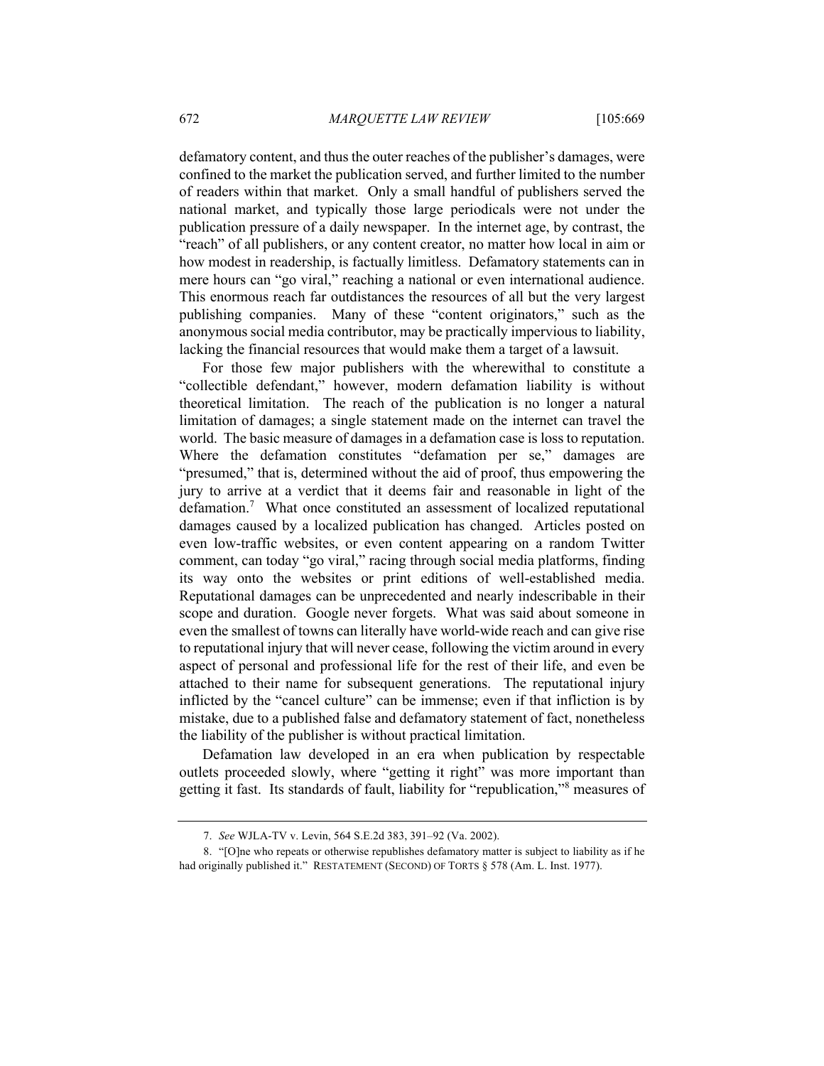defamatory content, and thus the outer reaches of the publisher's damages, were confined to the market the publication served, and further limited to the number of readers within that market. Only a small handful of publishers served the national market, and typically those large periodicals were not under the publication pressure of a daily newspaper. In the internet age, by contrast, the "reach" of all publishers, or any content creator, no matter how local in aim or how modest in readership, is factually limitless. Defamatory statements can in mere hours can "go viral," reaching a national or even international audience. This enormous reach far outdistances the resources of all but the very largest publishing companies. Many of these "content originators," such as the anonymous social media contributor, may be practically impervious to liability, lacking the financial resources that would make them a target of a lawsuit.

For those few major publishers with the wherewithal to constitute a "collectible defendant," however, modern defamation liability is without theoretical limitation. The reach of the publication is no longer a natural limitation of damages; a single statement made on the internet can travel the world. The basic measure of damages in a defamation case is loss to reputation. Where the defamation constitutes "defamation per se," damages are "presumed," that is, determined without the aid of proof, thus empowering the jury to arrive at a verdict that it deems fair and reasonable in light of the defamation.[7] What once constituted an assessment of localized reputational damages caused by a localized publication has changed. Articles posted on even low-traffic websites, or even content appearing on a random Twitter comment, can today "go viral," racing through social media platforms, finding its way onto the websites or print editions of well-established media. Reputational damages can be unprecedented and nearly indescribable in their scope and duration. Google never forgets. What was said about someone in even the smallest of towns can literally have world-wide reach and can give rise to reputational injury that will never cease, following the victim around in every aspect of personal and professional life for the rest of their life, and even be attached to their name for subsequent generations. The reputational injury inflicted by the "cancel culture" can be immense; even if that infliction is by mistake, due to a published false and defamatory statement of fact, nonetheless the liability of the publisher is without practical limitation.

Defamation law developed in an era when publication by respectable outlets proceeded slowly, where "getting it right" was more important than getting it fast. Its standards of fault, liability for "republication,"[8] measures of

7. *See* WJLA-TV v. Levin, 564 S.E.2d 383, 391–92 (Va. 2002).

8. "[O]ne who repeats or otherwise republishes defamatory matter is subject to liability as if he had originally published it." RESTATEMENT (SECOND) OF TORTS § 578 (Am. L. Inst. 1977).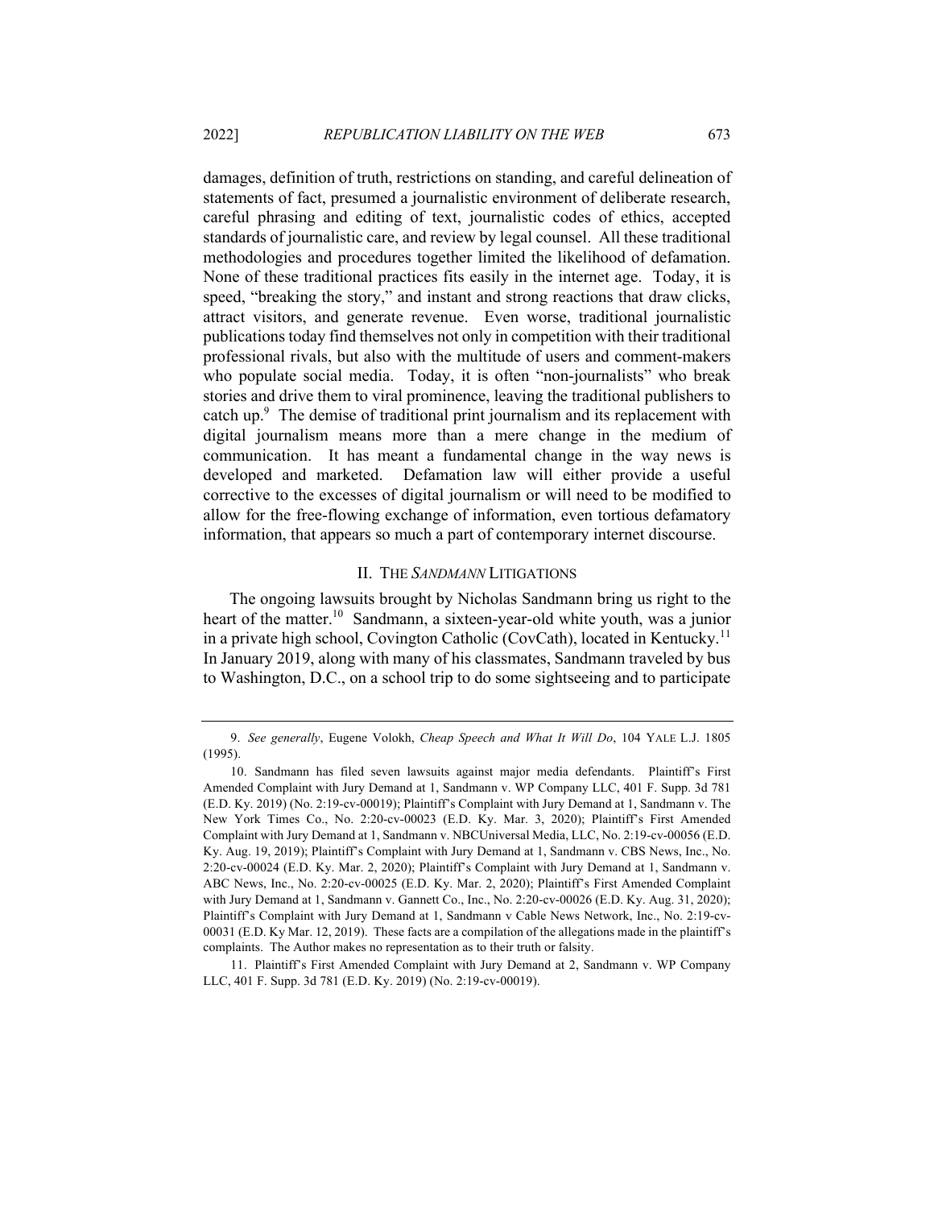damages, definition of truth, restrictions on standing, and careful delineation of statements of fact, presumed a journalistic environment of deliberate research, careful phrasing and editing of text, journalistic codes of ethics, accepted standards of journalistic care, and review by legal counsel. All these traditional methodologies and procedures together limited the likelihood of defamation. None of these traditional practices fits easily in the internet age. Today, it is speed, "breaking the story," and instant and strong reactions that draw clicks, attract visitors, and generate revenue. Even worse, traditional journalistic publications today find themselves not only in competition with their traditional professional rivals, but also with the multitude of users and comment-makers who populate social media. Today, it is often "non-journalists" who break stories and drive them to viral prominence, leaving the traditional publishers to catch up.[9] The demise of traditional print journalism and its replacement with digital journalism means more than a mere change in the medium of communication. It has meant a fundamental change in the way news is developed and marketed. Defamation law will either provide a useful corrective to the excesses of digital journalism or will need to be modified to allow for the free-flowing exchange of information, even tortious defamatory information, that appears so much a part of contemporary internet discourse.

## II. THE *SANDMANN* LITIGATIONS

The ongoing lawsuits brought by Nicholas Sandmann bring us right to the heart of the matter.[10] Sandmann, a sixteen-year-old white youth, was a junior in a private high school, Covington Catholic (CovCath), located in Kentucky.[11] In January 2019, along with many of his classmates, Sandmann traveled by bus to Washington, D.C., on a school trip to do some sightseeing and to participate

---

9. *See generally*, Eugene Volokh, *Cheap Speech and What It Will Do*, 104 YALE L.J. 1805 (1995).

10. Sandmann has filed seven lawsuits against major media defendants. Plaintiff's First Amended Complaint with Jury Demand at 1, Sandmann v. WP Company LLC, 401 F. Supp. 3d 781 (E.D. Ky. 2019) (No. 2:19-cv-00019); Plaintiff's Complaint with Jury Demand at 1, Sandmann v. The New York Times Co., No. 2:20-cv-00023 (E.D. Ky. Mar. 3, 2020); Plaintiff's First Amended Complaint with Jury Demand at 1, Sandmann v. NBCUniversal Media, LLC, No. 2:19-cv-00056 (E.D. Ky. Aug. 19, 2019); Plaintiff's Complaint with Jury Demand at 1, Sandmann v. CBS News, Inc., No. 2:20-cv-00024 (E.D. Ky. Mar. 2, 2020); Plaintiff's Complaint with Jury Demand at 1, Sandmann v. ABC News, Inc., No. 2:20-cv-00025 (E.D. Ky. Mar. 2, 2020); Plaintiff's First Amended Complaint with Jury Demand at 1, Sandmann v. Gannett Co., Inc., No. 2:20-cv-00026 (E.D. Ky. Aug. 31, 2020); Plaintiff's Complaint with Jury Demand at 1, Sandmann v Cable News Network, Inc., No. 2:19-cv-00031 (E.D. Ky Mar. 12, 2019). These facts are a compilation of the allegations made in the plaintiff's complaints. The Author makes no representation as to their truth or falsity.

11. Plaintiff's First Amended Complaint with Jury Demand at 2, Sandmann v. WP Company LLC, 401 F. Supp. 3d 781 (E.D. Ky. 2019) (No. 2:19-cv-00019).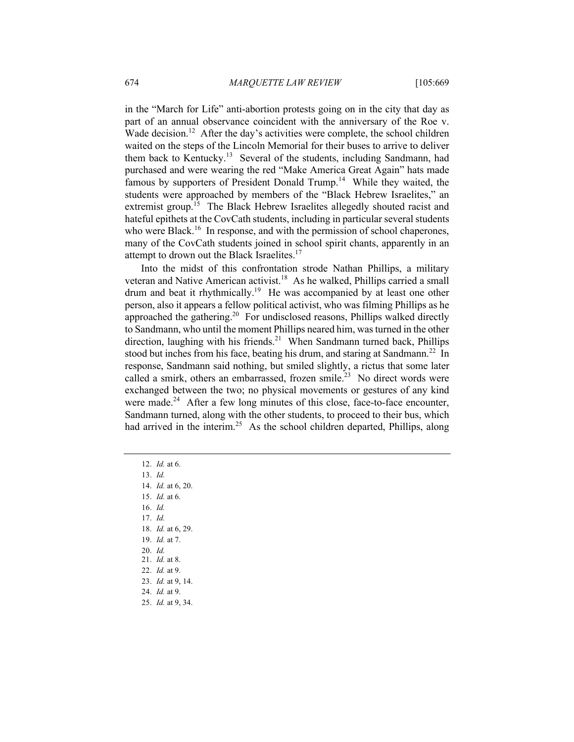in the "March for Life" anti-abortion protests going on in the city that day as part of an annual observance coincident with the anniversary of the Roe v. Wade decision.[12] After the day's activities were complete, the school children waited on the steps of the Lincoln Memorial for their buses to arrive to deliver them back to Kentucky.[13] Several of the students, including Sandmann, had purchased and were wearing the red "Make America Great Again" hats made famous by supporters of President Donald Trump.[14] While they waited, the students were approached by members of the "Black Hebrew Israelites," an extremist group.[15] The Black Hebrew Israelites allegedly shouted racist and hateful epithets at the CovCath students, including in particular several students who were Black.[16] In response, and with the permission of school chaperones, many of the CovCath students joined in school spirit chants, apparently in an attempt to drown out the Black Israelites.[17]

Into the midst of this confrontation strode Nathan Phillips, a military veteran and Native American activist.[18] As he walked, Phillips carried a small drum and beat it rhythmically.[19] He was accompanied by at least one other person, also it appears a fellow political activist, who was filming Phillips as he approached the gathering.[20] For undisclosed reasons, Phillips walked directly to Sandmann, who until the moment Phillips neared him, was turned in the other direction, laughing with his friends.[21] When Sandmann turned back, Phillips stood but inches from his face, beating his drum, and staring at Sandmann.[22] In response, Sandmann said nothing, but smiled slightly, a rictus that some later called a smirk, others an embarrassed, frozen smile.[23] No direct words were exchanged between the two; no physical movements or gestures of any kind were made.[24] After a few long minutes of this close, face-to-face encounter, Sandmann turned, along with the other students, to proceed to their bus, which had arrived in the interim.[25] As the school children departed, Phillips, along

---

12. *Id.* at 6.
13. *Id.*
14. *Id.* at 6, 20.
15. *Id.* at 6.
16. *Id.*
17. *Id.*
18. *Id.* at 6, 29.
19. *Id.* at 7.
20. *Id.*
21. *Id.* at 8.
22. *Id.* at 9.
23. *Id.* at 9, 14.
24. *Id.* at 9.
25. *Id.* at 9, 34.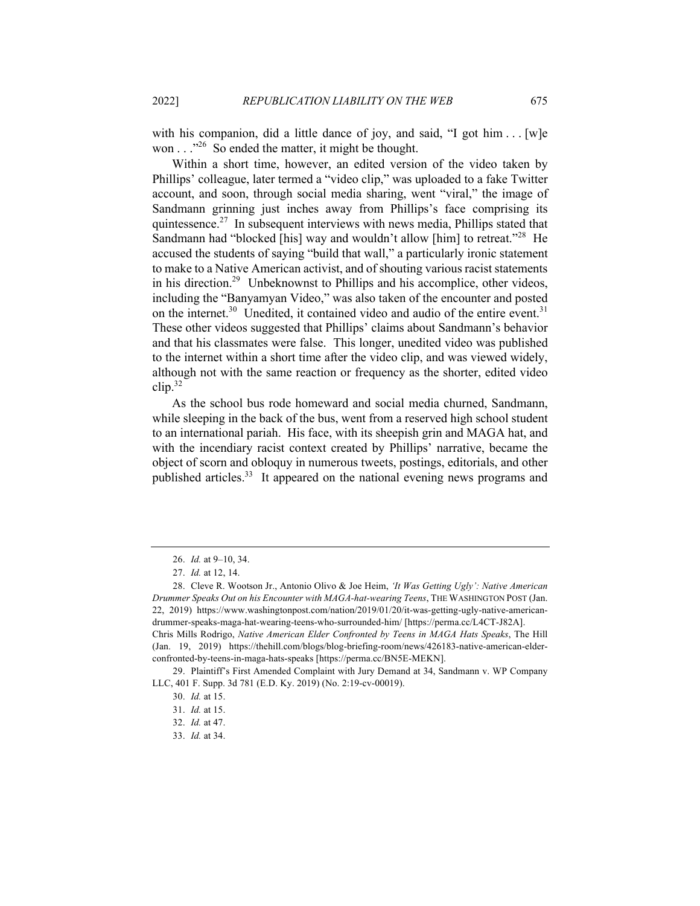with his companion, did a little dance of joy, and said, "I got him . . . [w]e won . . ."[26] So ended the matter, it might be thought.

Within a short time, however, an edited version of the video taken by Phillips' colleague, later termed a "video clip," was uploaded to a fake Twitter account, and soon, through social media sharing, went "viral," the image of Sandmann grinning just inches away from Phillips's face comprising its quintessence.[27] In subsequent interviews with news media, Phillips stated that Sandmann had "blocked [his] way and wouldn't allow [him] to retreat."[28] He accused the students of saying "build that wall," a particularly ironic statement to make to a Native American activist, and of shouting various racist statements in his direction.[29] Unbeknownst to Phillips and his accomplice, other videos, including the "Banyamyan Video," was also taken of the encounter and posted on the internet.[30] Unedited, it contained video and audio of the entire event.[31] These other videos suggested that Phillips' claims about Sandmann's behavior and that his classmates were false. This longer, unedited video was published to the internet within a short time after the video clip, and was viewed widely, although not with the same reaction or frequency as the shorter, edited video clip.[32]

As the school bus rode homeward and social media churned, Sandmann, while sleeping in the back of the bus, went from a reserved high school student to an international pariah. His face, with its sheepish grin and MAGA hat, and with the incendiary racist context created by Phillips' narrative, became the object of scorn and obloquy in numerous tweets, postings, editorials, and other published articles.[33] It appeared on the national evening news programs and

---

26. *Id.* at 9–10, 34.

27. *Id.* at 12, 14.

28. Cleve R. Wootson Jr., Antonio Olivo & Joe Heim, *'It Was Getting Ugly': Native American Drummer Speaks Out on his Encounter with MAGA-hat-wearing Teens*, THE WASHINGTON POST (Jan. 22, 2019) https://www.washingtonpost.com/nation/2019/01/20/it-was-getting-ugly-native-american-drummer-speaks-maga-hat-wearing-teens-who-surrounded-him/ [https://perma.cc/L4CT-J82A]. Chris Mills Rodrigo, *Native American Elder Confronted by Teens in MAGA Hats Speaks*, The Hill (Jan. 19, 2019) https://thehill.com/blogs/blog-briefing-room/news/426183-native-american-elder-confronted-by-teens-in-maga-hats-speaks [https://perma.cc/BN5E-MEKN].

29. Plaintiff's First Amended Complaint with Jury Demand at 34, Sandmann v. WP Company LLC, 401 F. Supp. 3d 781 (E.D. Ky. 2019) (No. 2:19-cv-00019).

30. *Id.* at 15.

31. *Id.* at 15.

32. *Id.* at 47.

33. *Id.* at 34.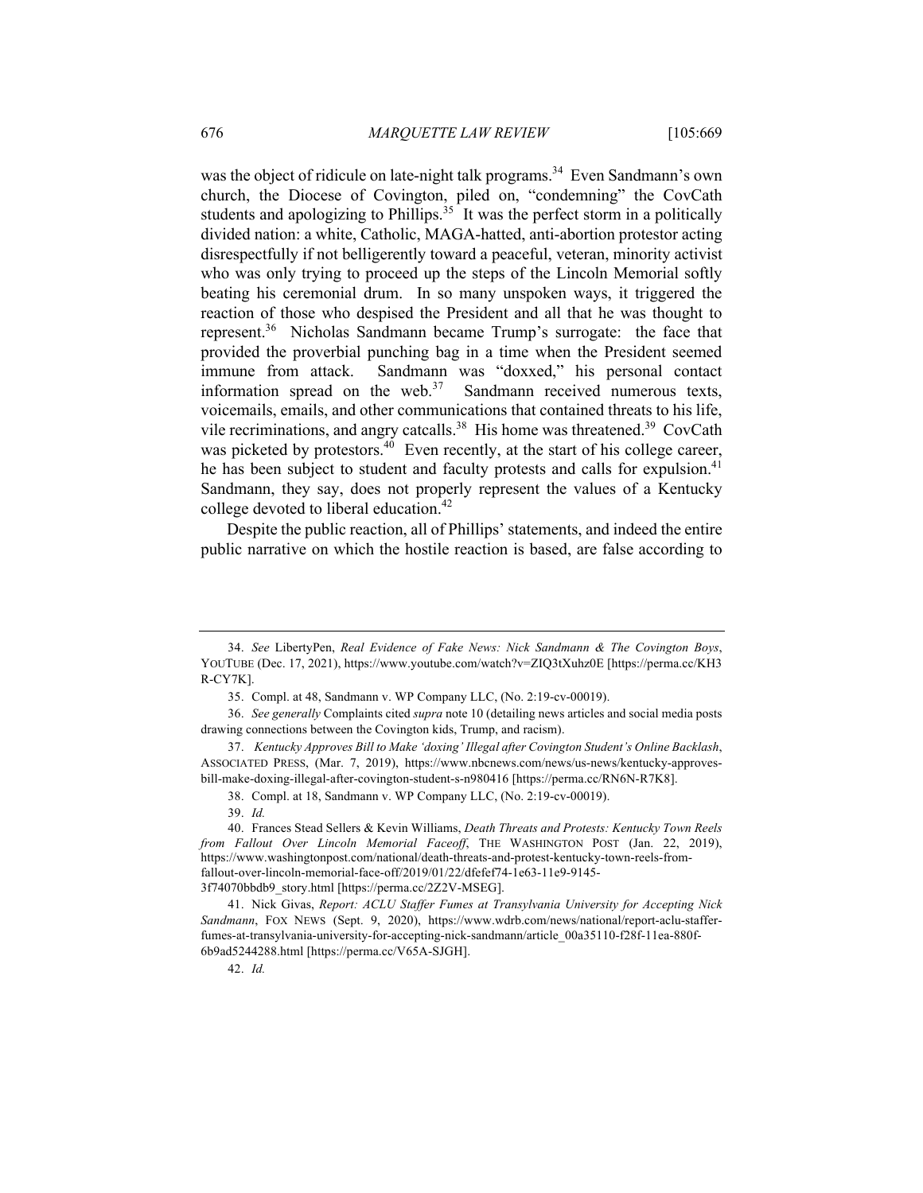was the object of ridicule on late-night talk programs.[34] Even Sandmann's own church, the Diocese of Covington, piled on, "condemning" the CovCath students and apologizing to Phillips.[35] It was the perfect storm in a politically divided nation: a white, Catholic, MAGA-hatted, anti-abortion protestor acting disrespectfully if not belligerently toward a peaceful, veteran, minority activist who was only trying to proceed up the steps of the Lincoln Memorial softly beating his ceremonial drum. In so many unspoken ways, it triggered the reaction of those who despised the President and all that he was thought to represent.[36] Nicholas Sandmann became Trump's surrogate: the face that provided the proverbial punching bag in a time when the President seemed immune from attack. Sandmann was "doxxed," his personal contact information spread on the web.[37] Sandmann received numerous texts, voicemails, emails, and other communications that contained threats to his life, vile recriminations, and angry catcalls.[38] His home was threatened.[39] CovCath was picketed by protestors.[40] Even recently, at the start of his college career, he has been subject to student and faculty protests and calls for expulsion.[41] Sandmann, they say, does not properly represent the values of a Kentucky college devoted to liberal education.[42]

Despite the public reaction, all of Phillips' statements, and indeed the entire public narrative on which the hostile reaction is based, are false according to

---

34. *See* LibertyPen, *Real Evidence of Fake News: Nick Sandmann & The Covington Boys*, YOUTUBE (Dec. 17, 2021), https://www.youtube.com/watch?v=ZIQ3tXuhz0E [https://perma.cc/KH3R-CY7K].

35. Compl. at 48, Sandmann v. WP Company LLC, (No. 2:19-cv-00019).

36. *See generally* Complaints cited *supra* note 10 (detailing news articles and social media posts drawing connections between the Covington kids, Trump, and racism).

37. *Kentucky Approves Bill to Make 'doxing' Illegal after Covington Student's Online Backlash*, ASSOCIATED PRESS, (Mar. 7, 2019), https://www.nbcnews.com/news/us-news/kentucky-approves-bill-make-doxing-illegal-after-covington-student-s-n980416 [https://perma.cc/RN6N-R7K8].

38. Compl. at 18, Sandmann v. WP Company LLC, (No. 2:19-cv-00019).

39. *Id.*

40. Frances Stead Sellers & Kevin Williams, *Death Threats and Protests: Kentucky Town Reels from Fallout Over Lincoln Memorial Faceoff*, THE WASHINGTON POST (Jan. 22, 2019), https://www.washingtonpost.com/national/death-threats-and-protest-kentucky-town-reels-from-fallout-over-lincoln-memorial-face-off/2019/01/22/dfefef74-1e63-11e9-9145-3f74070bbdb9_story.html [https://perma.cc/2Z2V-MSEG].

41. Nick Givas, *Report: ACLU Staffer Fumes at Transylvania University for Accepting Nick Sandmann*, FOX NEWS (Sept. 9, 2020), https://www.wdrb.com/news/national/report-aclu-staffer-fumes-at-transylvania-university-for-accepting-nick-sandmann/article_00a35110-f28f-11ea-880f-6b9ad5244288.html [https://perma.cc/V65A-SJGH].

42. *Id.*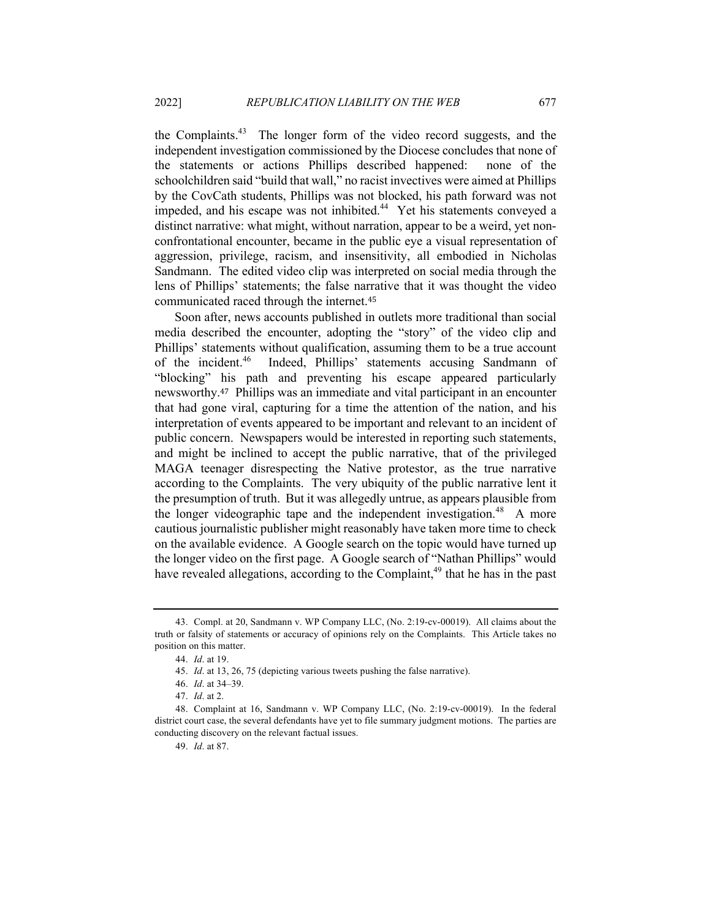the Complaints.[43] The longer form of the video record suggests, and the independent investigation commissioned by the Diocese concludes that none of the statements or actions Phillips described happened: none of the schoolchildren said "build that wall," no racist invectives were aimed at Phillips by the CovCath students, Phillips was not blocked, his path forward was not impeded, and his escape was not inhibited.[44] Yet his statements conveyed a distinct narrative: what might, without narration, appear to be a weird, yet non-confrontational encounter, became in the public eye a visual representation of aggression, privilege, racism, and insensitivity, all embodied in Nicholas Sandmann. The edited video clip was interpreted on social media through the lens of Phillips' statements; the false narrative that it was thought the video communicated raced through the internet.[45]

Soon after, news accounts published in outlets more traditional than social media described the encounter, adopting the "story" of the video clip and Phillips' statements without qualification, assuming them to be a true account of the incident.[46] Indeed, Phillips' statements accusing Sandmann of "blocking" his path and preventing his escape appeared particularly newsworthy.[47] Phillips was an immediate and vital participant in an encounter that had gone viral, capturing for a time the attention of the nation, and his interpretation of events appeared to be important and relevant to an incident of public concern. Newspapers would be interested in reporting such statements, and might be inclined to accept the public narrative, that of the privileged MAGA teenager disrespecting the Native protestor, as the true narrative according to the Complaints. The very ubiquity of the public narrative lent it the presumption of truth. But it was allegedly untrue, as appears plausible from the longer videographic tape and the independent investigation.[48] A more cautious journalistic publisher might reasonably have taken more time to check on the available evidence. A Google search on the topic would have turned up the longer video on the first page. A Google search of "Nathan Phillips" would have revealed allegations, according to the Complaint,[49] that he has in the past

---

43. Compl. at 20, Sandmann v. WP Company LLC, (No. 2:19-cv-00019). All claims about the truth or falsity of statements or accuracy of opinions rely on the Complaints. This Article takes no position on this matter.

44. *Id*. at 19.

45. *Id*. at 13, 26, 75 (depicting various tweets pushing the false narrative).

46. *Id*. at 34–39.

47. *Id*. at 2.

48. Complaint at 16, Sandmann v. WP Company LLC, (No. 2:19-cv-00019). In the federal district court case, the several defendants have yet to file summary judgment motions. The parties are conducting discovery on the relevant factual issues.

49. *Id*. at 87.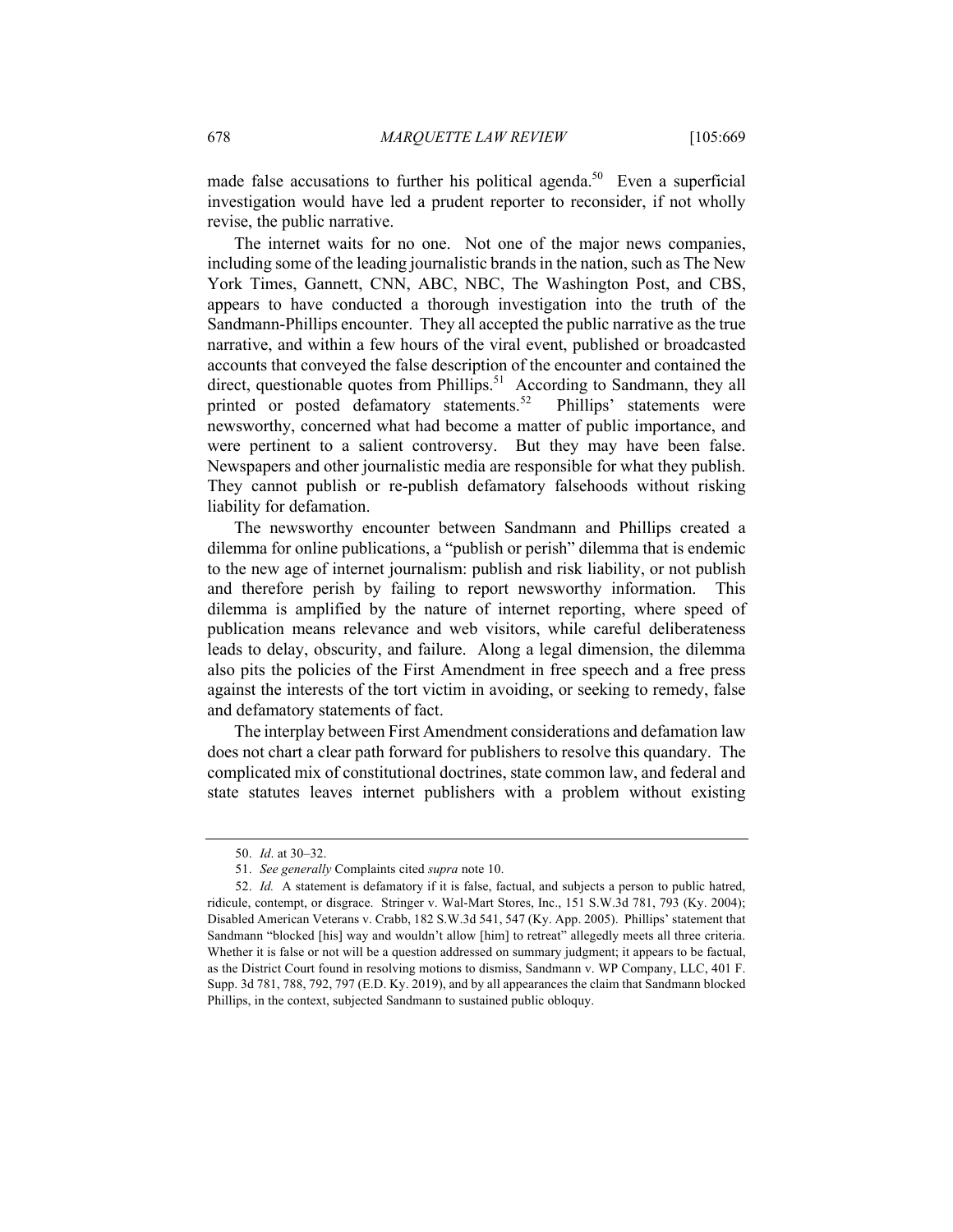made false accusations to further his political agenda.[50] Even a superficial investigation would have led a prudent reporter to reconsider, if not wholly revise, the public narrative.

The internet waits for no one. Not one of the major news companies, including some of the leading journalistic brands in the nation, such as The New York Times, Gannett, CNN, ABC, NBC, The Washington Post, and CBS, appears to have conducted a thorough investigation into the truth of the Sandmann-Phillips encounter. They all accepted the public narrative as the true narrative, and within a few hours of the viral event, published or broadcasted accounts that conveyed the false description of the encounter and contained the direct, questionable quotes from Phillips.[51] According to Sandmann, they all printed or posted defamatory statements.[52] Phillips' statements were newsworthy, concerned what had become a matter of public importance, and were pertinent to a salient controversy. But they may have been false. Newspapers and other journalistic media are responsible for what they publish. They cannot publish or re-publish defamatory falsehoods without risking liability for defamation.

The newsworthy encounter between Sandmann and Phillips created a dilemma for online publications, a "publish or perish" dilemma that is endemic to the new age of internet journalism: publish and risk liability, or not publish and therefore perish by failing to report newsworthy information. This dilemma is amplified by the nature of internet reporting, where speed of publication means relevance and web visitors, while careful deliberateness leads to delay, obscurity, and failure. Along a legal dimension, the dilemma also pits the policies of the First Amendment in free speech and a free press against the interests of the tort victim in avoiding, or seeking to remedy, false and defamatory statements of fact.

The interplay between First Amendment considerations and defamation law does not chart a clear path forward for publishers to resolve this quandary. The complicated mix of constitutional doctrines, state common law, and federal and state statutes leaves internet publishers with a problem without existing

---

50. *Id*. at 30–32.

51. *See generally* Complaints cited *supra* note 10.

52. *Id.* A statement is defamatory if it is false, factual, and subjects a person to public hatred, ridicule, contempt, or disgrace. Stringer v. Wal-Mart Stores, Inc., 151 S.W.3d 781, 793 (Ky. 2004); Disabled American Veterans v. Crabb, 182 S.W.3d 541, 547 (Ky. App. 2005). Phillips' statement that Sandmann "blocked [his] way and wouldn't allow [him] to retreat" allegedly meets all three criteria. Whether it is false or not will be a question addressed on summary judgment; it appears to be factual, as the District Court found in resolving motions to dismiss, Sandmann v. WP Company, LLC, 401 F. Supp. 3d 781, 788, 792, 797 (E.D. Ky. 2019), and by all appearances the claim that Sandmann blocked Phillips, in the context, subjected Sandmann to sustained public obloquy.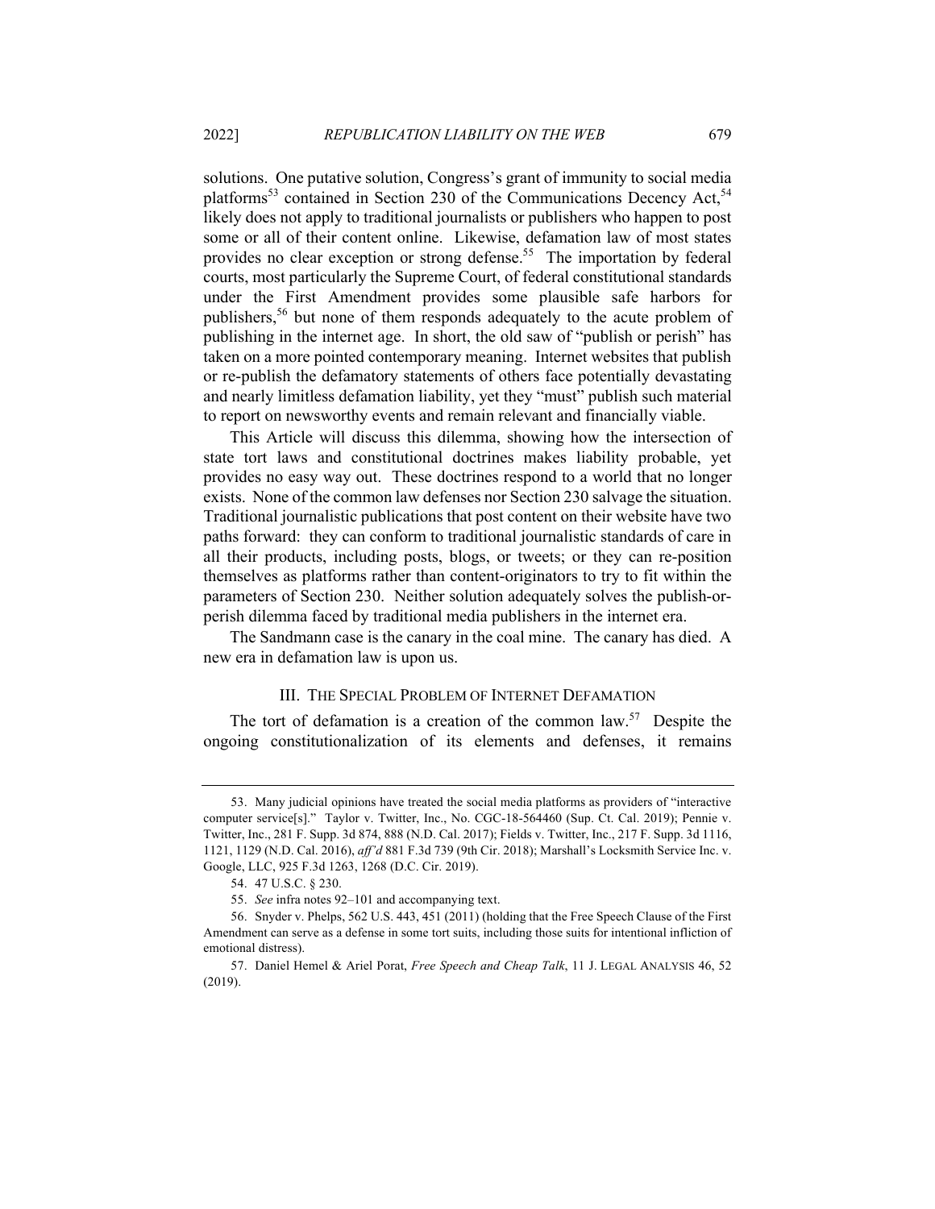solutions. One putative solution, Congress's grant of immunity to social media platforms[53] contained in Section 230 of the Communications Decency Act,[54] likely does not apply to traditional journalists or publishers who happen to post some or all of their content online. Likewise, defamation law of most states provides no clear exception or strong defense.[55] The importation by federal courts, most particularly the Supreme Court, of federal constitutional standards under the First Amendment provides some plausible safe harbors for publishers,[56] but none of them responds adequately to the acute problem of publishing in the internet age. In short, the old saw of "publish or perish" has taken on a more pointed contemporary meaning. Internet websites that publish or re-publish the defamatory statements of others face potentially devastating and nearly limitless defamation liability, yet they "must" publish such material to report on newsworthy events and remain relevant and financially viable.

This Article will discuss this dilemma, showing how the intersection of state tort laws and constitutional doctrines makes liability probable, yet provides no easy way out. These doctrines respond to a world that no longer exists. None of the common law defenses nor Section 230 salvage the situation. Traditional journalistic publications that post content on their website have two paths forward: they can conform to traditional journalistic standards of care in all their products, including posts, blogs, or tweets; or they can re-position themselves as platforms rather than content-originators to try to fit within the parameters of Section 230. Neither solution adequately solves the publish-or-perish dilemma faced by traditional media publishers in the internet era.

The Sandmann case is the canary in the coal mine. The canary has died. A new era in defamation law is upon us.

## III. The Special Problem of Internet Defamation

The tort of defamation is a creation of the common law.[57] Despite the ongoing constitutionalization of its elements and defenses, it remains

---

53. Many judicial opinions have treated the social media platforms as providers of "interactive computer service[s]." Taylor v. Twitter, Inc., No. CGC-18-564460 (Sup. Ct. Cal. 2019); Pennie v. Twitter, Inc., 281 F. Supp. 3d 874, 888 (N.D. Cal. 2017); Fields v. Twitter, Inc., 217 F. Supp. 3d 1116, 1121, 1129 (N.D. Cal. 2016), *aff'd* 881 F.3d 739 (9th Cir. 2018); Marshall's Locksmith Service Inc. v. Google, LLC, 925 F.3d 1263, 1268 (D.C. Cir. 2019).

54. 47 U.S.C. § 230.

55. *See* infra notes 92–101 and accompanying text.

56. Snyder v. Phelps, 562 U.S. 443, 451 (2011) (holding that the Free Speech Clause of the First Amendment can serve as a defense in some tort suits, including those suits for intentional infliction of emotional distress).

57. Daniel Hemel & Ariel Porat, *Free Speech and Cheap Talk*, 11 J. LEGAL ANALYSIS 46, 52 (2019).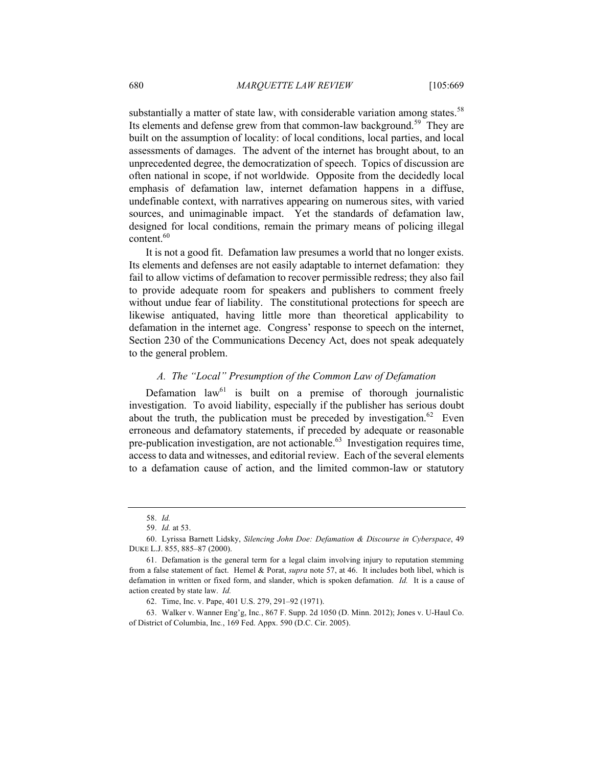substantially a matter of state law, with considerable variation among states.[58] Its elements and defense grew from that common-law background.[59] They are built on the assumption of locality: of local conditions, local parties, and local assessments of damages. The advent of the internet has brought about, to an unprecedented degree, the democratization of speech. Topics of discussion are often national in scope, if not worldwide. Opposite from the decidedly local emphasis of defamation law, internet defamation happens in a diffuse, undefinable context, with narratives appearing on numerous sites, with varied sources, and unimaginable impact. Yet the standards of defamation law, designed for local conditions, remain the primary means of policing illegal content.[60]

It is not a good fit. Defamation law presumes a world that no longer exists. Its elements and defenses are not easily adaptable to internet defamation: they fail to allow victims of defamation to recover permissible redress; they also fail to provide adequate room for speakers and publishers to comment freely without undue fear of liability. The constitutional protections for speech are likewise antiquated, having little more than theoretical applicability to defamation in the internet age. Congress' response to speech on the internet, Section 230 of the Communications Decency Act, does not speak adequately to the general problem.

### *A. The "Local" Presumption of the Common Law of Defamation*

Defamation law[61] is built on a premise of thorough journalistic investigation. To avoid liability, especially if the publisher has serious doubt about the truth, the publication must be preceded by investigation.[62] Even erroneous and defamatory statements, if preceded by adequate or reasonable pre-publication investigation, are not actionable.[63] Investigation requires time, access to data and witnesses, and editorial review. Each of the several elements to a defamation cause of action, and the limited common-law or statutory

---

58. *Id.*

59. *Id.* at 53.

60. Lyrissa Barnett Lidsky, *Silencing John Doe: Defamation & Discourse in Cyberspace*, 49 DUKE L.J. 855, 885–87 (2000).

61. Defamation is the general term for a legal claim involving injury to reputation stemming from a false statement of fact. Hemel & Porat, *supra* note 57, at 46. It includes both libel, which is defamation in written or fixed form, and slander, which is spoken defamation. *Id.* It is a cause of action created by state law. *Id.*

62. Time, Inc. v. Pape, 401 U.S. 279, 291–92 (1971).

63. Walker v. Wanner Eng'g, Inc., 867 F. Supp. 2d 1050 (D. Minn. 2012); Jones v. U-Haul Co. of District of Columbia, Inc., 169 Fed. Appx. 590 (D.C. Cir. 2005).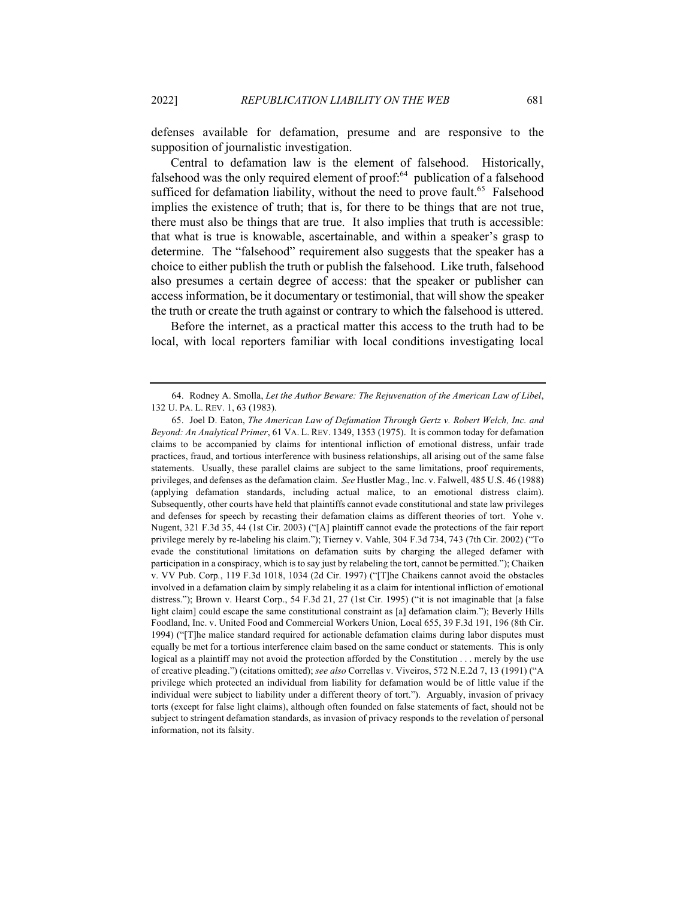defenses available for defamation, presume and are responsive to the supposition of journalistic investigation.

Central to defamation law is the element of falsehood. Historically, falsehood was the only required element of proof:[64] publication of a falsehood sufficed for defamation liability, without the need to prove fault.[65] Falsehood implies the existence of truth; that is, for there to be things that are not true, there must also be things that are true. It also implies that truth is accessible: that what is true is knowable, ascertainable, and within a speaker's grasp to determine. The "falsehood" requirement also suggests that the speaker has a choice to either publish the truth or publish the falsehood. Like truth, falsehood also presumes a certain degree of access: that the speaker or publisher can access information, be it documentary or testimonial, that will show the speaker the truth or create the truth against or contrary to which the falsehood is uttered.

Before the internet, as a practical matter this access to the truth had to be local, with local reporters familiar with local conditions investigating local

---

64. Rodney A. Smolla, *Let the Author Beware: The Rejuvenation of the American Law of Libel*, 132 U. PA. L. REV. 1, 63 (1983).

65. Joel D. Eaton, *The American Law of Defamation Through Gertz v. Robert Welch, Inc. and Beyond: An Analytical Primer*, 61 VA. L. REV. 1349, 1353 (1975). It is common today for defamation claims to be accompanied by claims for intentional infliction of emotional distress, unfair trade practices, fraud, and tortious interference with business relationships, all arising out of the same false statements. Usually, these parallel claims are subject to the same limitations, proof requirements, privileges, and defenses as the defamation claim. *See* Hustler Mag., Inc. v. Falwell, 485 U.S. 46 (1988) (applying defamation standards, including actual malice, to an emotional distress claim). Subsequently, other courts have held that plaintiffs cannot evade constitutional and state law privileges and defenses for speech by recasting their defamation claims as different theories of tort. Yohe v. Nugent, 321 F.3d 35, 44 (1st Cir. 2003) ("[A] plaintiff cannot evade the protections of the fair report privilege merely by re-labeling his claim."); Tierney v. Vahle, 304 F.3d 734, 743 (7th Cir. 2002) ("To evade the constitutional limitations on defamation suits by charging the alleged defamer with participation in a conspiracy, which is to say just by relabeling the tort, cannot be permitted."); Chaiken v. VV Pub. Corp., 119 F.3d 1018, 1034 (2d Cir. 1997) ("[T]he Chaikens cannot avoid the obstacles involved in a defamation claim by simply relabeling it as a claim for intentional infliction of emotional distress."); Brown v. Hearst Corp., 54 F.3d 21, 27 (1st Cir. 1995) ("it is not imaginable that [a false light claim] could escape the same constitutional constraint as [a] defamation claim."); Beverly Hills Foodland, Inc. v. United Food and Commercial Workers Union, Local 655, 39 F.3d 191, 196 (8th Cir. 1994) ("[T]he malice standard required for actionable defamation claims during labor disputes must equally be met for a tortious interference claim based on the same conduct or statements. This is only logical as a plaintiff may not avoid the protection afforded by the Constitution . . . merely by the use of creative pleading.") (citations omitted); *see also* Correllas v. Viveiros, 572 N.E.2d 7, 13 (1991) ("A privilege which protected an individual from liability for defamation would be of little value if the individual were subject to liability under a different theory of tort."). Arguably, invasion of privacy torts (except for false light claims), although often founded on false statements of fact, should not be subject to stringent defamation standards, as invasion of privacy responds to the revelation of personal information, not its falsity.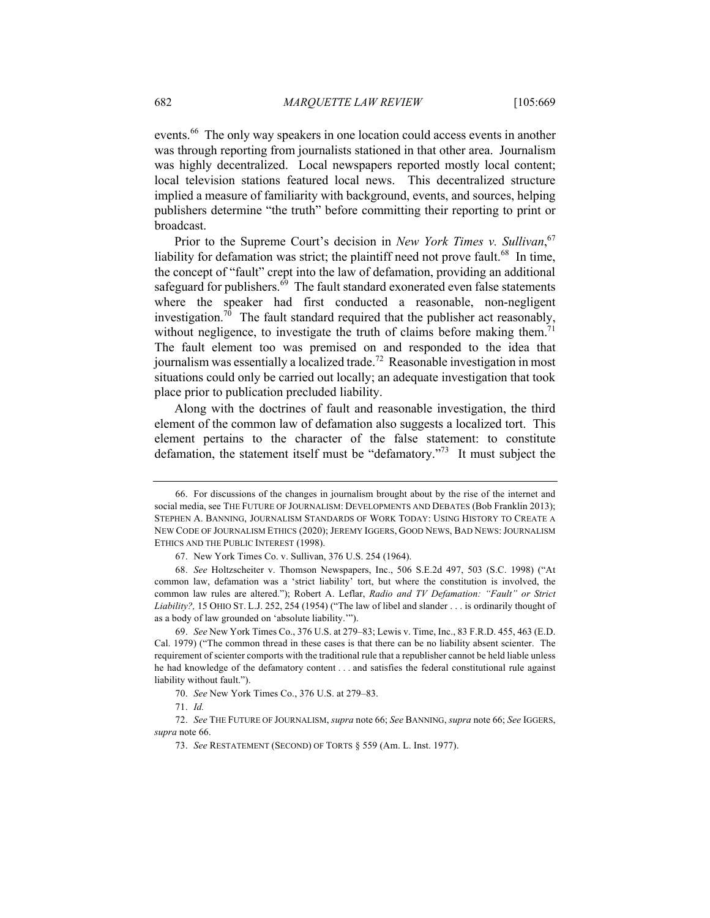events.[66] The only way speakers in one location could access events in another was through reporting from journalists stationed in that other area. Journalism was highly decentralized. Local newspapers reported mostly local content; local television stations featured local news. This decentralized structure implied a measure of familiarity with background, events, and sources, helping publishers determine "the truth" before committing their reporting to print or broadcast.

Prior to the Supreme Court's decision in *New York Times v. Sullivan*,[67] liability for defamation was strict; the plaintiff need not prove fault.[68] In time, the concept of "fault" crept into the law of defamation, providing an additional safeguard for publishers.[69] The fault standard exonerated even false statements where the speaker had first conducted a reasonable, non-negligent investigation.[70] The fault standard required that the publisher act reasonably, without negligence, to investigate the truth of claims before making them.[71] The fault element too was premised on and responded to the idea that journalism was essentially a localized trade.[72] Reasonable investigation in most situations could only be carried out locally; an adequate investigation that took place prior to publication precluded liability.

Along with the doctrines of fault and reasonable investigation, the third element of the common law of defamation also suggests a localized tort. This element pertains to the character of the false statement: to constitute defamation, the statement itself must be "defamatory."[73] It must subject the

---

66. For discussions of the changes in journalism brought about by the rise of the internet and social media, see THE FUTURE OF JOURNALISM: DEVELOPMENTS AND DEBATES (Bob Franklin 2013); STEPHEN A. BANNING, JOURNALISM STANDARDS OF WORK TODAY: USING HISTORY TO CREATE A NEW CODE OF JOURNALISM ETHICS (2020); JEREMY IGGERS, GOOD NEWS, BAD NEWS: JOURNALISM ETHICS AND THE PUBLIC INTEREST (1998).

67. New York Times Co. v. Sullivan, 376 U.S. 254 (1964).

68. *See* Holtzscheiter v. Thomson Newspapers, Inc., 506 S.E.2d 497, 503 (S.C. 1998) ("At common law, defamation was a 'strict liability' tort, but where the constitution is involved, the common law rules are altered."); Robert A. Leflar, *Radio and TV Defamation: "Fault" or Strict Liability?,* 15 OHIO ST. L.J. 252, 254 (1954) ("The law of libel and slander . . . is ordinarily thought of as a body of law grounded on 'absolute liability.'").

69. *See* New York Times Co., 376 U.S. at 279–83; Lewis v. Time, Inc., 83 F.R.D. 455, 463 (E.D. Cal. 1979) ("The common thread in these cases is that there can be no liability absent scienter. The requirement of scienter comports with the traditional rule that a republisher cannot be held liable unless he had knowledge of the defamatory content . . . and satisfies the federal constitutional rule against liability without fault.").

70. *See* New York Times Co., 376 U.S. at 279–83.

71. *Id.*

72. *See* THE FUTURE OF JOURNALISM, *supra* note 66; *See* BANNING, *supra* note 66; *See* IGGERS, *supra* note 66.

73. *See* RESTATEMENT (SECOND) OF TORTS § 559 (Am. L. Inst. 1977).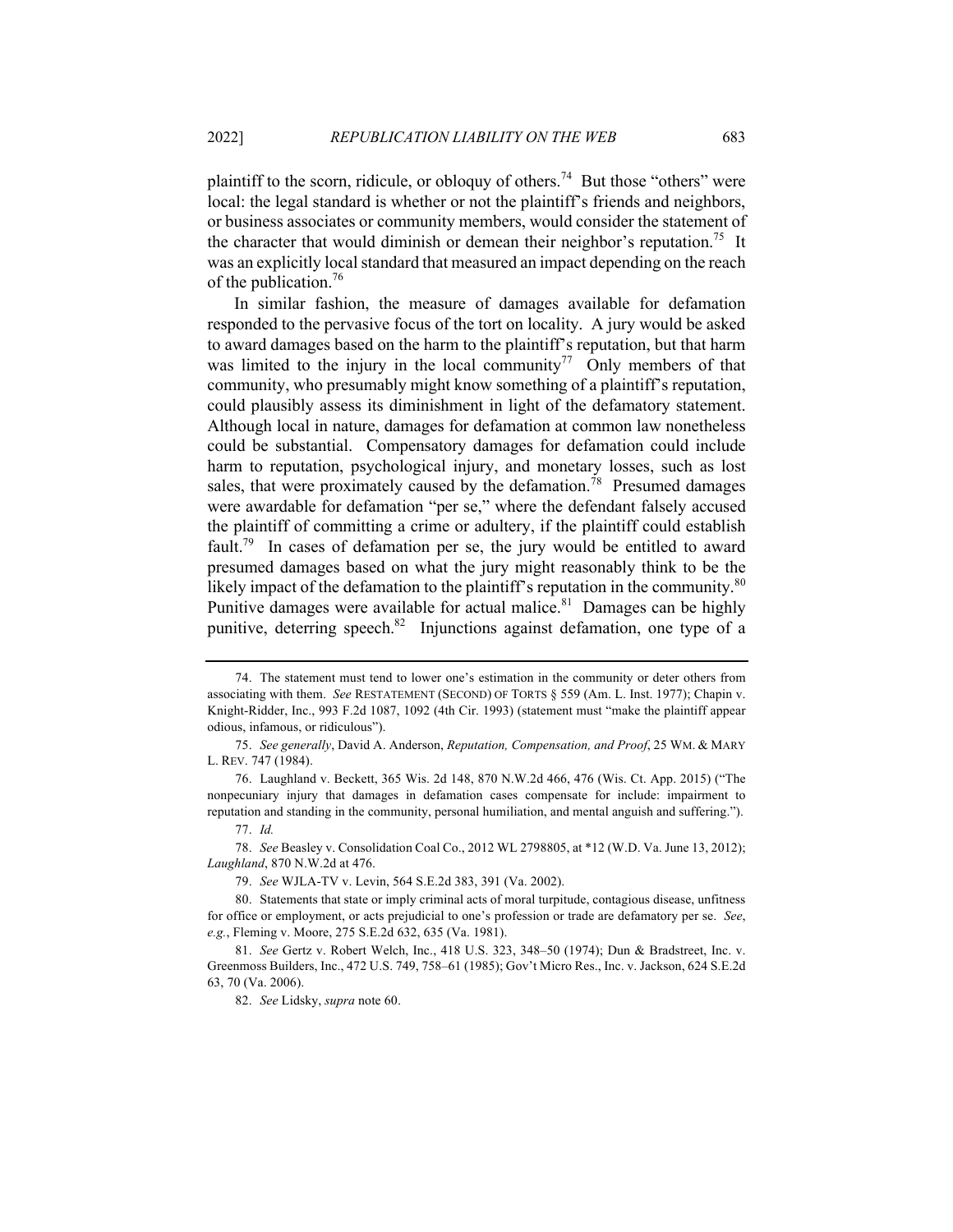plaintiff to the scorn, ridicule, or obloquy of others.[74] But those "others" were local: the legal standard is whether or not the plaintiff's friends and neighbors, or business associates or community members, would consider the statement of the character that would diminish or demean their neighbor's reputation.[75] It was an explicitly local standard that measured an impact depending on the reach of the publication.[76]

In similar fashion, the measure of damages available for defamation responded to the pervasive focus of the tort on locality. A jury would be asked to award damages based on the harm to the plaintiff's reputation, but that harm was limited to the injury in the local community[77] Only members of that community, who presumably might know something of a plaintiff's reputation, could plausibly assess its diminishment in light of the defamatory statement. Although local in nature, damages for defamation at common law nonetheless could be substantial. Compensatory damages for defamation could include harm to reputation, psychological injury, and monetary losses, such as lost sales, that were proximately caused by the defamation.[78] Presumed damages were awardable for defamation "per se," where the defendant falsely accused the plaintiff of committing a crime or adultery, if the plaintiff could establish fault.[79] In cases of defamation per se, the jury would be entitled to award presumed damages based on what the jury might reasonably think to be the likely impact of the defamation to the plaintiff's reputation in the community.[80] Punitive damages were available for actual malice.[81] Damages can be highly punitive, deterring speech.[82] Injunctions against defamation, one type of a

---

74. The statement must tend to lower one's estimation in the community or deter others from associating with them. *See* RESTATEMENT (SECOND) OF TORTS § 559 (Am. L. Inst. 1977); Chapin v. Knight-Ridder, Inc., 993 F.2d 1087, 1092 (4th Cir. 1993) (statement must "make the plaintiff appear odious, infamous, or ridiculous").

75. *See generally*, David A. Anderson, *Reputation, Compensation, and Proof*, 25 WM. & MARY L. REV. 747 (1984).

76. Laughland v. Beckett, 365 Wis. 2d 148, 870 N.W.2d 466, 476 (Wis. Ct. App. 2015) ("The nonpecuniary injury that damages in defamation cases compensate for include: impairment to reputation and standing in the community, personal humiliation, and mental anguish and suffering.").

77. *Id.*

78. *See* Beasley v. Consolidation Coal Co., 2012 WL 2798805, at *12 (W.D. Va. June 13, 2012); *Laughland*, 870 N.W.2d at 476.

79. *See* WJLA-TV v. Levin, 564 S.E.2d 383, 391 (Va. 2002).

80. Statements that state or imply criminal acts of moral turpitude, contagious disease, unfitness for office or employment, or acts prejudicial to one's profession or trade are defamatory per se. *See*, *e.g.*, Fleming v. Moore, 275 S.E.2d 632, 635 (Va. 1981).

81. *See* Gertz v. Robert Welch, Inc., 418 U.S. 323, 348–50 (1974); Dun & Bradstreet, Inc. v. Greenmoss Builders, Inc., 472 U.S. 749, 758–61 (1985); Gov't Micro Res., Inc. v. Jackson, 624 S.E.2d 63, 70 (Va. 2006).

82. *See* Lidsky, *supra* note 60.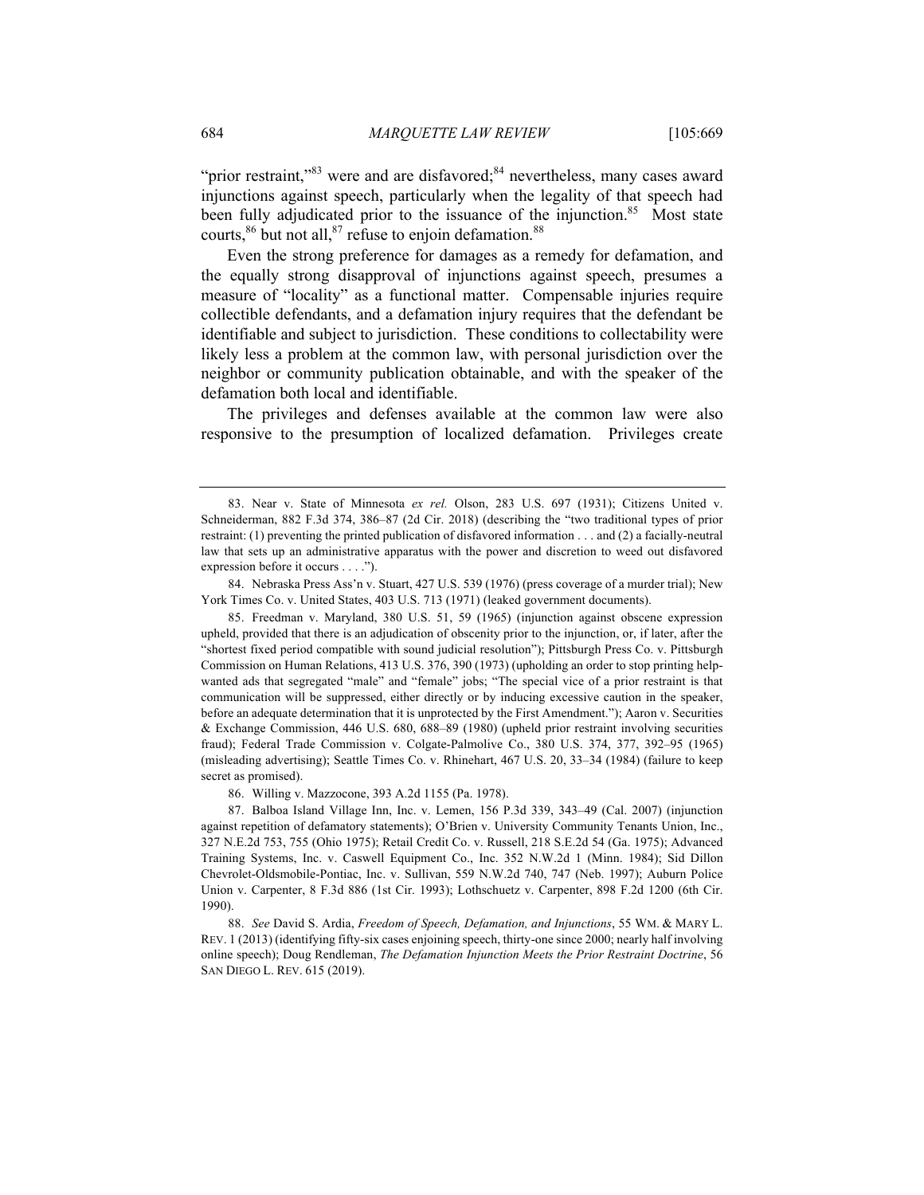"prior restraint,"[83] were and are disfavored;[84] nevertheless, many cases award injunctions against speech, particularly when the legality of that speech had been fully adjudicated prior to the issuance of the injunction.[85] Most state courts,[86] but not all,[87] refuse to enjoin defamation.[88]

Even the strong preference for damages as a remedy for defamation, and the equally strong disapproval of injunctions against speech, presumes a measure of "locality" as a functional matter. Compensable injuries require collectible defendants, and a defamation injury requires that the defendant be identifiable and subject to jurisdiction. These conditions to collectability were likely less a problem at the common law, with personal jurisdiction over the neighbor or community publication obtainable, and with the speaker of the defamation both local and identifiable.

The privileges and defenses available at the common law were also responsive to the presumption of localized defamation. Privileges create

---

83. Near v. State of Minnesota *ex rel.* Olson, 283 U.S. 697 (1931); Citizens United v. Schneiderman, 882 F.3d 374, 386–87 (2d Cir. 2018) (describing the "two traditional types of prior restraint: (1) preventing the printed publication of disfavored information . . . and (2) a facially-neutral law that sets up an administrative apparatus with the power and discretion to weed out disfavored expression before it occurs . . . .").

84. Nebraska Press Ass'n v. Stuart, 427 U.S. 539 (1976) (press coverage of a murder trial); New York Times Co. v. United States, 403 U.S. 713 (1971) (leaked government documents).

85. Freedman v. Maryland, 380 U.S. 51, 59 (1965) (injunction against obscene expression upheld, provided that there is an adjudication of obscenity prior to the injunction, or, if later, after the "shortest fixed period compatible with sound judicial resolution"); Pittsburgh Press Co. v. Pittsburgh Commission on Human Relations, 413 U.S. 376, 390 (1973) (upholding an order to stop printing help-wanted ads that segregated "male" and "female" jobs; "The special vice of a prior restraint is that communication will be suppressed, either directly or by inducing excessive caution in the speaker, before an adequate determination that it is unprotected by the First Amendment."); Aaron v. Securities & Exchange Commission, 446 U.S. 680, 688–89 (1980) (upheld prior restraint involving securities fraud); Federal Trade Commission v. Colgate-Palmolive Co., 380 U.S. 374, 377, 392–95 (1965) (misleading advertising); Seattle Times Co. v. Rhinehart, 467 U.S. 20, 33–34 (1984) (failure to keep secret as promised).

86. Willing v. Mazzocone, 393 A.2d 1155 (Pa. 1978).

87. Balboa Island Village Inn, Inc. v. Lemen, 156 P.3d 339, 343–49 (Cal. 2007) (injunction against repetition of defamatory statements); O'Brien v. University Community Tenants Union, Inc., 327 N.E.2d 753, 755 (Ohio 1975); Retail Credit Co. v. Russell, 218 S.E.2d 54 (Ga. 1975); Advanced Training Systems, Inc. v. Caswell Equipment Co., Inc. 352 N.W.2d 1 (Minn. 1984); Sid Dillon Chevrolet-Oldsmobile-Pontiac, Inc. v. Sullivan, 559 N.W.2d 740, 747 (Neb. 1997); Auburn Police Union v. Carpenter, 8 F.3d 886 (1st Cir. 1993); Lothschuetz v. Carpenter, 898 F.2d 1200 (6th Cir. 1990).

88. *See* David S. Ardia, *Freedom of Speech, Defamation, and Injunctions*, 55 WM. & MARY L. REV. 1 (2013) (identifying fifty-six cases enjoining speech, thirty-one since 2000; nearly half involving online speech); Doug Rendleman, *The Defamation Injunction Meets the Prior Restraint Doctrine*, 56 SAN DIEGO L. REV. 615 (2019).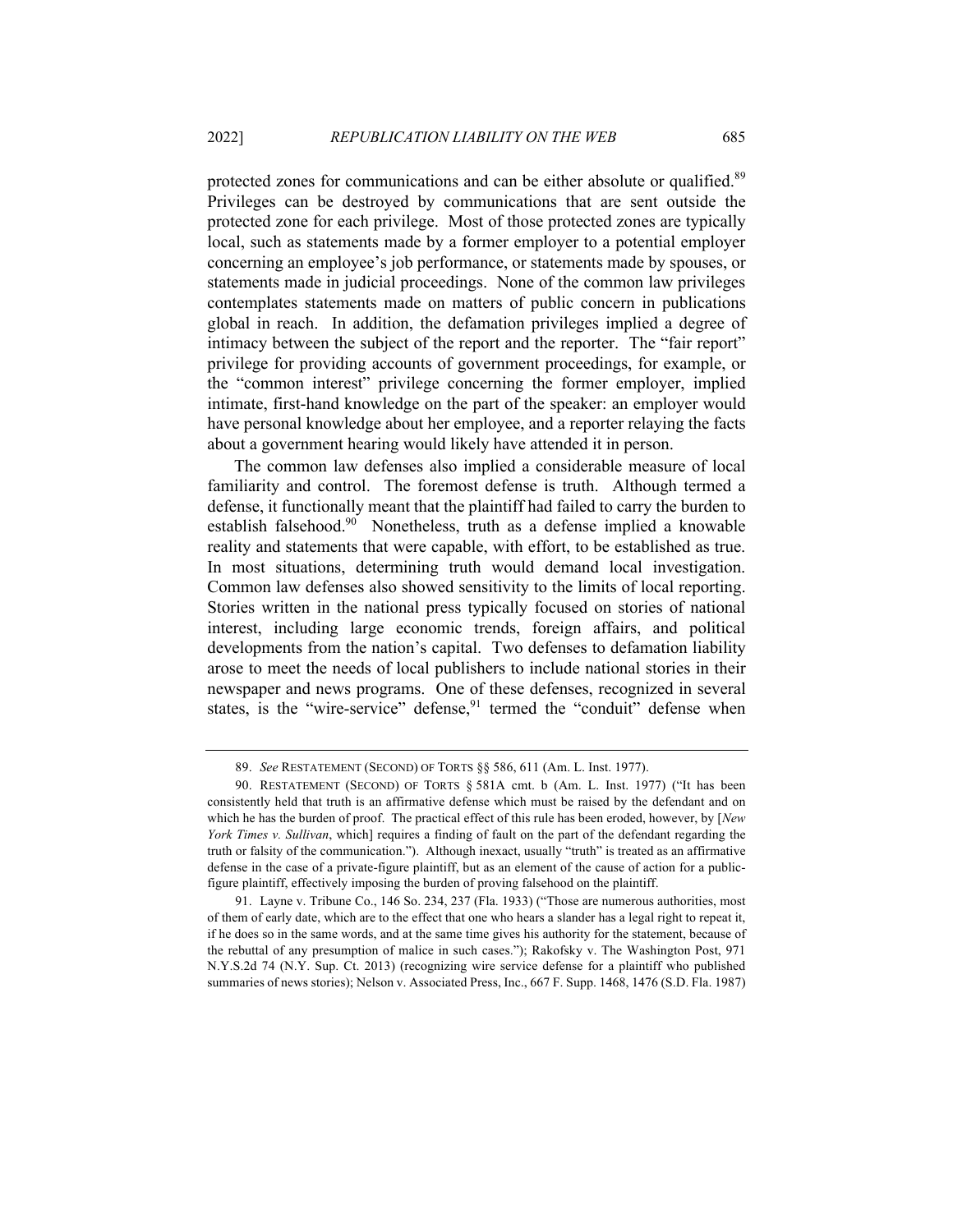protected zones for communications and can be either absolute or qualified.[89] Privileges can be destroyed by communications that are sent outside the protected zone for each privilege. Most of those protected zones are typically local, such as statements made by a former employer to a potential employer concerning an employee's job performance, or statements made by spouses, or statements made in judicial proceedings. None of the common law privileges contemplates statements made on matters of public concern in publications global in reach. In addition, the defamation privileges implied a degree of intimacy between the subject of the report and the reporter. The "fair report" privilege for providing accounts of government proceedings, for example, or the "common interest" privilege concerning the former employer, implied intimate, first-hand knowledge on the part of the speaker: an employer would have personal knowledge about her employee, and a reporter relaying the facts about a government hearing would likely have attended it in person.

The common law defenses also implied a considerable measure of local familiarity and control. The foremost defense is truth. Although termed a defense, it functionally meant that the plaintiff had failed to carry the burden to establish falsehood.[90] Nonetheless, truth as a defense implied a knowable reality and statements that were capable, with effort, to be established as true. In most situations, determining truth would demand local investigation. Common law defenses also showed sensitivity to the limits of local reporting. Stories written in the national press typically focused on stories of national interest, including large economic trends, foreign affairs, and political developments from the nation's capital. Two defenses to defamation liability arose to meet the needs of local publishers to include national stories in their newspaper and news programs. One of these defenses, recognized in several states, is the "wire-service" defense,[91] termed the "conduit" defense when

---

89. *See* RESTATEMENT (SECOND) OF TORTS §§ 586, 611 (Am. L. Inst. 1977).

90. RESTATEMENT (SECOND) OF TORTS § 581A cmt. b (Am. L. Inst. 1977) ("It has been consistently held that truth is an affirmative defense which must be raised by the defendant and on which he has the burden of proof. The practical effect of this rule has been eroded, however, by [*New York Times v. Sullivan*, which] requires a finding of fault on the part of the defendant regarding the truth or falsity of the communication."). Although inexact, usually "truth" is treated as an affirmative defense in the case of a private-figure plaintiff, but as an element of the cause of action for a public-figure plaintiff, effectively imposing the burden of proving falsehood on the plaintiff.

91. Layne v. Tribune Co., 146 So. 234, 237 (Fla. 1933) ("Those are numerous authorities, most of them of early date, which are to the effect that one who hears a slander has a legal right to repeat it, if he does so in the same words, and at the same time gives his authority for the statement, because of the rebuttal of any presumption of malice in such cases."); Rakofsky v. The Washington Post, 971 N.Y.S.2d 74 (N.Y. Sup. Ct. 2013) (recognizing wire service defense for a plaintiff who published summaries of news stories); Nelson v. Associated Press, Inc., 667 F. Supp. 1468, 1476 (S.D. Fla. 1987)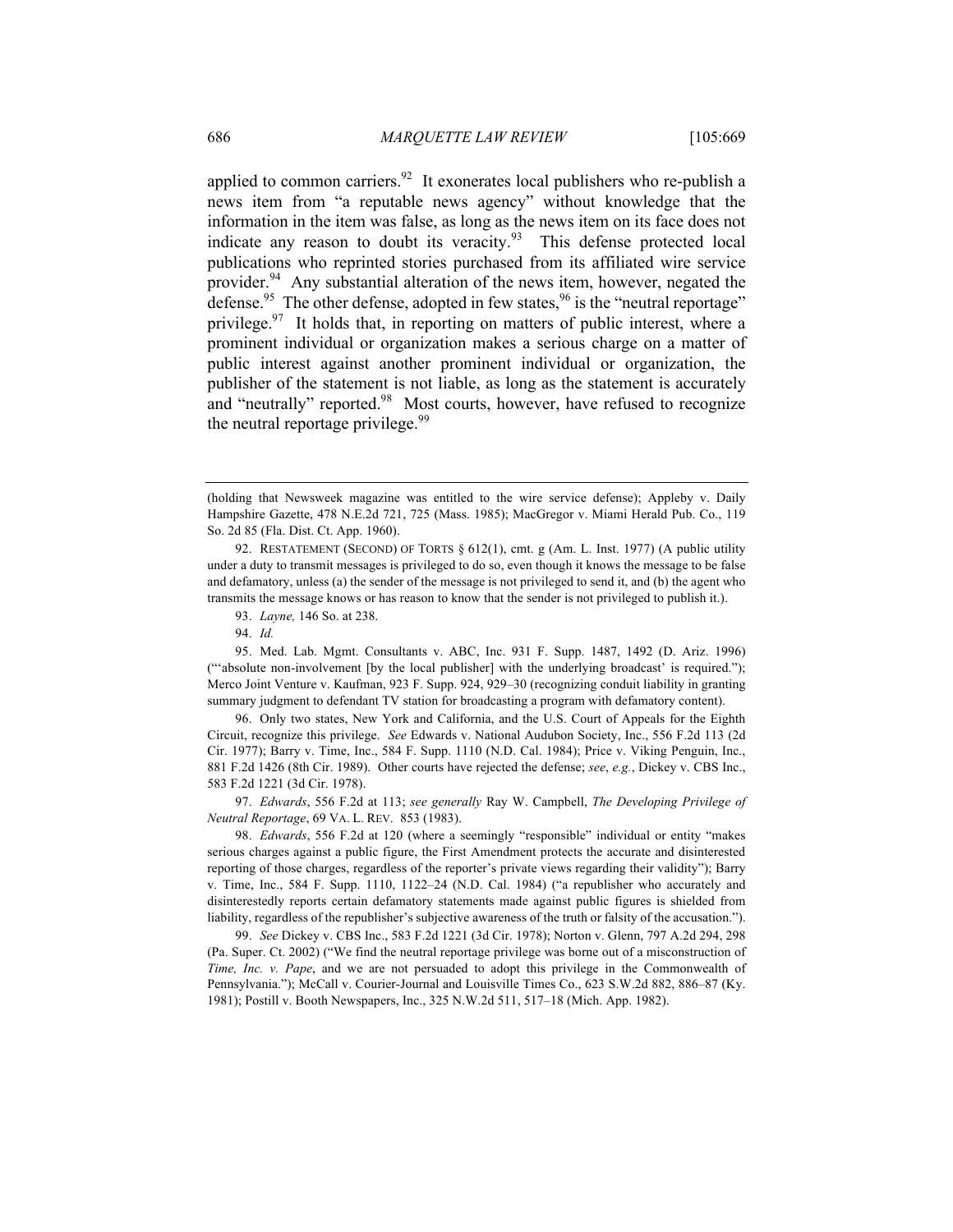applied to common carriers.[92] It exonerates local publishers who re-publish a news item from "a reputable news agency" without knowledge that the information in the item was false, as long as the news item on its face does not indicate any reason to doubt its veracity.[93] This defense protected local publications who reprinted stories purchased from its affiliated wire service provider.[94] Any substantial alteration of the news item, however, negated the defense.[95] The other defense, adopted in few states,[96] is the "neutral reportage" privilege.[97] It holds that, in reporting on matters of public interest, where a prominent individual or organization makes a serious charge on a matter of public interest against another prominent individual or organization, the publisher of the statement is not liable, as long as the statement is accurately and "neutrally" reported.[98] Most courts, however, have refused to recognize the neutral reportage privilege.[99]

---

(holding that Newsweek magazine was entitled to the wire service defense); Appleby v. Daily Hampshire Gazette, 478 N.E.2d 721, 725 (Mass. 1985); MacGregor v. Miami Herald Pub. Co., 119 So. 2d 85 (Fla. Dist. Ct. App. 1960).

92. RESTATEMENT (SECOND) OF TORTS § 612(1), cmt. g (Am. L. Inst. 1977) (A public utility under a duty to transmit messages is privileged to do so, even though it knows the message to be false and defamatory, unless (a) the sender of the message is not privileged to send it, and (b) the agent who transmits the message knows or has reason to know that the sender is not privileged to publish it.).

93. *Layne,* 146 So. at 238.

94. *Id.*

95. Med. Lab. Mgmt. Consultants v. ABC, Inc. 931 F. Supp. 1487, 1492 (D. Ariz. 1996) ("'absolute non-involvement [by the local publisher] with the underlying broadcast' is required."); Merco Joint Venture v. Kaufman, 923 F. Supp. 924, 929–30 (recognizing conduit liability in granting summary judgment to defendant TV station for broadcasting a program with defamatory content).

96. Only two states, New York and California, and the U.S. Court of Appeals for the Eighth Circuit, recognize this privilege. *See* Edwards v. National Audubon Society, Inc., 556 F.2d 113 (2d Cir. 1977); Barry v. Time, Inc., 584 F. Supp. 1110 (N.D. Cal. 1984); Price v. Viking Penguin, Inc., 881 F.2d 1426 (8th Cir. 1989). Other courts have rejected the defense; *see*, *e.g.*, Dickey v. CBS Inc., 583 F.2d 1221 (3d Cir. 1978).

97. *Edwards*, 556 F.2d at 113; *see generally* Ray W. Campbell, *The Developing Privilege of Neutral Reportage*, 69 VA. L. REV. 853 (1983).

98. *Edwards*, 556 F.2d at 120 (where a seemingly "responsible" individual or entity "makes serious charges against a public figure, the First Amendment protects the accurate and disinterested reporting of those charges, regardless of the reporter's private views regarding their validity"); Barry v. Time, Inc., 584 F. Supp. 1110, 1122–24 (N.D. Cal. 1984) ("a republisher who accurately and disinterestedly reports certain defamatory statements made against public figures is shielded from liability, regardless of the republisher's subjective awareness of the truth or falsity of the accusation.").

99. *See* Dickey v. CBS Inc., 583 F.2d 1221 (3d Cir. 1978); Norton v. Glenn, 797 A.2d 294, 298 (Pa. Super. Ct. 2002) ("We find the neutral reportage privilege was borne out of a misconstruction of *Time, Inc. v. Pape*, and we are not persuaded to adopt this privilege in the Commonwealth of Pennsylvania."); McCall v. Courier-Journal and Louisville Times Co., 623 S.W.2d 882, 886–87 (Ky. 1981); Postill v. Booth Newspapers, Inc., 325 N.W.2d 511, 517–18 (Mich. App. 1982).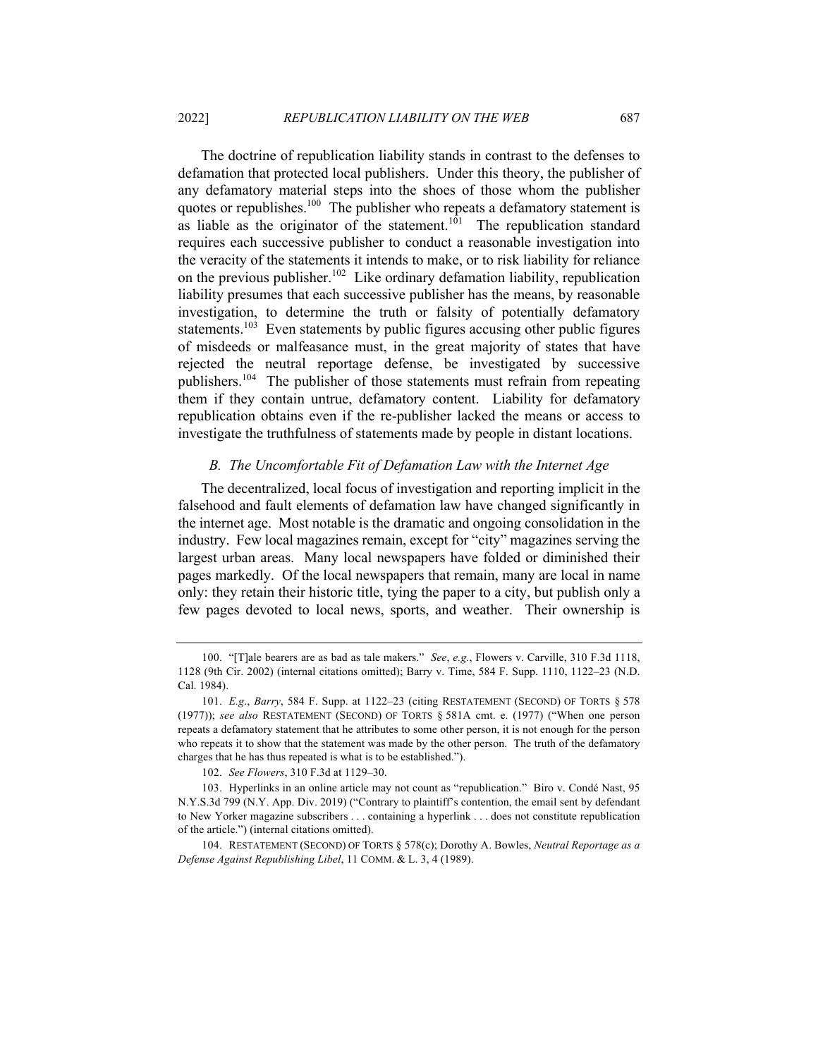The doctrine of republication liability stands in contrast to the defenses to defamation that protected local publishers. Under this theory, the publisher of any defamatory material steps into the shoes of those whom the publisher quotes or republishes.[100] The publisher who repeats a defamatory statement is as liable as the originator of the statement.[101] The republication standard requires each successive publisher to conduct a reasonable investigation into the veracity of the statements it intends to make, or to risk liability for reliance on the previous publisher.[102] Like ordinary defamation liability, republication liability presumes that each successive publisher has the means, by reasonable investigation, to determine the truth or falsity of potentially defamatory statements.[103] Even statements by public figures accusing other public figures of misdeeds or malfeasance must, in the great majority of states that have rejected the neutral reportage defense, be investigated by successive publishers.[104] The publisher of those statements must refrain from repeating them if they contain untrue, defamatory content. Liability for defamatory republication obtains even if the re-publisher lacked the means or access to investigate the truthfulness of statements made by people in distant locations.

### *B. The Uncomfortable Fit of Defamation Law with the Internet Age*

The decentralized, local focus of investigation and reporting implicit in the falsehood and fault elements of defamation law have changed significantly in the internet age. Most notable is the dramatic and ongoing consolidation in the industry. Few local magazines remain, except for "city" magazines serving the largest urban areas. Many local newspapers have folded or diminished their pages markedly. Of the local newspapers that remain, many are local in name only: they retain their historic title, tying the paper to a city, but publish only a few pages devoted to local news, sports, and weather. Their ownership is

---

100. "[T]ale bearers are as bad as tale makers." *See*, *e.g.*, Flowers v. Carville, 310 F.3d 1118, 1128 (9th Cir. 2002) (internal citations omitted); Barry v. Time, 584 F. Supp. 1110, 1122–23 (N.D. Cal. 1984).

101. *E.g*., *Barry*, 584 F. Supp. at 1122–23 (citing RESTATEMENT (SECOND) OF TORTS § 578 (1977)); *see also* RESTATEMENT (SECOND) OF TORTS § 581A cmt. e. (1977) ("When one person repeats a defamatory statement that he attributes to some other person, it is not enough for the person who repeats it to show that the statement was made by the other person. The truth of the defamatory charges that he has thus repeated is what is to be established.").

102. *See Flowers*, 310 F.3d at 1129–30.

103. Hyperlinks in an online article may not count as "republication." Biro v. Condé Nast, 95 N.Y.S.3d 799 (N.Y. App. Div. 2019) ("Contrary to plaintiff's contention, the email sent by defendant to New Yorker magazine subscribers . . . containing a hyperlink . . . does not constitute republication of the article.") (internal citations omitted).

104. RESTATEMENT (SECOND) OF TORTS § 578(c); Dorothy A. Bowles, *Neutral Reportage as a Defense Against Republishing Libel*, 11 COMM. & L. 3, 4 (1989).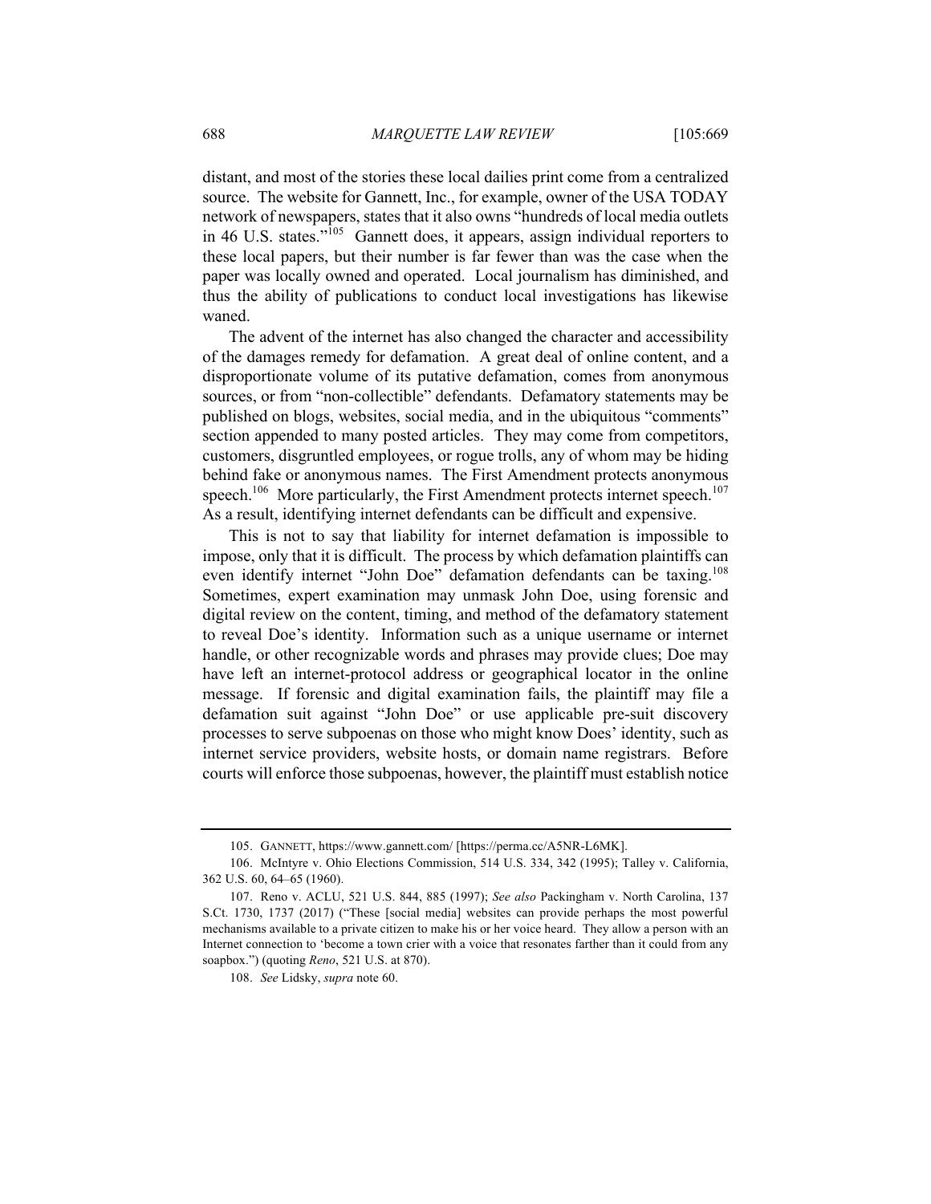distant, and most of the stories these local dailies print come from a centralized source. The website for Gannett, Inc., for example, owner of the USA TODAY network of newspapers, states that it also owns "hundreds of local media outlets in 46 U.S. states."[105] Gannett does, it appears, assign individual reporters to these local papers, but their number is far fewer than was the case when the paper was locally owned and operated. Local journalism has diminished, and thus the ability of publications to conduct local investigations has likewise waned.

The advent of the internet has also changed the character and accessibility of the damages remedy for defamation. A great deal of online content, and a disproportionate volume of its putative defamation, comes from anonymous sources, or from "non-collectible" defendants. Defamatory statements may be published on blogs, websites, social media, and in the ubiquitous "comments" section appended to many posted articles. They may come from competitors, customers, disgruntled employees, or rogue trolls, any of whom may be hiding behind fake or anonymous names. The First Amendment protects anonymous speech.[106] More particularly, the First Amendment protects internet speech.[107] As a result, identifying internet defendants can be difficult and expensive.

This is not to say that liability for internet defamation is impossible to impose, only that it is difficult. The process by which defamation plaintiffs can even identify internet "John Doe" defamation defendants can be taxing.[108] Sometimes, expert examination may unmask John Doe, using forensic and digital review on the content, timing, and method of the defamatory statement to reveal Doe's identity. Information such as a unique username or internet handle, or other recognizable words and phrases may provide clues; Doe may have left an internet-protocol address or geographical locator in the online message. If forensic and digital examination fails, the plaintiff may file a defamation suit against "John Doe" or use applicable pre-suit discovery processes to serve subpoenas on those who might know Does' identity, such as internet service providers, website hosts, or domain name registrars. Before courts will enforce those subpoenas, however, the plaintiff must establish notice

---

105. GANNETT, https://www.gannett.com/ [https://perma.cc/A5NR-L6MK].

106. McIntyre v. Ohio Elections Commission, 514 U.S. 334, 342 (1995); Talley v. California, 362 U.S. 60, 64–65 (1960).

107. Reno v. ACLU, 521 U.S. 844, 885 (1997); *See also* Packingham v. North Carolina, 137 S.Ct. 1730, 1737 (2017) ("These [social media] websites can provide perhaps the most powerful mechanisms available to a private citizen to make his or her voice heard. They allow a person with an Internet connection to 'become a town crier with a voice that resonates farther than it could from any soapbox.") (quoting *Reno*, 521 U.S. at 870).

108. *See* Lidsky, *supra* note 60.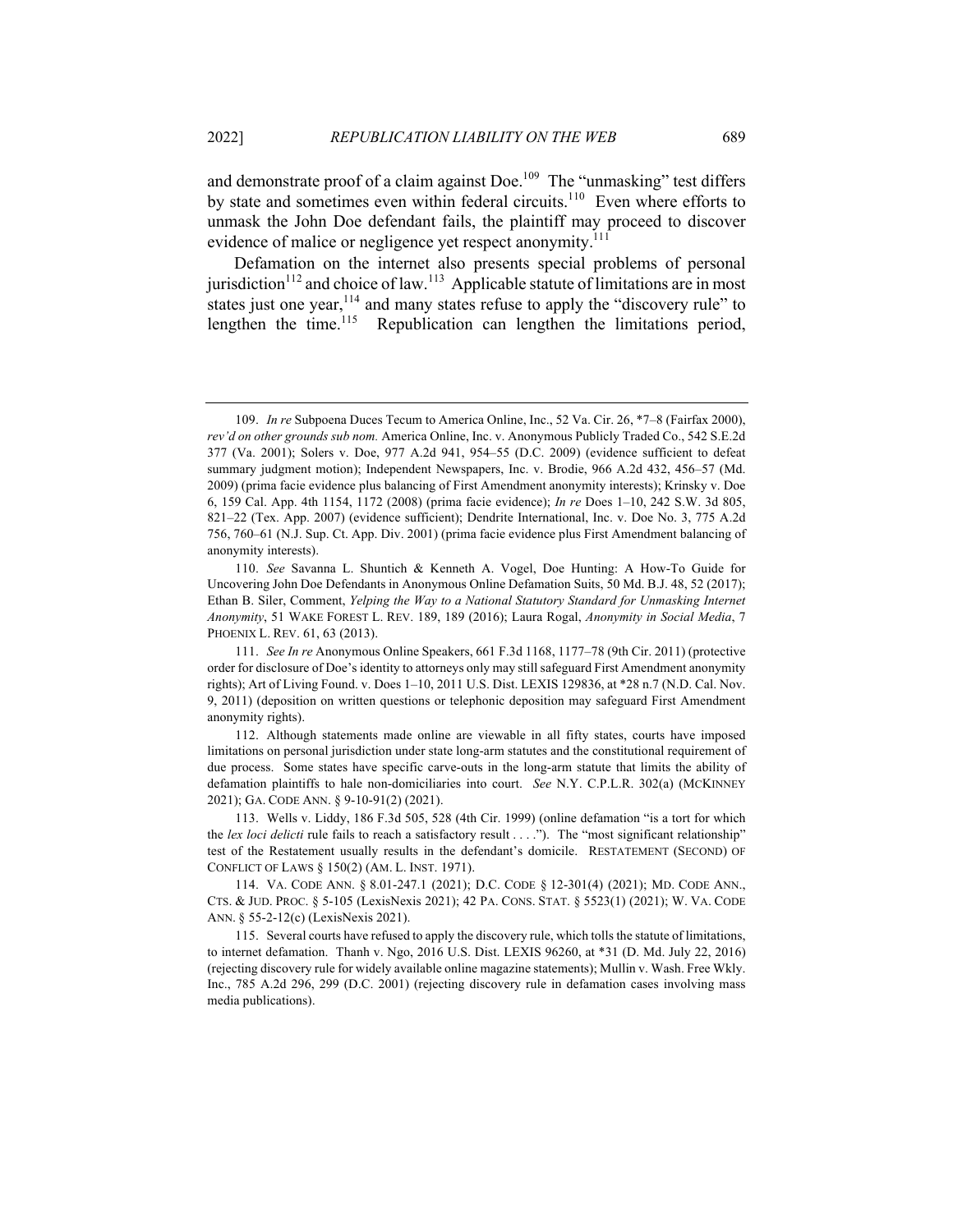and demonstrate proof of a claim against Doe.[109] The "unmasking" test differs by state and sometimes even within federal circuits.[110] Even where efforts to unmask the John Doe defendant fails, the plaintiff may proceed to discover evidence of malice or negligence yet respect anonymity.[111]

Defamation on the internet also presents special problems of personal jurisdiction[112] and choice of law.[113] Applicable statute of limitations are in most states just one year,[114] and many states refuse to apply the "discovery rule" to lengthen the time.[115] Republication can lengthen the limitations period,

---

109. *In re* Subpoena Duces Tecum to America Online, Inc., 52 Va. Cir. 26, *7–8 (Fairfax 2000), *rev'd on other grounds sub nom.* America Online, Inc. v. Anonymous Publicly Traded Co., 542 S.E.2d 377 (Va. 2001); Solers v. Doe, 977 A.2d 941, 954–55 (D.C. 2009) (evidence sufficient to defeat summary judgment motion); Independent Newspapers, Inc. v. Brodie, 966 A.2d 432, 456–57 (Md. 2009) (prima facie evidence plus balancing of First Amendment anonymity interests); Krinsky v. Doe 6, 159 Cal. App. 4th 1154, 1172 (2008) (prima facie evidence); *In re* Does 1–10, 242 S.W. 3d 805, 821–22 (Tex. App. 2007) (evidence sufficient); Dendrite International, Inc. v. Doe No. 3, 775 A.2d 756, 760–61 (N.J. Sup. Ct. App. Div. 2001) (prima facie evidence plus First Amendment balancing of anonymity interests).

110. *See* Savanna L. Shuntich & Kenneth A. Vogel, Doe Hunting: A How-To Guide for Uncovering John Doe Defendants in Anonymous Online Defamation Suits, 50 Md. B.J. 48, 52 (2017); Ethan B. Siler, Comment, *Yelping the Way to a National Statutory Standard for Unmasking Internet Anonymity*, 51 WAKE FOREST L. REV. 189, 189 (2016); Laura Rogal, *Anonymity in Social Media*, 7 PHOENIX L. REV. 61, 63 (2013).

111. *See In re* Anonymous Online Speakers, 661 F.3d 1168, 1177–78 (9th Cir. 2011) (protective order for disclosure of Doe's identity to attorneys only may still safeguard First Amendment anonymity rights); Art of Living Found. v. Does 1–10, 2011 U.S. Dist. LEXIS 129836, at *28 n.7 (N.D. Cal. Nov. 9, 2011) (deposition on written questions or telephonic deposition may safeguard First Amendment anonymity rights).

112. Although statements made online are viewable in all fifty states, courts have imposed limitations on personal jurisdiction under state long-arm statutes and the constitutional requirement of due process. Some states have specific carve-outs in the long-arm statute that limits the ability of defamation plaintiffs to hale non-domiciliaries into court. *See* N.Y. C.P.L.R. 302(a) (MCKINNEY 2021); GA. CODE ANN. § 9-10-91(2) (2021).

113. Wells v. Liddy, 186 F.3d 505, 528 (4th Cir. 1999) (online defamation "is a tort for which the *lex loci delicti* rule fails to reach a satisfactory result . . . ."). The "most significant relationship" test of the Restatement usually results in the defendant's domicile. RESTATEMENT (SECOND) OF CONFLICT OF LAWS § 150(2) (AM. L. INST. 1971).

114. VA. CODE ANN. § 8.01-247.1 (2021); D.C. CODE § 12-301(4) (2021); MD. CODE ANN., CTS. & JUD. PROC. § 5-105 (LexisNexis 2021); 42 PA. CONS. STAT. § 5523(1) (2021); W. VA. CODE ANN. § 55-2-12(c) (LexisNexis 2021).

115. Several courts have refused to apply the discovery rule, which tolls the statute of limitations, to internet defamation. Thanh v. Ngo, 2016 U.S. Dist. LEXIS 96260, at *31 (D. Md. July 22, 2016) (rejecting discovery rule for widely available online magazine statements); Mullin v. Wash. Free Wkly. Inc., 785 A.2d 296, 299 (D.C. 2001) (rejecting discovery rule in defamation cases involving mass media publications).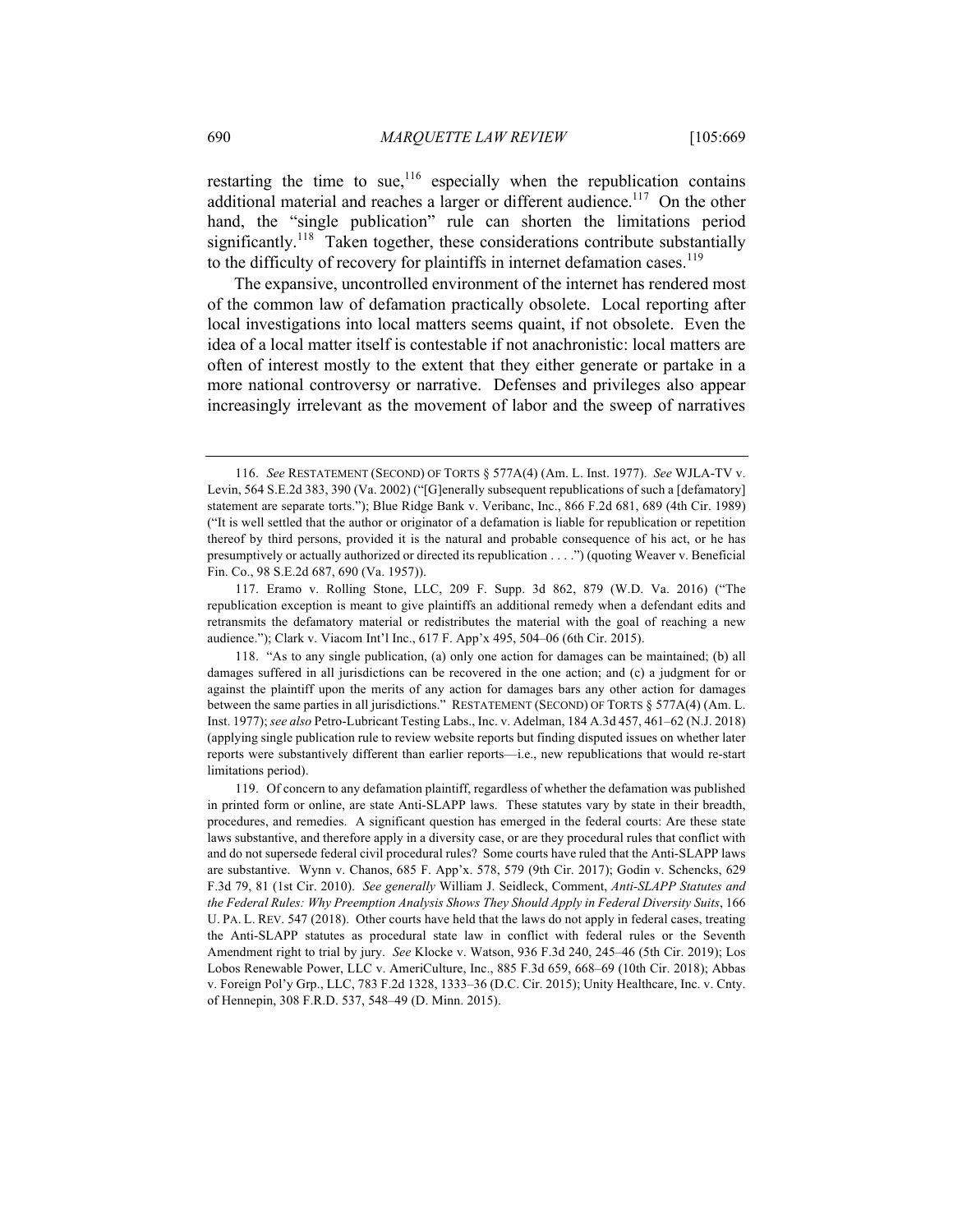restarting the time to sue,[116] especially when the republication contains additional material and reaches a larger or different audience.[117] On the other hand, the "single publication" rule can shorten the limitations period significantly.[118] Taken together, these considerations contribute substantially to the difficulty of recovery for plaintiffs in internet defamation cases.[119]

The expansive, uncontrolled environment of the internet has rendered most of the common law of defamation practically obsolete. Local reporting after local investigations into local matters seems quaint, if not obsolete. Even the idea of a local matter itself is contestable if not anachronistic: local matters are often of interest mostly to the extent that they either generate or partake in a more national controversy or narrative. Defenses and privileges also appear increasingly irrelevant as the movement of labor and the sweep of narratives

---

116. *See* RESTATEMENT (SECOND) OF TORTS § 577A(4) (Am. L. Inst. 1977). *See* WJLA-TV v. Levin, 564 S.E.2d 383, 390 (Va. 2002) ("[G]enerally subsequent republications of such a [defamatory] statement are separate torts."); Blue Ridge Bank v. Veribanc, Inc., 866 F.2d 681, 689 (4th Cir. 1989) ("It is well settled that the author or originator of a defamation is liable for republication or repetition thereof by third persons, provided it is the natural and probable consequence of his act, or he has presumptively or actually authorized or directed its republication . . . .") (quoting Weaver v. Beneficial Fin. Co., 98 S.E.2d 687, 690 (Va. 1957)).

117. Eramo v. Rolling Stone, LLC, 209 F. Supp. 3d 862, 879 (W.D. Va. 2016) ("The republication exception is meant to give plaintiffs an additional remedy when a defendant edits and retransmits the defamatory material or redistributes the material with the goal of reaching a new audience."); Clark v. Viacom Int'l Inc., 617 F. App'x 495, 504–06 (6th Cir. 2015).

118. "As to any single publication, (a) only one action for damages can be maintained; (b) all damages suffered in all jurisdictions can be recovered in the one action; and (c) a judgment for or against the plaintiff upon the merits of any action for damages bars any other action for damages between the same parties in all jurisdictions." RESTATEMENT (SECOND) OF TORTS § 577A(4) (Am. L. Inst. 1977); *see also* Petro-Lubricant Testing Labs., Inc. v. Adelman, 184 A.3d 457, 461–62 (N.J. 2018) (applying single publication rule to review website reports but finding disputed issues on whether later reports were substantively different than earlier reports—i.e., new republications that would re-start limitations period).

119. Of concern to any defamation plaintiff, regardless of whether the defamation was published in printed form or online, are state Anti-SLAPP laws. These statutes vary by state in their breadth, procedures, and remedies. A significant question has emerged in the federal courts: Are these state laws substantive, and therefore apply in a diversity case, or are they procedural rules that conflict with and do not supersede federal civil procedural rules? Some courts have ruled that the Anti-SLAPP laws are substantive. Wynn v. Chanos, 685 F. App'x. 578, 579 (9th Cir. 2017); Godin v. Schencks, 629 F.3d 79, 81 (1st Cir. 2010). *See generally* William J. Seidleck, Comment, *Anti-SLAPP Statutes and the Federal Rules: Why Preemption Analysis Shows They Should Apply in Federal Diversity Suits*, 166 U. PA. L. REV. 547 (2018). Other courts have held that the laws do not apply in federal cases, treating the Anti-SLAPP statutes as procedural state law in conflict with federal rules or the Seventh Amendment right to trial by jury. *See* Klocke v. Watson, 936 F.3d 240, 245–46 (5th Cir. 2019); Los Lobos Renewable Power, LLC v. AmeriCulture, Inc., 885 F.3d 659, 668–69 (10th Cir. 2018); Abbas v. Foreign Pol'y Grp., LLC, 783 F.2d 1328, 1333–36 (D.C. Cir. 2015); Unity Healthcare, Inc. v. Cnty. of Hennepin, 308 F.R.D. 537, 548–49 (D. Minn. 2015).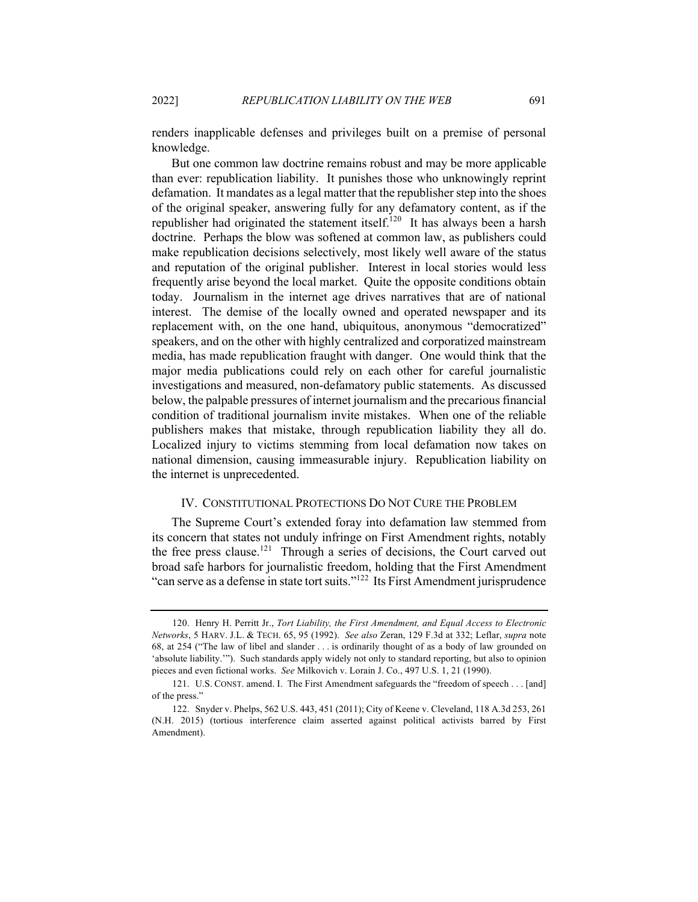renders inapplicable defenses and privileges built on a premise of personal knowledge.

But one common law doctrine remains robust and may be more applicable than ever: republication liability. It punishes those who unknowingly reprint defamation. It mandates as a legal matter that the republisher step into the shoes of the original speaker, answering fully for any defamatory content, as if the republisher had originated the statement itself.[120] It has always been a harsh doctrine. Perhaps the blow was softened at common law, as publishers could make republication decisions selectively, most likely well aware of the status and reputation of the original publisher. Interest in local stories would less frequently arise beyond the local market. Quite the opposite conditions obtain today. Journalism in the internet age drives narratives that are of national interest. The demise of the locally owned and operated newspaper and its replacement with, on the one hand, ubiquitous, anonymous "democratized" speakers, and on the other with highly centralized and corporatized mainstream media, has made republication fraught with danger. One would think that the major media publications could rely on each other for careful journalistic investigations and measured, non-defamatory public statements. As discussed below, the palpable pressures of internet journalism and the precarious financial condition of traditional journalism invite mistakes. When one of the reliable publishers makes that mistake, through republication liability they all do. Localized injury to victims stemming from local defamation now takes on national dimension, causing immeasurable injury. Republication liability on the internet is unprecedented.

## IV. Constitutional Protections Do Not Cure the Problem

The Supreme Court's extended foray into defamation law stemmed from its concern that states not unduly infringe on First Amendment rights, notably the free press clause.[121] Through a series of decisions, the Court carved out broad safe harbors for journalistic freedom, holding that the First Amendment "can serve as a defense in state tort suits."[122] Its First Amendment jurisprudence

---

120. Henry H. Perritt Jr., *Tort Liability, the First Amendment, and Equal Access to Electronic Networks*, 5 HARV. J.L. & TECH. 65, 95 (1992). *See also* Zeran, 129 F.3d at 332; Leflar, *supra* note 68, at 254 ("The law of libel and slander . . . is ordinarily thought of as a body of law grounded on 'absolute liability.'"). Such standards apply widely not only to standard reporting, but also to opinion pieces and even fictional works. *See* Milkovich v. Lorain J. Co., 497 U.S. 1, 21 (1990).

121. U.S. CONST. amend. I. The First Amendment safeguards the "freedom of speech . . . [and] of the press."

122. Snyder v. Phelps, 562 U.S. 443, 451 (2011); City of Keene v. Cleveland, 118 A.3d 253, 261 (N.H. 2015) (tortious interference claim asserted against political activists barred by First Amendment).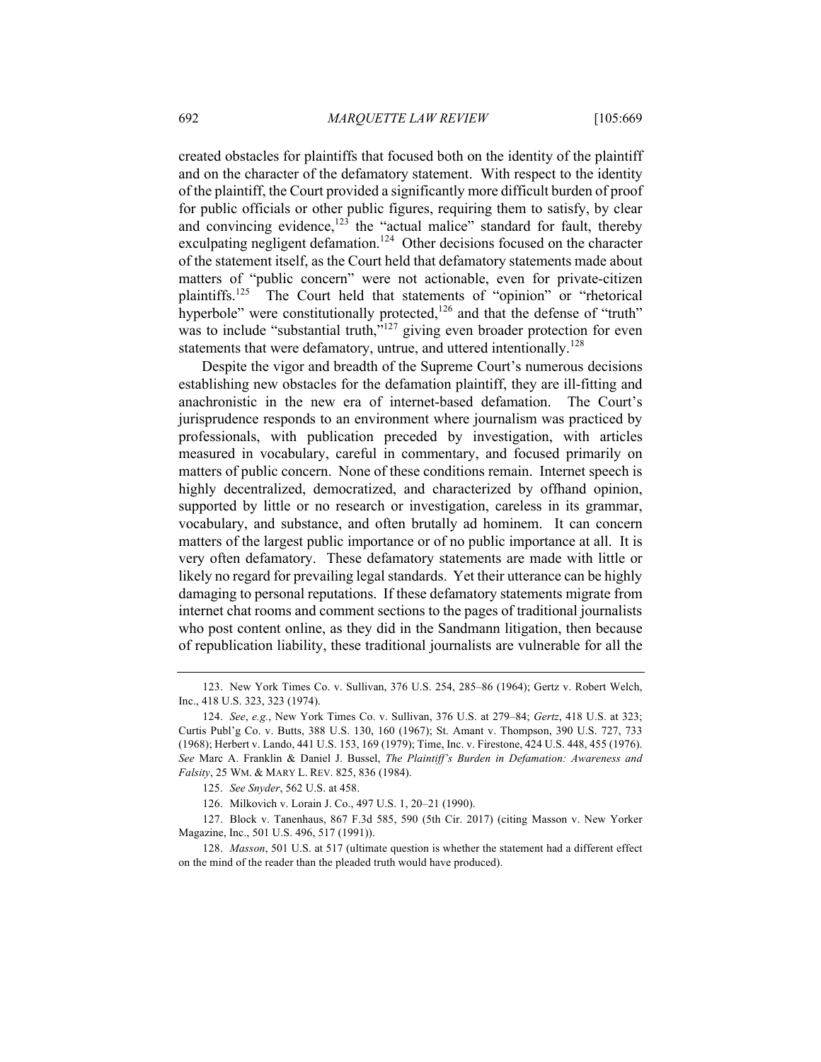created obstacles for plaintiffs that focused both on the identity of the plaintiff and on the character of the defamatory statement. With respect to the identity of the plaintiff, the Court provided a significantly more difficult burden of proof for public officials or other public figures, requiring them to satisfy, by clear and convincing evidence,[123] the "actual malice" standard for fault, thereby exculpating negligent defamation.[124] Other decisions focused on the character of the statement itself, as the Court held that defamatory statements made about matters of "public concern" were not actionable, even for private-citizen plaintiffs.[125] The Court held that statements of "opinion" or "rhetorical hyperbole" were constitutionally protected,[126] and that the defense of "truth" was to include "substantial truth,"[127] giving even broader protection for even statements that were defamatory, untrue, and uttered intentionally.[128]

Despite the vigor and breadth of the Supreme Court's numerous decisions establishing new obstacles for the defamation plaintiff, they are ill-fitting and anachronistic in the new era of internet-based defamation. The Court's jurisprudence responds to an environment where journalism was practiced by professionals, with publication preceded by investigation, with articles measured in vocabulary, careful in commentary, and focused primarily on matters of public concern. None of these conditions remain. Internet speech is highly decentralized, democratized, and characterized by offhand opinion, supported by little or no research or investigation, careless in its grammar, vocabulary, and substance, and often brutally ad hominem. It can concern matters of the largest public importance or of no public importance at all. It is very often defamatory. These defamatory statements are made with little or likely no regard for prevailing legal standards. Yet their utterance can be highly damaging to personal reputations. If these defamatory statements migrate from internet chat rooms and comment sections to the pages of traditional journalists who post content online, as they did in the Sandmann litigation, then because of republication liability, these traditional journalists are vulnerable for all the

---

123. New York Times Co. v. Sullivan, 376 U.S. 254, 285–86 (1964); Gertz v. Robert Welch, Inc., 418 U.S. 323, 323 (1974).

124. *See*, *e.g.*, New York Times Co. v. Sullivan, 376 U.S. at 279–84; *Gertz*, 418 U.S. at 323; Curtis Publ'g Co. v. Butts, 388 U.S. 130, 160 (1967); St. Amant v. Thompson, 390 U.S. 727, 733 (1968); Herbert v. Lando, 441 U.S. 153, 169 (1979); Time, Inc. v. Firestone, 424 U.S. 448, 455 (1976). *See* Marc A. Franklin & Daniel J. Bussel, *The Plaintiff's Burden in Defamation: Awareness and Falsity*, 25 WM. & MARY L. REV. 825, 836 (1984).

125. *See Snyder*, 562 U.S. at 458.

126. Milkovich v. Lorain J. Co., 497 U.S. 1, 20–21 (1990).

127. Block v. Tanenhaus, 867 F.3d 585, 590 (5th Cir. 2017) (citing Masson v. New Yorker Magazine, Inc., 501 U.S. 496, 517 (1991)).

128. *Masson*, 501 U.S. at 517 (ultimate question is whether the statement had a different effect on the mind of the reader than the pleaded truth would have produced).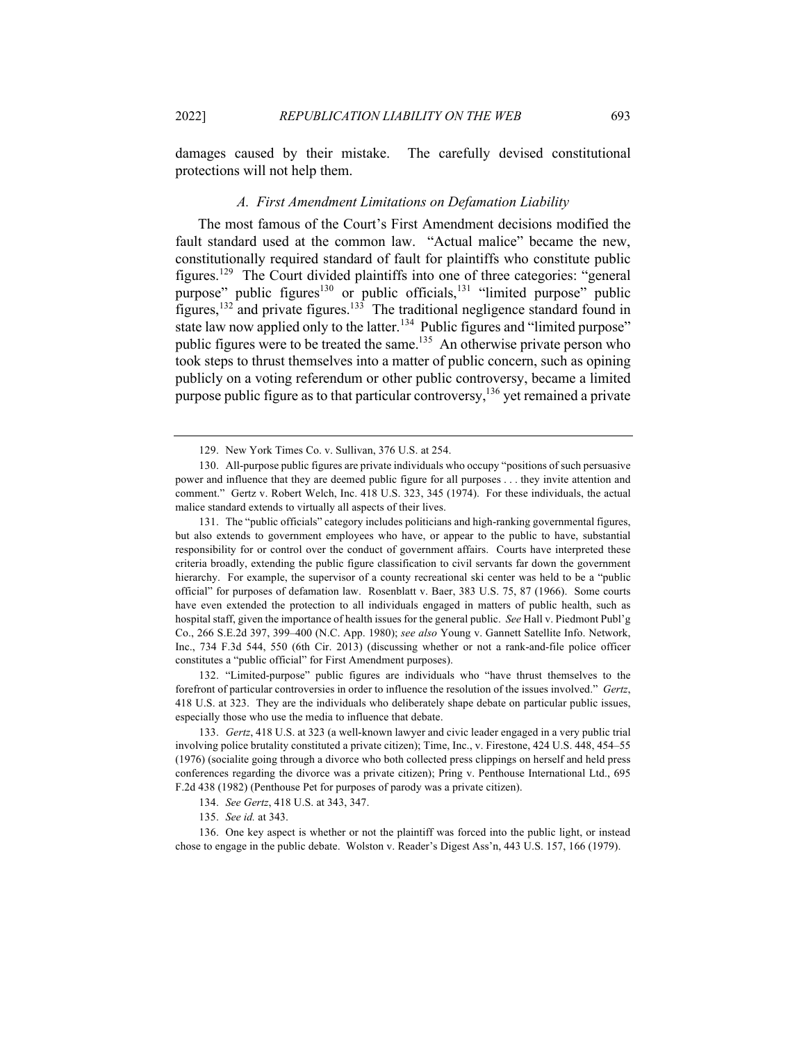damages caused by their mistake. The carefully devised constitutional protections will not help them.

### *A. First Amendment Limitations on Defamation Liability*

The most famous of the Court's First Amendment decisions modified the fault standard used at the common law. "Actual malice" became the new, constitutionally required standard of fault for plaintiffs who constitute public figures.[129] The Court divided plaintiffs into one of three categories: "general purpose" public figures[130] or public officials,[131] "limited purpose" public figures,[132] and private figures.[133] The traditional negligence standard found in state law now applied only to the latter.[134] Public figures and "limited purpose" public figures were to be treated the same.[135] An otherwise private person who took steps to thrust themselves into a matter of public concern, such as opining publicly on a voting referendum or other public controversy, became a limited purpose public figure as to that particular controversy,[136] yet remained a private

---

129. New York Times Co. v. Sullivan, 376 U.S. at 254.

130. All-purpose public figures are private individuals who occupy "positions of such persuasive power and influence that they are deemed public figure for all purposes . . . they invite attention and comment." Gertz v. Robert Welch, Inc. 418 U.S. 323, 345 (1974). For these individuals, the actual malice standard extends to virtually all aspects of their lives.

131. The "public officials" category includes politicians and high-ranking governmental figures, but also extends to government employees who have, or appear to the public to have, substantial responsibility for or control over the conduct of government affairs. Courts have interpreted these criteria broadly, extending the public figure classification to civil servants far down the government hierarchy. For example, the supervisor of a county recreational ski center was held to be a "public official" for purposes of defamation law. Rosenblatt v. Baer, 383 U.S. 75, 87 (1966). Some courts have even extended the protection to all individuals engaged in matters of public health, such as hospital staff, given the importance of health issues for the general public. *See* Hall v. Piedmont Publ'g Co., 266 S.E.2d 397, 399–400 (N.C. App. 1980); *see also* Young v. Gannett Satellite Info. Network, Inc., 734 F.3d 544, 550 (6th Cir. 2013) (discussing whether or not a rank-and-file police officer constitutes a "public official" for First Amendment purposes).

132. "Limited-purpose" public figures are individuals who "have thrust themselves to the forefront of particular controversies in order to influence the resolution of the issues involved." *Gertz*, 418 U.S. at 323. They are the individuals who deliberately shape debate on particular public issues, especially those who use the media to influence that debate.

133. *Gertz*, 418 U.S. at 323 (a well-known lawyer and civic leader engaged in a very public trial involving police brutality constituted a private citizen); Time, Inc., v. Firestone, 424 U.S. 448, 454–55 (1976) (socialite going through a divorce who both collected press clippings on herself and held press conferences regarding the divorce was a private citizen); Pring v. Penthouse International Ltd., 695 F.2d 438 (1982) (Penthouse Pet for purposes of parody was a private citizen).

134. *See Gertz*, 418 U.S. at 343, 347.

135. *See id.* at 343.

136. One key aspect is whether or not the plaintiff was forced into the public light, or instead chose to engage in the public debate. Wolston v. Reader's Digest Ass'n, 443 U.S. 157, 166 (1979).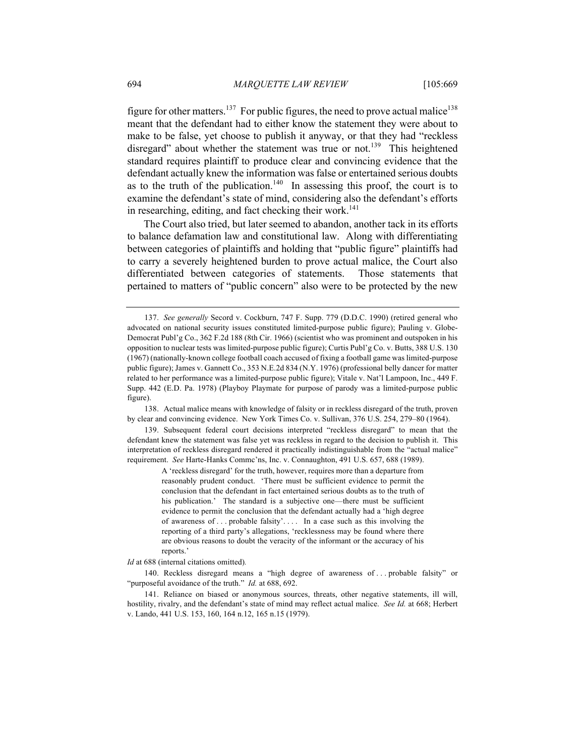figure for other matters.[137] For public figures, the need to prove actual malice[138] meant that the defendant had to either know the statement they were about to make to be false, yet choose to publish it anyway, or that they had "reckless disregard" about whether the statement was true or not.[139] This heightened standard requires plaintiff to produce clear and convincing evidence that the defendant actually knew the information was false or entertained serious doubts as to the truth of the publication.[140] In assessing this proof, the court is to examine the defendant's state of mind, considering also the defendant's efforts in researching, editing, and fact checking their work.[141]

The Court also tried, but later seemed to abandon, another tack in its efforts to balance defamation law and constitutional law. Along with differentiating between categories of plaintiffs and holding that "public figure" plaintiffs had to carry a severely heightened burden to prove actual malice, the Court also differentiated between categories of statements. Those statements that pertained to matters of "public concern" also were to be protected by the new

---

137. *See generally* Secord v. Cockburn, 747 F. Supp. 779 (D.D.C. 1990) (retired general who advocated on national security issues constituted limited-purpose public figure); Pauling v. Globe-Democrat Publ'g Co., 362 F.2d 188 (8th Cir. 1966) (scientist who was prominent and outspoken in his opposition to nuclear tests was limited-purpose public figure); Curtis Publ'g Co. v. Butts, 388 U.S. 130 (1967) (nationally-known college football coach accused of fixing a football game was limited-purpose public figure); James v. Gannett Co., 353 N.E.2d 834 (N.Y. 1976) (professional belly dancer for matter related to her performance was a limited-purpose public figure); Vitale v. Nat'l Lampoon, Inc., 449 F. Supp. 442 (E.D. Pa. 1978) (Playboy Playmate for purpose of parody was a limited-purpose public figure).

138. Actual malice means with knowledge of falsity or in reckless disregard of the truth, proven by clear and convincing evidence. New York Times Co. v. Sullivan, 376 U.S. 254, 279–80 (1964).

139. Subsequent federal court decisions interpreted "reckless disregard" to mean that the defendant knew the statement was false yet was reckless in regard to the decision to publish it. This interpretation of reckless disregard rendered it practically indistinguishable from the "actual malice" requirement. *See* Harte-Hanks Commc'ns, Inc. v. Connaughton, 491 U.S. 657, 688 (1989).

> A 'reckless disregard' for the truth, however, requires more than a departure from reasonably prudent conduct. 'There must be sufficient evidence to permit the conclusion that the defendant in fact entertained serious doubts as to the truth of his publication.' The standard is a subjective one—there must be sufficient evidence to permit the conclusion that the defendant actually had a 'high degree of awareness of . . . probable falsity'. . . . In a case such as this involving the reporting of a third party's allegations, 'recklessness may be found where there are obvious reasons to doubt the veracity of the informant or the accuracy of his reports.'

*Id* at 688 (internal citations omitted).

140. Reckless disregard means a "high degree of awareness of . . . probable falsity" or "purposeful avoidance of the truth." *Id.* at 688, 692.

141. Reliance on biased or anonymous sources, threats, other negative statements, ill will, hostility, rivalry, and the defendant's state of mind may reflect actual malice. *See Id.* at 668; Herbert v. Lando, 441 U.S. 153, 160, 164 n.12, 165 n.15 (1979).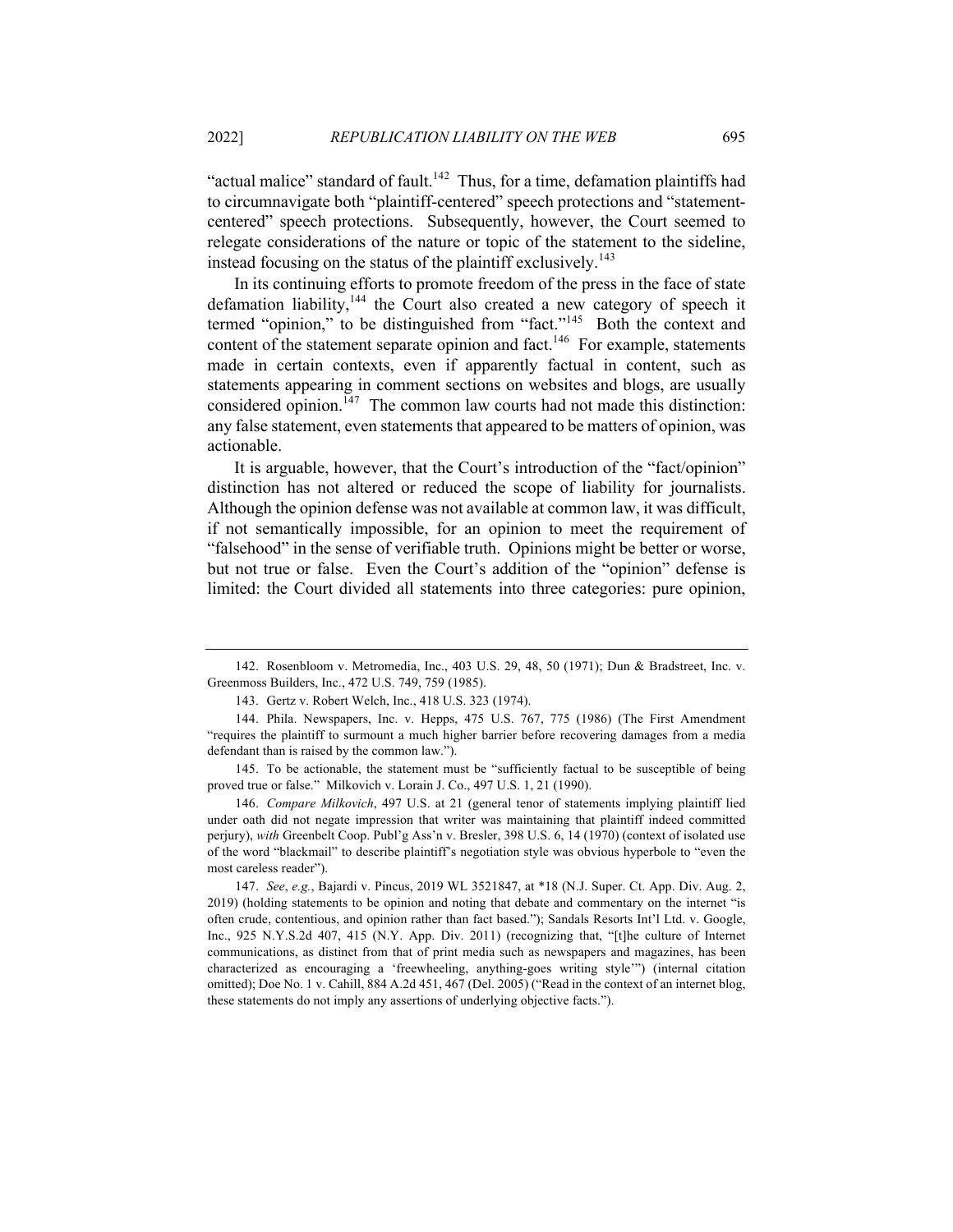"actual malice" standard of fault.[142] Thus, for a time, defamation plaintiffs had to circumnavigate both "plaintiff-centered" speech protections and "statement-centered" speech protections. Subsequently, however, the Court seemed to relegate considerations of the nature or topic of the statement to the sideline, instead focusing on the status of the plaintiff exclusively.[143]

In its continuing efforts to promote freedom of the press in the face of state defamation liability,[144] the Court also created a new category of speech it termed "opinion," to be distinguished from "fact."[145] Both the context and content of the statement separate opinion and fact.[146] For example, statements made in certain contexts, even if apparently factual in content, such as statements appearing in comment sections on websites and blogs, are usually considered opinion.[147] The common law courts had not made this distinction: any false statement, even statements that appeared to be matters of opinion, was actionable.

It is arguable, however, that the Court's introduction of the "fact/opinion" distinction has not altered or reduced the scope of liability for journalists. Although the opinion defense was not available at common law, it was difficult, if not semantically impossible, for an opinion to meet the requirement of "falsehood" in the sense of verifiable truth. Opinions might be better or worse, but not true or false. Even the Court's addition of the "opinion" defense is limited: the Court divided all statements into three categories: pure opinion,

---

142. Rosenbloom v. Metromedia, Inc., 403 U.S. 29, 48, 50 (1971); Dun & Bradstreet, Inc. v. Greenmoss Builders, Inc., 472 U.S. 749, 759 (1985).

143. Gertz v. Robert Welch, Inc., 418 U.S. 323 (1974).

144. Phila. Newspapers, Inc. v. Hepps, 475 U.S. 767, 775 (1986) (The First Amendment "requires the plaintiff to surmount a much higher barrier before recovering damages from a media defendant than is raised by the common law.").

145. To be actionable, the statement must be "sufficiently factual to be susceptible of being proved true or false." Milkovich v. Lorain J. Co., 497 U.S. 1, 21 (1990).

146. *Compare Milkovich*, 497 U.S. at 21 (general tenor of statements implying plaintiff lied under oath did not negate impression that writer was maintaining that plaintiff indeed committed perjury), *with* Greenbelt Coop. Publ'g Ass'n v. Bresler, 398 U.S. 6, 14 (1970) (context of isolated use of the word "blackmail" to describe plaintiff's negotiation style was obvious hyperbole to "even the most careless reader").

147. *See*, *e.g.*, Bajardi v. Pincus, 2019 WL 3521847, at *18 (N.J. Super. Ct. App. Div. Aug. 2, 2019) (holding statements to be opinion and noting that debate and commentary on the internet "is often crude, contentious, and opinion rather than fact based."); Sandals Resorts Int'l Ltd. v. Google, Inc., 925 N.Y.S.2d 407, 415 (N.Y. App. Div. 2011) (recognizing that, "[t]he culture of Internet communications, as distinct from that of print media such as newspapers and magazines, has been characterized as encouraging a 'freewheeling, anything-goes writing style'") (internal citation omitted); Doe No. 1 v. Cahill, 884 A.2d 451, 467 (Del. 2005) ("Read in the context of an internet blog, these statements do not imply any assertions of underlying objective facts.").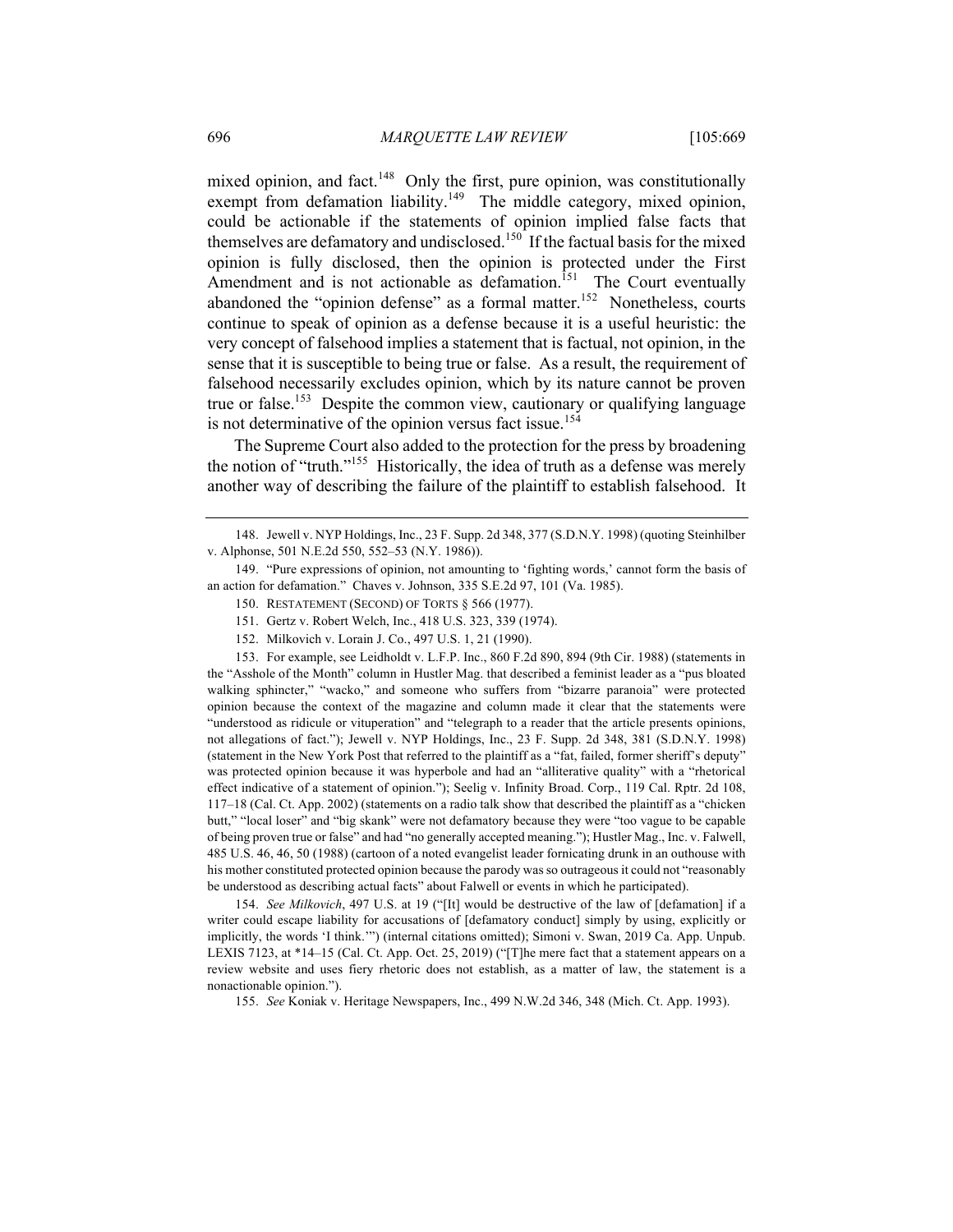mixed opinion, and fact.[148] Only the first, pure opinion, was constitutionally exempt from defamation liability.[149] The middle category, mixed opinion, could be actionable if the statements of opinion implied false facts that themselves are defamatory and undisclosed.[150] If the factual basis for the mixed opinion is fully disclosed, then the opinion is protected under the First Amendment and is not actionable as defamation.[151] The Court eventually abandoned the "opinion defense" as a formal matter.[152] Nonetheless, courts continue to speak of opinion as a defense because it is a useful heuristic: the very concept of falsehood implies a statement that is factual, not opinion, in the sense that it is susceptible to being true or false. As a result, the requirement of falsehood necessarily excludes opinion, which by its nature cannot be proven true or false.[153] Despite the common view, cautionary or qualifying language is not determinative of the opinion versus fact issue.[154]

The Supreme Court also added to the protection for the press by broadening the notion of "truth."[155] Historically, the idea of truth as a defense was merely another way of describing the failure of the plaintiff to establish falsehood. It

---

148. Jewell v. NYP Holdings, Inc., 23 F. Supp. 2d 348, 377 (S.D.N.Y. 1998) (quoting Steinhilber v. Alphonse, 501 N.E.2d 550, 552–53 (N.Y. 1986)).

149. "Pure expressions of opinion, not amounting to 'fighting words,' cannot form the basis of an action for defamation." Chaves v. Johnson, 335 S.E.2d 97, 101 (Va. 1985).

150. RESTATEMENT (SECOND) OF TORTS § 566 (1977).

151. Gertz v. Robert Welch, Inc., 418 U.S. 323, 339 (1974).

152. Milkovich v. Lorain J. Co., 497 U.S. 1, 21 (1990).

153. For example, see Leidholdt v. L.F.P. Inc., 860 F.2d 890, 894 (9th Cir. 1988) (statements in the "Asshole of the Month" column in Hustler Mag. that described a feminist leader as a "pus bloated walking sphincter," "wacko," and someone who suffers from "bizarre paranoia" were protected opinion because the context of the magazine and column made it clear that the statements were "understood as ridicule or vituperation" and "telegraph to a reader that the article presents opinions, not allegations of fact."); Jewell v. NYP Holdings, Inc., 23 F. Supp. 2d 348, 381 (S.D.N.Y. 1998) (statement in the New York Post that referred to the plaintiff as a "fat, failed, former sheriff's deputy" was protected opinion because it was hyperbole and had an "alliterative quality" with a "rhetorical effect indicative of a statement of opinion."); Seelig v. Infinity Broad. Corp., 119 Cal. Rptr. 2d 108, 117–18 (Cal. Ct. App. 2002) (statements on a radio talk show that described the plaintiff as a "chicken butt," "local loser" and "big skank" were not defamatory because they were "too vague to be capable of being proven true or false" and had "no generally accepted meaning."); Hustler Mag., Inc. v. Falwell, 485 U.S. 46, 46, 50 (1988) (cartoon of a noted evangelist leader fornicating drunk in an outhouse with his mother constituted protected opinion because the parody was so outrageous it could not "reasonably be understood as describing actual facts" about Falwell or events in which he participated).

154. *See Milkovich*, 497 U.S. at 19 ("[It] would be destructive of the law of [defamation] if a writer could escape liability for accusations of [defamatory conduct] simply by using, explicitly or implicitly, the words 'I think.'") (internal citations omitted); Simoni v. Swan, 2019 Ca. App. Unpub. LEXIS 7123, at *14–15 (Cal. Ct. App. Oct. 25, 2019) ("[T]he mere fact that a statement appears on a review website and uses fiery rhetoric does not establish, as a matter of law, the statement is a nonactionable opinion.").

155. *See* Koniak v. Heritage Newspapers, Inc., 499 N.W.2d 346, 348 (Mich. Ct. App. 1993).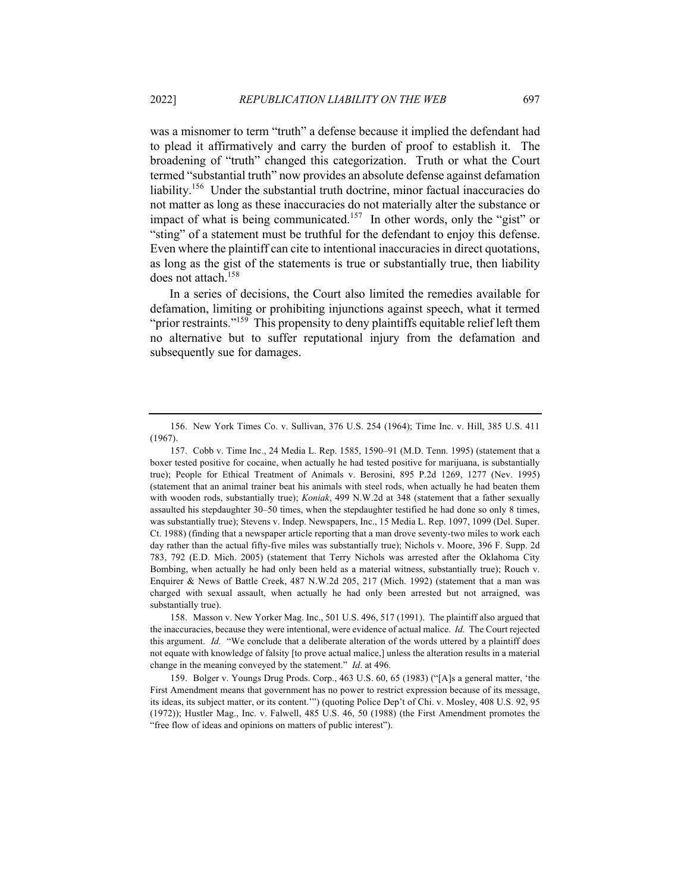was a misnomer to term "truth" a defense because it implied the defendant had to plead it affirmatively and carry the burden of proof to establish it. The broadening of "truth" changed this categorization. Truth or what the Court termed "substantial truth" now provides an absolute defense against defamation liability.[156] Under the substantial truth doctrine, minor factual inaccuracies do not matter as long as these inaccuracies do not materially alter the substance or impact of what is being communicated.[157] In other words, only the "gist" or "sting" of a statement must be truthful for the defendant to enjoy this defense. Even where the plaintiff can cite to intentional inaccuracies in direct quotations, as long as the gist of the statements is true or substantially true, then liability does not attach.[158]

In a series of decisions, the Court also limited the remedies available for defamation, limiting or prohibiting injunctions against speech, what it termed "prior restraints."[159] This propensity to deny plaintiffs equitable relief left them no alternative but to suffer reputational injury from the defamation and subsequently sue for damages.

---

156. New York Times Co. v. Sullivan, 376 U.S. 254 (1964); Time Inc. v. Hill, 385 U.S. 411 (1967).

157. Cobb v. Time Inc., 24 Media L. Rep. 1585, 1590–91 (M.D. Tenn. 1995) (statement that a boxer tested positive for cocaine, when actually he had tested positive for marijuana, is substantially true); People for Ethical Treatment of Animals v. Berosini, 895 P.2d 1269, 1277 (Nev. 1995) (statement that an animal trainer beat his animals with steel rods, when actually he had beaten them with wooden rods, substantially true); *Koniak*, 499 N.W.2d at 348 (statement that a father sexually assaulted his stepdaughter 30–50 times, when the stepdaughter testified he had done so only 8 times, was substantially true); Stevens v. Indep. Newspapers, Inc., 15 Media L. Rep. 1097, 1099 (Del. Super. Ct. 1988) (finding that a newspaper article reporting that a man drove seventy-two miles to work each day rather than the actual fifty-five miles was substantially true); Nichols v. Moore, 396 F. Supp. 2d 783, 792 (E.D. Mich. 2005) (statement that Terry Nichols was arrested after the Oklahoma City Bombing, when actually he had only been held as a material witness, substantially true); Rouch v. Enquirer & News of Battle Creek, 487 N.W.2d 205, 217 (Mich. 1992) (statement that a man was charged with sexual assault, when actually he had only been arrested but not arraigned, was substantially true).

158. Masson v. New Yorker Mag. Inc., 501 U.S. 496, 517 (1991). The plaintiff also argued that the inaccuracies, because they were intentional, were evidence of actual malice. *Id.* The Court rejected this argument. *Id.* "We conclude that a deliberate alteration of the words uttered by a plaintiff does not equate with knowledge of falsity [to prove actual malice,] unless the alteration results in a material change in the meaning conveyed by the statement." *Id*. at 496.

159. Bolger v. Youngs Drug Prods. Corp., 463 U.S. 60, 65 (1983) ("[A]s a general matter, 'the First Amendment means that government has no power to restrict expression because of its message, its ideas, its subject matter, or its content.'") (quoting Police Dep't of Chi. v. Mosley, 408 U.S. 92, 95 (1972)); Hustler Mag., Inc. v. Falwell, 485 U.S. 46, 50 (1988) (the First Amendment promotes the "free flow of ideas and opinions on matters of public interest").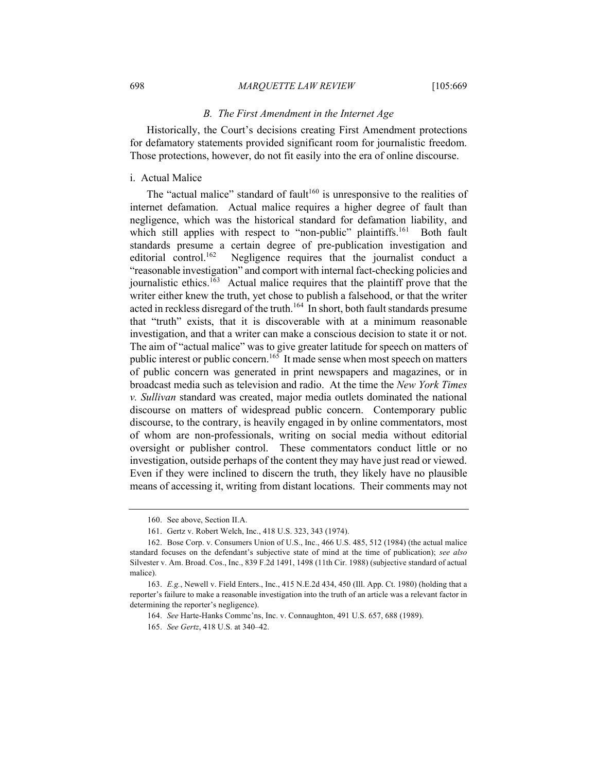### *B. The First Amendment in the Internet Age*

Historically, the Court's decisions creating First Amendment protections for defamatory statements provided significant room for journalistic freedom. Those protections, however, do not fit easily into the era of online discourse.

#### i. Actual Malice

The "actual malice" standard of fault[160] is unresponsive to the realities of internet defamation. Actual malice requires a higher degree of fault than negligence, which was the historical standard for defamation liability, and which still applies with respect to "non-public" plaintiffs.[161] Both fault standards presume a certain degree of pre-publication investigation and editorial control.[162] Negligence requires that the journalist conduct a "reasonable investigation" and comport with internal fact-checking policies and journalistic ethics.[163] Actual malice requires that the plaintiff prove that the writer either knew the truth, yet chose to publish a falsehood, or that the writer acted in reckless disregard of the truth.[164] In short, both fault standards presume that "truth" exists, that it is discoverable with at a minimum reasonable investigation, and that a writer can make a conscious decision to state it or not. The aim of "actual malice" was to give greater latitude for speech on matters of public interest or public concern.[165] It made sense when most speech on matters of public concern was generated in print newspapers and magazines, or in broadcast media such as television and radio. At the time the *New York Times v. Sullivan* standard was created, major media outlets dominated the national discourse on matters of widespread public concern. Contemporary public discourse, to the contrary, is heavily engaged in by online commentators, most of whom are non-professionals, writing on social media without editorial oversight or publisher control. These commentators conduct little or no investigation, outside perhaps of the content they may have just read or viewed. Even if they were inclined to discern the truth, they likely have no plausible means of accessing it, writing from distant locations. Their comments may not

---

160. See above, Section II.A.

161. Gertz v. Robert Welch, Inc., 418 U.S. 323, 343 (1974).

162. Bose Corp. v. Consumers Union of U.S., Inc., 466 U.S. 485, 512 (1984) (the actual malice standard focuses on the defendant's subjective state of mind at the time of publication); *see also* Silvester v. Am. Broad. Cos., Inc., 839 F.2d 1491, 1498 (11th Cir. 1988) (subjective standard of actual malice).

163. *E.g.*, Newell v. Field Enters., Inc., 415 N.E.2d 434, 450 (Ill. App. Ct. 1980) (holding that a reporter's failure to make a reasonable investigation into the truth of an article was a relevant factor in determining the reporter's negligence).

164. *See* Harte-Hanks Commc'ns, Inc. v. Connaughton, 491 U.S. 657, 688 (1989).

165. *See Gertz*, 418 U.S. at 340–42.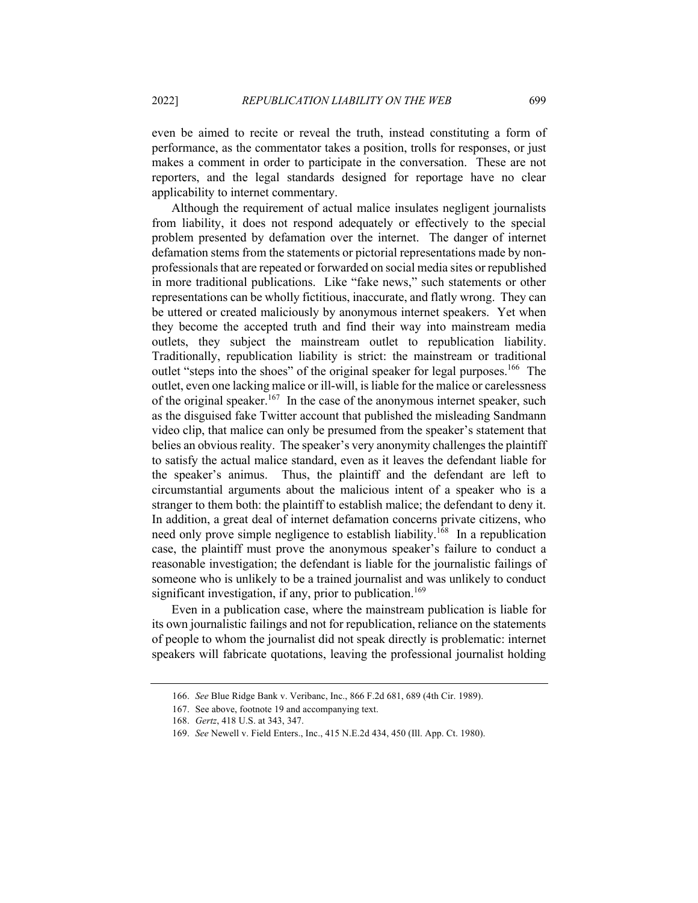even be aimed to recite or reveal the truth, instead constituting a form of performance, as the commentator takes a position, trolls for responses, or just makes a comment in order to participate in the conversation. These are not reporters, and the legal standards designed for reportage have no clear applicability to internet commentary.

Although the requirement of actual malice insulates negligent journalists from liability, it does not respond adequately or effectively to the special problem presented by defamation over the internet. The danger of internet defamation stems from the statements or pictorial representations made by non-professionals that are repeated or forwarded on social media sites or republished in more traditional publications. Like "fake news," such statements or other representations can be wholly fictitious, inaccurate, and flatly wrong. They can be uttered or created maliciously by anonymous internet speakers. Yet when they become the accepted truth and find their way into mainstream media outlets, they subject the mainstream outlet to republication liability. Traditionally, republication liability is strict: the mainstream or traditional outlet "steps into the shoes" of the original speaker for legal purposes.[166] The outlet, even one lacking malice or ill-will, is liable for the malice or carelessness of the original speaker.[167] In the case of the anonymous internet speaker, such as the disguised fake Twitter account that published the misleading Sandmann video clip, that malice can only be presumed from the speaker's statement that belies an obvious reality. The speaker's very anonymity challenges the plaintiff to satisfy the actual malice standard, even as it leaves the defendant liable for the speaker's animus. Thus, the plaintiff and the defendant are left to circumstantial arguments about the malicious intent of a speaker who is a stranger to them both: the plaintiff to establish malice; the defendant to deny it. In addition, a great deal of internet defamation concerns private citizens, who need only prove simple negligence to establish liability.[168] In a republication case, the plaintiff must prove the anonymous speaker's failure to conduct a reasonable investigation; the defendant is liable for the journalistic failings of someone who is unlikely to be a trained journalist and was unlikely to conduct significant investigation, if any, prior to publication.[169]

Even in a publication case, where the mainstream publication is liable for its own journalistic failings and not for republication, reliance on the statements of people to whom the journalist did not speak directly is problematic: internet speakers will fabricate quotations, leaving the professional journalist holding

166. *See* Blue Ridge Bank v. Veribanc, Inc., 866 F.2d 681, 689 (4th Cir. 1989).

167. See above, footnote 19 and accompanying text.

168. *Gertz*, 418 U.S. at 343, 347.

169. *See* Newell v. Field Enters., Inc., 415 N.E.2d 434, 450 (Ill. App. Ct. 1980).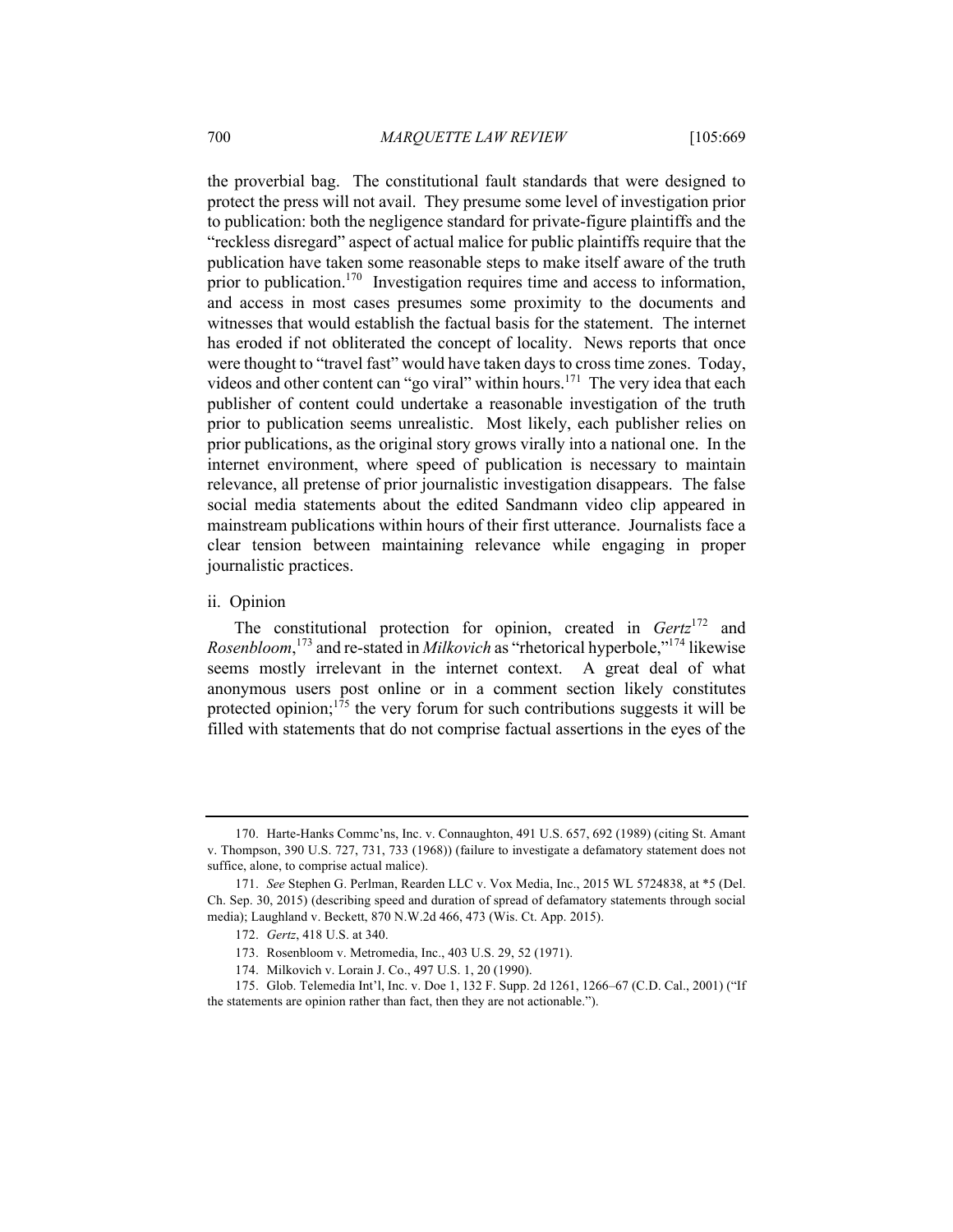the proverbial bag. The constitutional fault standards that were designed to protect the press will not avail. They presume some level of investigation prior to publication: both the negligence standard for private-figure plaintiffs and the "reckless disregard" aspect of actual malice for public plaintiffs require that the publication have taken some reasonable steps to make itself aware of the truth prior to publication.[170] Investigation requires time and access to information, and access in most cases presumes some proximity to the documents and witnesses that would establish the factual basis for the statement. The internet has eroded if not obliterated the concept of locality. News reports that once were thought to "travel fast" would have taken days to cross time zones. Today, videos and other content can "go viral" within hours.[171] The very idea that each publisher of content could undertake a reasonable investigation of the truth prior to publication seems unrealistic. Most likely, each publisher relies on prior publications, as the original story grows virally into a national one. In the internet environment, where speed of publication is necessary to maintain relevance, all pretense of prior journalistic investigation disappears. The false social media statements about the edited Sandmann video clip appeared in mainstream publications within hours of their first utterance. Journalists face a clear tension between maintaining relevance while engaging in proper journalistic practices.

ii. Opinion

The constitutional protection for opinion, created in *Gertz*[172] and *Rosenbloom*,[173] and re-stated in *Milkovich* as "rhetorical hyperbole,"[174] likewise seems mostly irrelevant in the internet context. A great deal of what anonymous users post online or in a comment section likely constitutes protected opinion;[175] the very forum for such contributions suggests it will be filled with statements that do not comprise factual assertions in the eyes of the

---

170. Harte-Hanks Commc'ns, Inc. v. Connaughton, 491 U.S. 657, 692 (1989) (citing St. Amant v. Thompson, 390 U.S. 727, 731, 733 (1968)) (failure to investigate a defamatory statement does not suffice, alone, to comprise actual malice).

171. *See* Stephen G. Perlman, Rearden LLC v. Vox Media, Inc., 2015 WL 5724838, at *5 (Del. Ch. Sep. 30, 2015) (describing speed and duration of spread of defamatory statements through social media); Laughland v. Beckett, 870 N.W.2d 466, 473 (Wis. Ct. App. 2015).

172. *Gertz*, 418 U.S. at 340.

173. Rosenbloom v. Metromedia, Inc., 403 U.S. 29, 52 (1971).

174. Milkovich v. Lorain J. Co., 497 U.S. 1, 20 (1990).

175. Glob. Telemedia Int'l, Inc. v. Doe 1, 132 F. Supp. 2d 1261, 1266–67 (C.D. Cal., 2001) ("If the statements are opinion rather than fact, then they are not actionable.").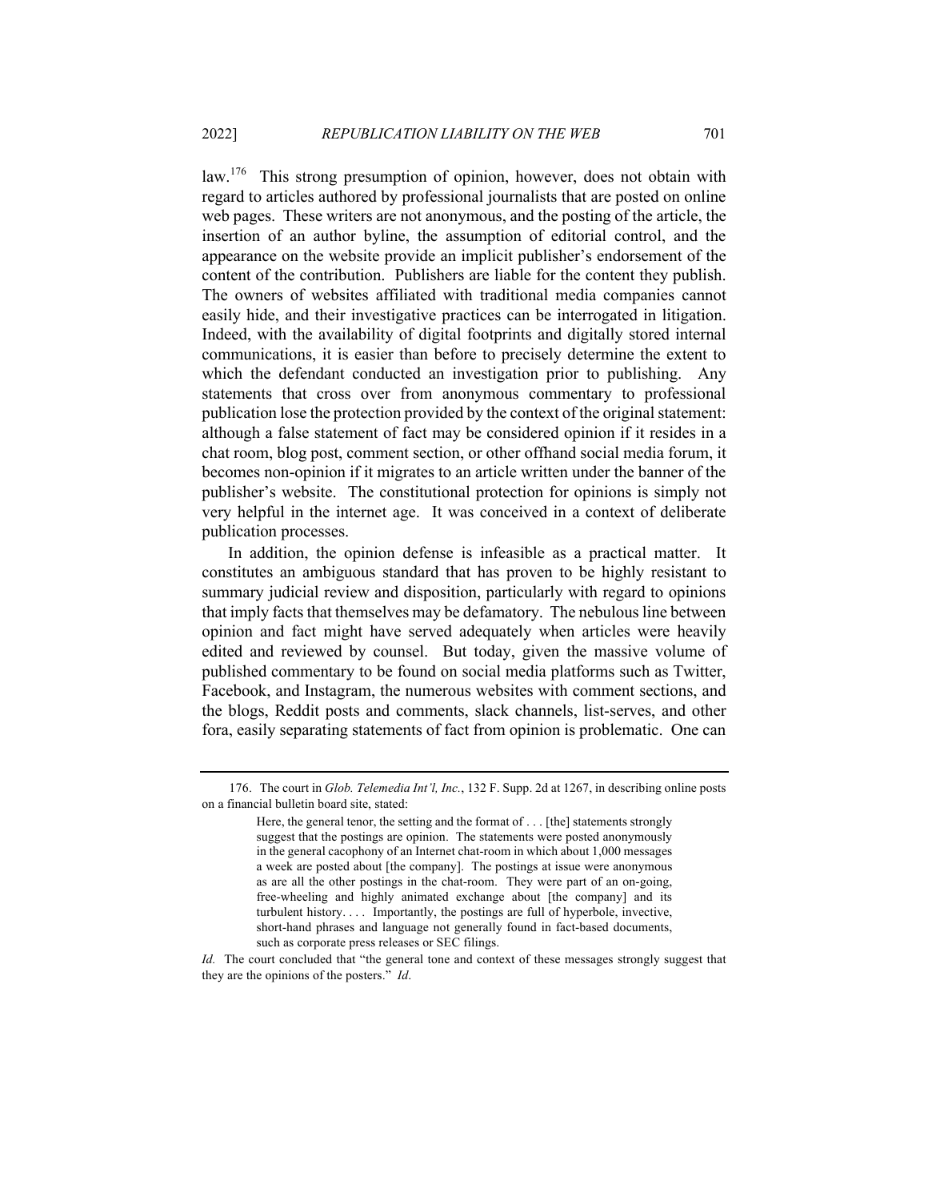law.[176] This strong presumption of opinion, however, does not obtain with regard to articles authored by professional journalists that are posted on online web pages. These writers are not anonymous, and the posting of the article, the insertion of an author byline, the assumption of editorial control, and the appearance on the website provide an implicit publisher's endorsement of the content of the contribution. Publishers are liable for the content they publish. The owners of websites affiliated with traditional media companies cannot easily hide, and their investigative practices can be interrogated in litigation. Indeed, with the availability of digital footprints and digitally stored internal communications, it is easier than before to precisely determine the extent to which the defendant conducted an investigation prior to publishing. Any statements that cross over from anonymous commentary to professional publication lose the protection provided by the context of the original statement: although a false statement of fact may be considered opinion if it resides in a chat room, blog post, comment section, or other offhand social media forum, it becomes non-opinion if it migrates to an article written under the banner of the publisher's website. The constitutional protection for opinions is simply not very helpful in the internet age. It was conceived in a context of deliberate publication processes.

In addition, the opinion defense is infeasible as a practical matter. It constitutes an ambiguous standard that has proven to be highly resistant to summary judicial review and disposition, particularly with regard to opinions that imply facts that themselves may be defamatory. The nebulous line between opinion and fact might have served adequately when articles were heavily edited and reviewed by counsel. But today, given the massive volume of published commentary to be found on social media platforms such as Twitter, Facebook, and Instagram, the numerous websites with comment sections, and the blogs, Reddit posts and comments, slack channels, list-serves, and other fora, easily separating statements of fact from opinion is problematic. One can

---

176. The court in *Glob. Telemedia Int'l, Inc.*, 132 F. Supp. 2d at 1267, in describing online posts on a financial bulletin board site, stated:

> Here, the general tenor, the setting and the format of . . . [the] statements strongly suggest that the postings are opinion. The statements were posted anonymously in the general cacophony of an Internet chat-room in which about 1,000 messages a week are posted about [the company]. The postings at issue were anonymous as are all the other postings in the chat-room. They were part of an on-going, free-wheeling and highly animated exchange about [the company] and its turbulent history. . . . Importantly, the postings are full of hyperbole, invective, short-hand phrases and language not generally found in fact-based documents, such as corporate press releases or SEC filings.

*Id.* The court concluded that "the general tone and context of these messages strongly suggest that they are the opinions of the posters." *Id*.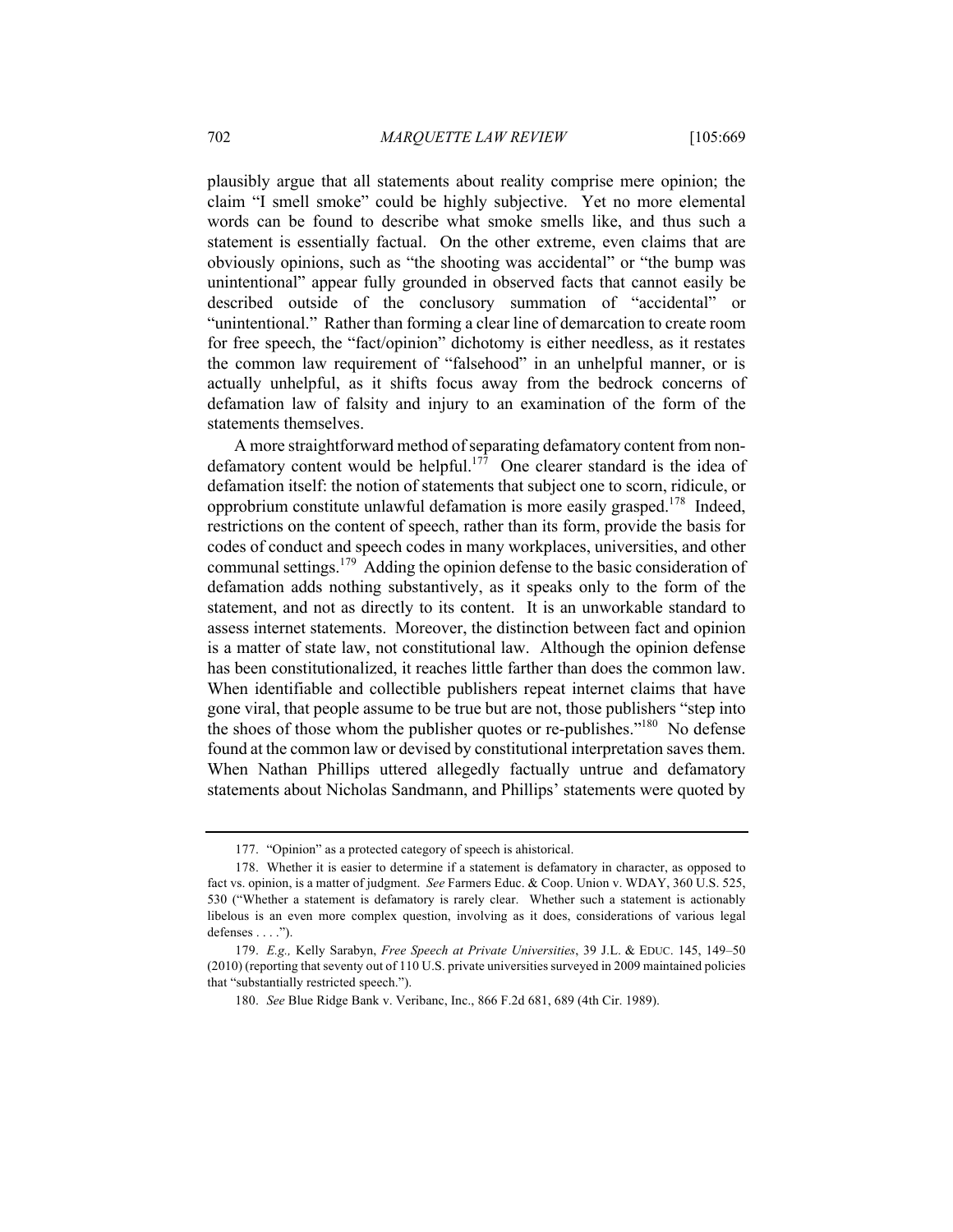plausibly argue that all statements about reality comprise mere opinion; the claim "I smell smoke" could be highly subjective. Yet no more elemental words can be found to describe what smoke smells like, and thus such a statement is essentially factual. On the other extreme, even claims that are obviously opinions, such as "the shooting was accidental" or "the bump was unintentional" appear fully grounded in observed facts that cannot easily be described outside of the conclusory summation of "accidental" or "unintentional." Rather than forming a clear line of demarcation to create room for free speech, the "fact/opinion" dichotomy is either needless, as it restates the common law requirement of "falsehood" in an unhelpful manner, or is actually unhelpful, as it shifts focus away from the bedrock concerns of defamation law of falsity and injury to an examination of the form of the statements themselves.

A more straightforward method of separating defamatory content from non-defamatory content would be helpful.[177] One clearer standard is the idea of defamation itself: the notion of statements that subject one to scorn, ridicule, or opprobrium constitute unlawful defamation is more easily grasped.[178] Indeed, restrictions on the content of speech, rather than its form, provide the basis for codes of conduct and speech codes in many workplaces, universities, and other communal settings.[179] Adding the opinion defense to the basic consideration of defamation adds nothing substantively, as it speaks only to the form of the statement, and not as directly to its content. It is an unworkable standard to assess internet statements. Moreover, the distinction between fact and opinion is a matter of state law, not constitutional law. Although the opinion defense has been constitutionalized, it reaches little farther than does the common law. When identifiable and collectible publishers repeat internet claims that have gone viral, that people assume to be true but are not, those publishers "step into the shoes of those whom the publisher quotes or re-publishes."[180] No defense found at the common law or devised by constitutional interpretation saves them. When Nathan Phillips uttered allegedly factually untrue and defamatory statements about Nicholas Sandmann, and Phillips' statements were quoted by

---

177. "Opinion" as a protected category of speech is ahistorical.

178. Whether it is easier to determine if a statement is defamatory in character, as opposed to fact vs. opinion, is a matter of judgment. *See* Farmers Educ. & Coop. Union v. WDAY, 360 U.S. 525, 530 ("Whether a statement is defamatory is rarely clear. Whether such a statement is actionably libelous is an even more complex question, involving as it does, considerations of various legal defenses . . . .").

179. *E.g.,* Kelly Sarabyn, *Free Speech at Private Universities*, 39 J.L. & EDUC. 145, 149–50 (2010) (reporting that seventy out of 110 U.S. private universities surveyed in 2009 maintained policies that "substantially restricted speech.").

180. *See* Blue Ridge Bank v. Veribanc, Inc., 866 F.2d 681, 689 (4th Cir. 1989).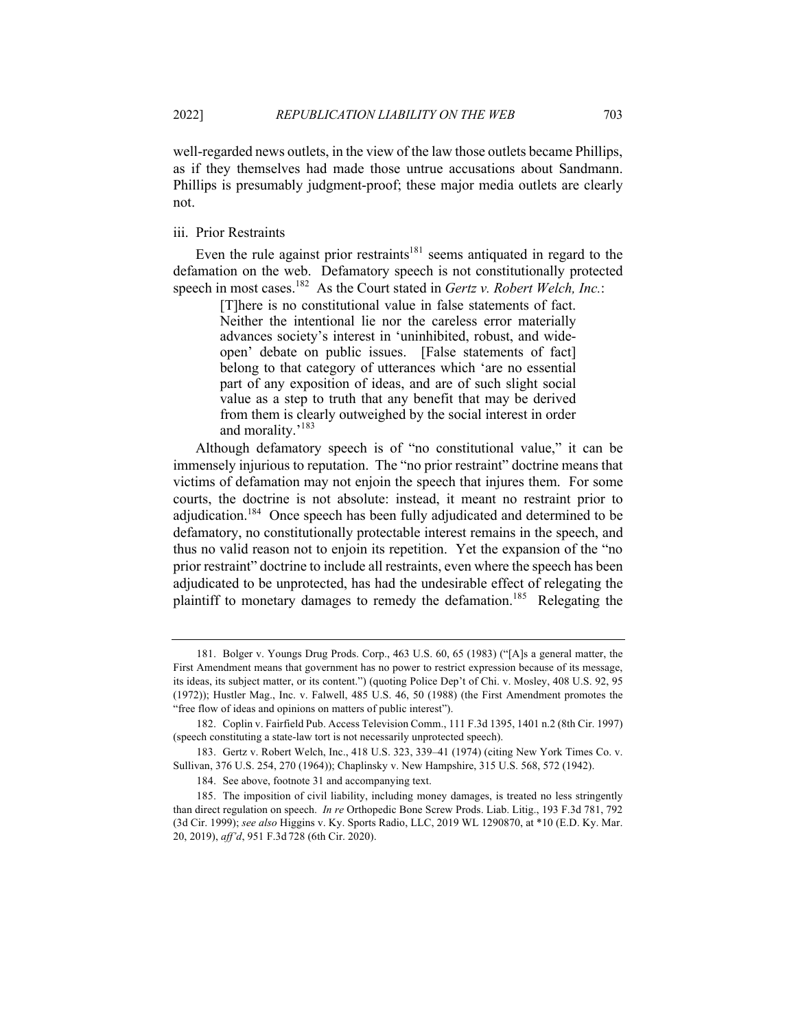well-regarded news outlets, in the view of the law those outlets became Phillips, as if they themselves had made those untrue accusations about Sandmann. Phillips is presumably judgment-proof; these major media outlets are clearly not.

### iii. Prior Restraints

Even the rule against prior restraints[181] seems antiquated in regard to the defamation on the web. Defamatory speech is not constitutionally protected speech in most cases.[182] As the Court stated in *Gertz v. Robert Welch, Inc.*:

> [T]here is no constitutional value in false statements of fact. Neither the intentional lie nor the careless error materially advances society's interest in 'uninhibited, robust, and wide-open' debate on public issues. [False statements of fact] belong to that category of utterances which 'are no essential part of any exposition of ideas, and are of such slight social value as a step to truth that any benefit that may be derived from them is clearly outweighed by the social interest in order and morality.'[183]

Although defamatory speech is of "no constitutional value," it can be immensely injurious to reputation. The "no prior restraint" doctrine means that victims of defamation may not enjoin the speech that injures them. For some courts, the doctrine is not absolute: instead, it meant no restraint prior to adjudication.[184] Once speech has been fully adjudicated and determined to be defamatory, no constitutionally protectable interest remains in the speech, and thus no valid reason not to enjoin its repetition. Yet the expansion of the "no prior restraint" doctrine to include all restraints, even where the speech has been adjudicated to be unprotected, has had the undesirable effect of relegating the plaintiff to monetary damages to remedy the defamation.[185] Relegating the

---

181. Bolger v. Youngs Drug Prods. Corp., 463 U.S. 60, 65 (1983) ("[A]s a general matter, the First Amendment means that government has no power to restrict expression because of its message, its ideas, its subject matter, or its content.") (quoting Police Dep't of Chi. v. Mosley, 408 U.S. 92, 95 (1972)); Hustler Mag., Inc. v. Falwell, 485 U.S. 46, 50 (1988) (the First Amendment promotes the "free flow of ideas and opinions on matters of public interest").

182. Coplin v. Fairfield Pub. Access Television Comm., 111 F.3d 1395, 1401 n.2 (8th Cir. 1997) (speech constituting a state-law tort is not necessarily unprotected speech).

183. Gertz v. Robert Welch, Inc., 418 U.S. 323, 339–41 (1974) (citing New York Times Co. v. Sullivan, 376 U.S. 254, 270 (1964)); Chaplinsky v. New Hampshire, 315 U.S. 568, 572 (1942).

184. See above, footnote 31 and accompanying text.

185. The imposition of civil liability, including money damages, is treated no less stringently than direct regulation on speech. *In re* Orthopedic Bone Screw Prods. Liab. Litig., 193 F.3d 781, 792 (3d Cir. 1999); *see also* Higgins v. Ky. Sports Radio, LLC, 2019 WL 1290870, at *10 (E.D. Ky. Mar. 20, 2019), *aff'd*, 951 F.3d 728 (6th Cir. 2020).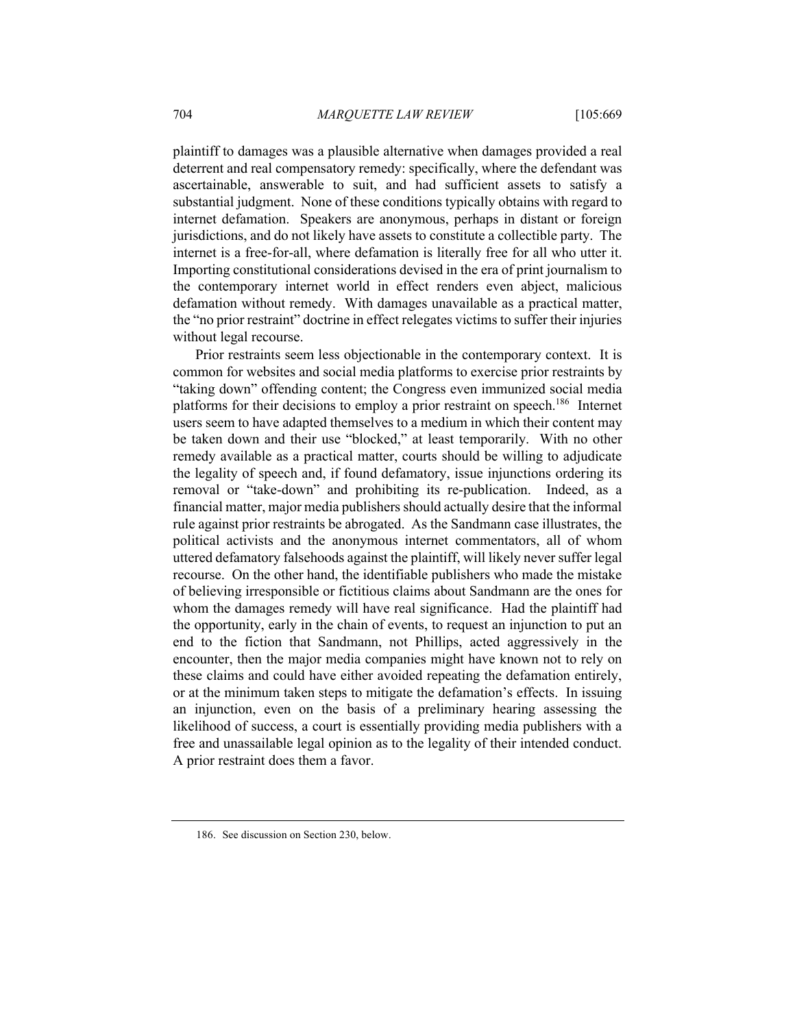plaintiff to damages was a plausible alternative when damages provided a real deterrent and real compensatory remedy: specifically, where the defendant was ascertainable, answerable to suit, and had sufficient assets to satisfy a substantial judgment. None of these conditions typically obtains with regard to internet defamation. Speakers are anonymous, perhaps in distant or foreign jurisdictions, and do not likely have assets to constitute a collectible party. The internet is a free-for-all, where defamation is literally free for all who utter it. Importing constitutional considerations devised in the era of print journalism to the contemporary internet world in effect renders even abject, malicious defamation without remedy. With damages unavailable as a practical matter, the "no prior restraint" doctrine in effect relegates victims to suffer their injuries without legal recourse.

Prior restraints seem less objectionable in the contemporary context. It is common for websites and social media platforms to exercise prior restraints by "taking down" offending content; the Congress even immunized social media platforms for their decisions to employ a prior restraint on speech.[186] Internet users seem to have adapted themselves to a medium in which their content may be taken down and their use "blocked," at least temporarily. With no other remedy available as a practical matter, courts should be willing to adjudicate the legality of speech and, if found defamatory, issue injunctions ordering its removal or "take-down" and prohibiting its re-publication. Indeed, as a financial matter, major media publishers should actually desire that the informal rule against prior restraints be abrogated. As the Sandmann case illustrates, the political activists and the anonymous internet commentators, all of whom uttered defamatory falsehoods against the plaintiff, will likely never suffer legal recourse. On the other hand, the identifiable publishers who made the mistake of believing irresponsible or fictitious claims about Sandmann are the ones for whom the damages remedy will have real significance. Had the plaintiff had the opportunity, early in the chain of events, to request an injunction to put an end to the fiction that Sandmann, not Phillips, acted aggressively in the encounter, then the major media companies might have known not to rely on these claims and could have either avoided repeating the defamation entirely, or at the minimum taken steps to mitigate the defamation's effects. In issuing an injunction, even on the basis of a preliminary hearing assessing the likelihood of success, a court is essentially providing media publishers with a free and unassailable legal opinion as to the legality of their intended conduct. A prior restraint does them a favor.

186. See discussion on Section 230, below.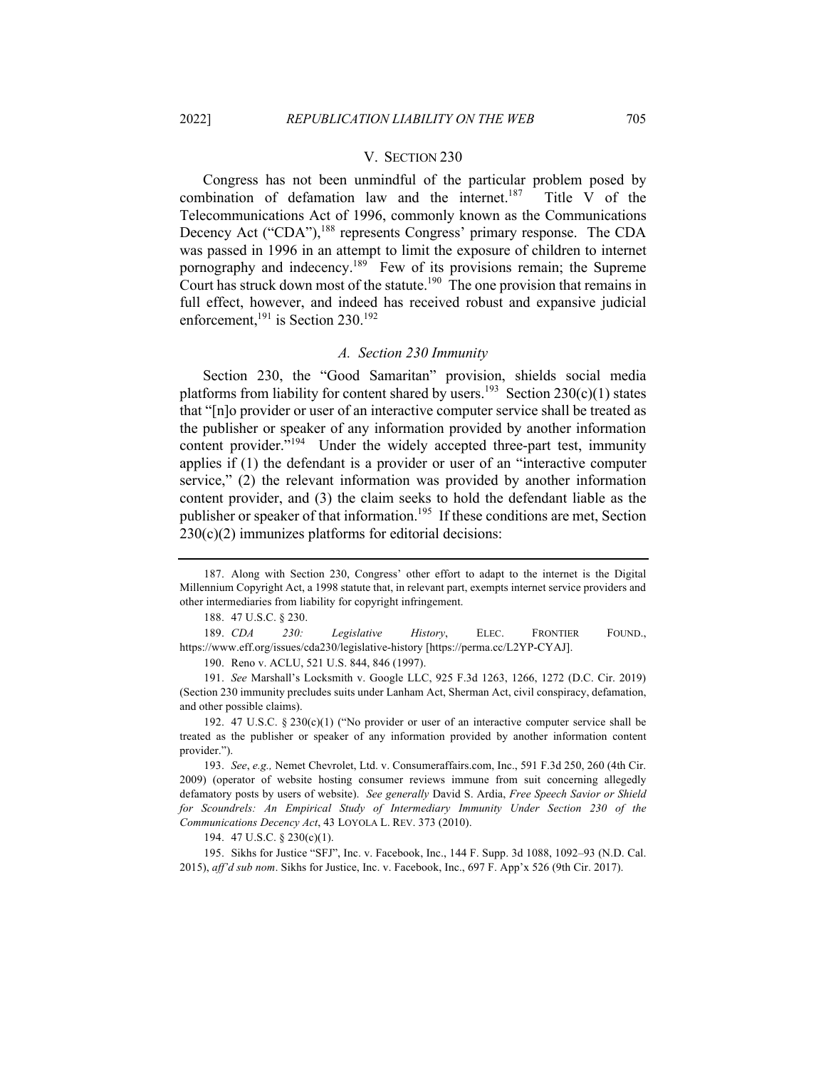## V. SECTION 230

Congress has not been unmindful of the particular problem posed by combination of defamation law and the internet.[187] Title V of the Telecommunications Act of 1996, commonly known as the Communications Decency Act ("CDA"),[188] represents Congress' primary response. The CDA was passed in 1996 in an attempt to limit the exposure of children to internet pornography and indecency.[189] Few of its provisions remain; the Supreme Court has struck down most of the statute.[190] The one provision that remains in full effect, however, and indeed has received robust and expansive judicial enforcement,[191] is Section 230.[192]

### *A. Section 230 Immunity*

Section 230, the "Good Samaritan" provision, shields social media platforms from liability for content shared by users.[193] Section 230(c)(1) states that "[n]o provider or user of an interactive computer service shall be treated as the publisher or speaker of any information provided by another information content provider."[194] Under the widely accepted three-part test, immunity applies if (1) the defendant is a provider or user of an "interactive computer service," (2) the relevant information was provided by another information content provider, and (3) the claim seeks to hold the defendant liable as the publisher or speaker of that information.[195] If these conditions are met, Section 230(c)(2) immunizes platforms for editorial decisions:

---

187. Along with Section 230, Congress' other effort to adapt to the internet is the Digital Millennium Copyright Act, a 1998 statute that, in relevant part, exempts internet service providers and other intermediaries from liability for copyright infringement.

188. 47 U.S.C. § 230.

189. *CDA 230: Legislative History*, ELEC. FRONTIER FOUND., https://www.eff.org/issues/cda230/legislative-history [https://perma.cc/L2YP-CYAJ].

190. Reno v. ACLU, 521 U.S. 844, 846 (1997).

191. *See* Marshall's Locksmith v. Google LLC, 925 F.3d 1263, 1266, 1272 (D.C. Cir. 2019) (Section 230 immunity precludes suits under Lanham Act, Sherman Act, civil conspiracy, defamation, and other possible claims).

192. 47 U.S.C. § 230(c)(1) ("No provider or user of an interactive computer service shall be treated as the publisher or speaker of any information provided by another information content provider.").

193. *See*, *e.g.,* Nemet Chevrolet, Ltd. v. Consumeraffairs.com, Inc., 591 F.3d 250, 260 (4th Cir. 2009) (operator of website hosting consumer reviews immune from suit concerning allegedly defamatory posts by users of website). *See generally* David S. Ardia, *Free Speech Savior or Shield for Scoundrels: An Empirical Study of Intermediary Immunity Under Section 230 of the Communications Decency Act*, 43 LOYOLA L. REV. 373 (2010).

194. 47 U.S.C. § 230(c)(1).

195. Sikhs for Justice "SFJ", Inc. v. Facebook, Inc., 144 F. Supp. 3d 1088, 1092–93 (N.D. Cal. 2015), *aff'd sub nom*. Sikhs for Justice, Inc. v. Facebook, Inc., 697 F. App'x 526 (9th Cir. 2017).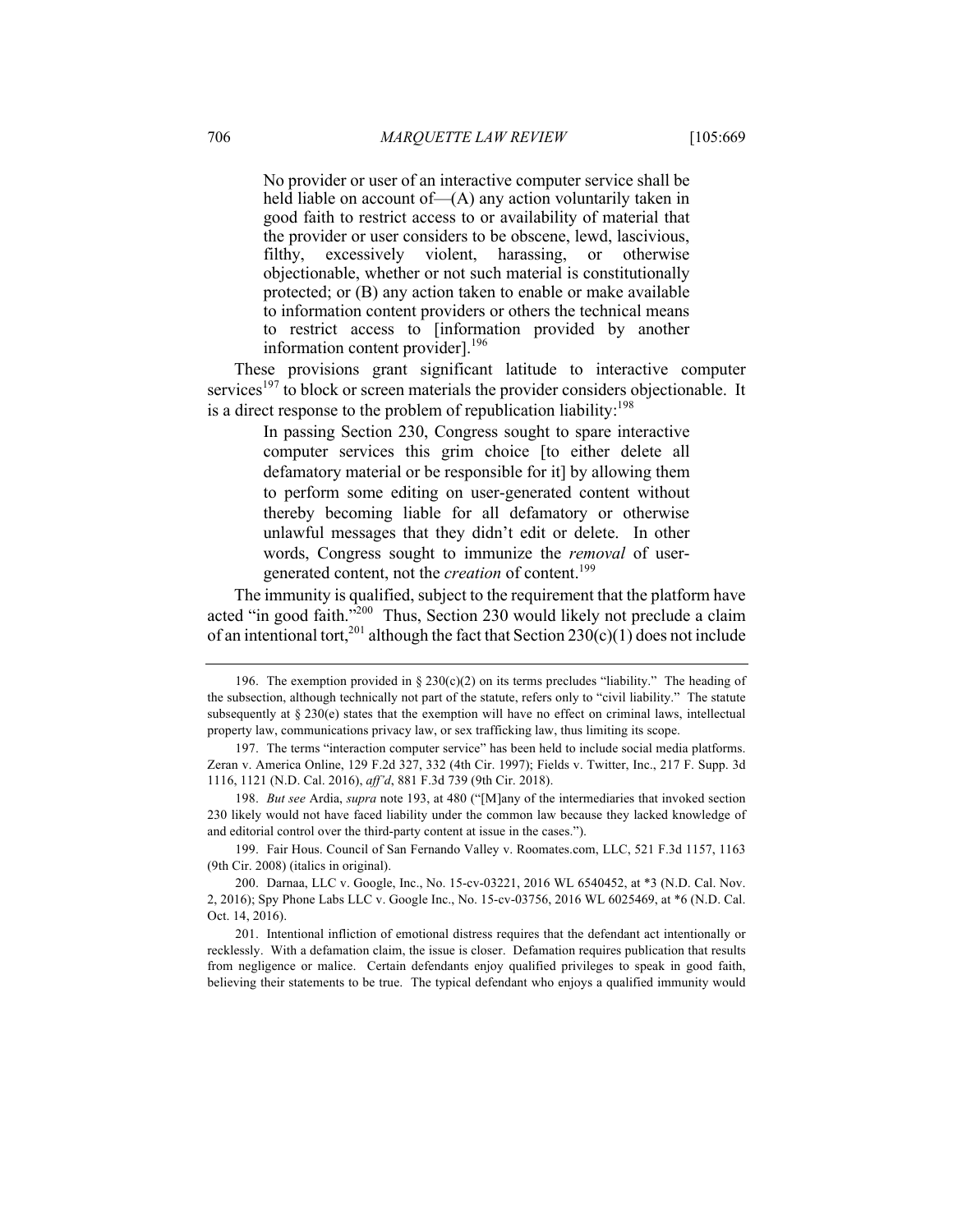> No provider or user of an interactive computer service shall be held liable on account of—(A) any action voluntarily taken in good faith to restrict access to or availability of material that the provider or user considers to be obscene, lewd, lascivious, filthy, excessively violent, harassing, or otherwise objectionable, whether or not such material is constitutionally protected; or (B) any action taken to enable or make available to information content providers or others the technical means to restrict access to [information provided by another information content provider].[196]

These provisions grant significant latitude to interactive computer services[197] to block or screen materials the provider considers objectionable. It is a direct response to the problem of republication liability:[198]

> In passing Section 230, Congress sought to spare interactive computer services this grim choice [to either delete all defamatory material or be responsible for it] by allowing them to perform some editing on user-generated content without thereby becoming liable for all defamatory or otherwise unlawful messages that they didn't edit or delete. In other words, Congress sought to immunize the *removal* of user-generated content, not the *creation* of content.[199]

The immunity is qualified, subject to the requirement that the platform have acted "in good faith."[200] Thus, Section 230 would likely not preclude a claim of an intentional tort,[201] although the fact that Section 230(c)(1) does not include

---

196. The exemption provided in § 230(c)(2) on its terms precludes "liability." The heading of the subsection, although technically not part of the statute, refers only to "civil liability." The statute subsequently at § 230(e) states that the exemption will have no effect on criminal laws, intellectual property law, communications privacy law, or sex trafficking law, thus limiting its scope.

197. The terms "interaction computer service" has been held to include social media platforms. Zeran v. America Online, 129 F.2d 327, 332 (4th Cir. 1997); Fields v. Twitter, Inc., 217 F. Supp. 3d 1116, 1121 (N.D. Cal. 2016), *aff'd*, 881 F.3d 739 (9th Cir. 2018).

198. *But see* Ardia, *supra* note 193, at 480 ("[M]any of the intermediaries that invoked section 230 likely would not have faced liability under the common law because they lacked knowledge of and editorial control over the third-party content at issue in the cases.").

199. Fair Hous. Council of San Fernando Valley v. Roomates.com, LLC, 521 F.3d 1157, 1163 (9th Cir. 2008) (italics in original).

200. Darnaa, LLC v. Google, Inc., No. 15-cv-03221, 2016 WL 6540452, at *3 (N.D. Cal. Nov. 2, 2016); Spy Phone Labs LLC v. Google Inc., No. 15-cv-03756, 2016 WL 6025469, at *6 (N.D. Cal. Oct. 14, 2016).

201. Intentional infliction of emotional distress requires that the defendant act intentionally or recklessly. With a defamation claim, the issue is closer. Defamation requires publication that results from negligence or malice. Certain defendants enjoy qualified privileges to speak in good faith, believing their statements to be true. The typical defendant who enjoys a qualified immunity would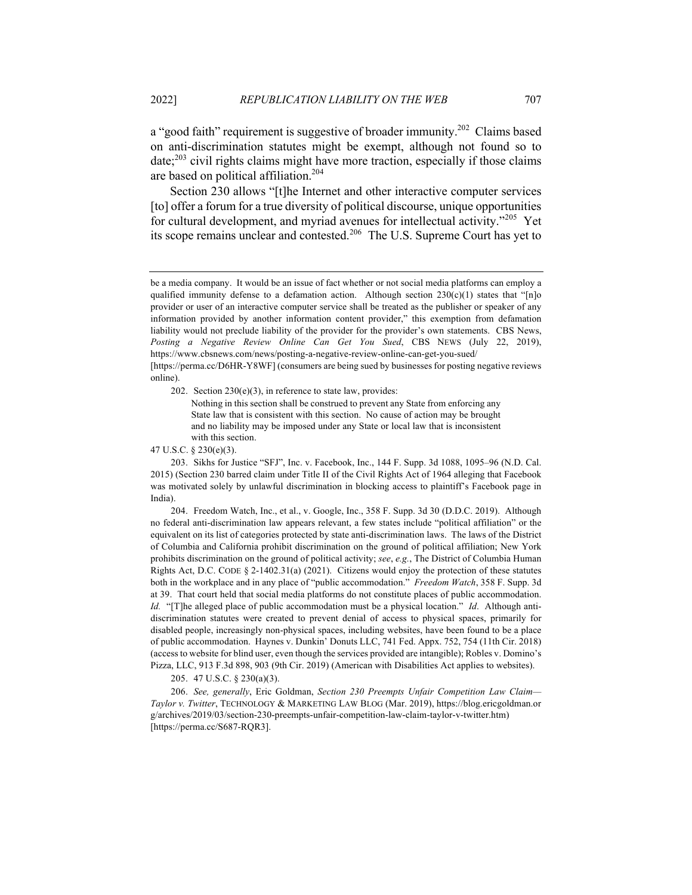a "good faith" requirement is suggestive of broader immunity.[202] Claims based on anti-discrimination statutes might be exempt, although not found so to date;[203] civil rights claims might have more traction, especially if those claims are based on political affiliation.[204]

Section 230 allows "[t]he Internet and other interactive computer services [to] offer a forum for a true diversity of political discourse, unique opportunities for cultural development, and myriad avenues for intellectual activity."[205] Yet its scope remains unclear and contested.[206] The U.S. Supreme Court has yet to

---

be a media company. It would be an issue of fact whether or not social media platforms can employ a qualified immunity defense to a defamation action. Although section 230(c)(1) states that "[n]o provider or user of an interactive computer service shall be treated as the publisher or speaker of any information provided by another information content provider," this exemption from defamation liability would not preclude liability of the provider for the provider's own statements. CBS News, *Posting a Negative Review Online Can Get You Sued*, CBS NEWS (July 22, 2019), https://www.cbsnews.com/news/posting-a-negative-review-online-can-get-you-sued/ [https://perma.cc/D6HR-Y8WF] (consumers are being sued by businesses for posting negative reviews online).

202. Section 230(e)(3), in reference to state law, provides:

> Nothing in this section shall be construed to prevent any State from enforcing any State law that is consistent with this section. No cause of action may be brought and no liability may be imposed under any State or local law that is inconsistent with this section.

47 U.S.C. § 230(e)(3).

203. Sikhs for Justice "SFJ", Inc. v. Facebook, Inc., 144 F. Supp. 3d 1088, 1095–96 (N.D. Cal. 2015) (Section 230 barred claim under Title II of the Civil Rights Act of 1964 alleging that Facebook was motivated solely by unlawful discrimination in blocking access to plaintiff's Facebook page in India).

204. Freedom Watch, Inc., et al., v. Google, Inc., 358 F. Supp. 3d 30 (D.D.C. 2019). Although no federal anti-discrimination law appears relevant, a few states include "political affiliation" or the equivalent on its list of categories protected by state anti-discrimination laws. The laws of the District of Columbia and California prohibit discrimination on the ground of political affiliation; New York prohibits discrimination on the ground of political activity; *see*, *e.g.*, The District of Columbia Human Rights Act, D.C. CODE § 2-1402.31(a) (2021). Citizens would enjoy the protection of these statutes both in the workplace and in any place of "public accommodation." *Freedom Watch*, 358 F. Supp. 3d at 39. That court held that social media platforms do not constitute places of public accommodation. *Id.* "[T]he alleged place of public accommodation must be a physical location." *Id*. Although anti-discrimination statutes were created to prevent denial of access to physical spaces, primarily for disabled people, increasingly non-physical spaces, including websites, have been found to be a place of public accommodation. Haynes v. Dunkin' Donuts LLC, 741 Fed. Appx. 752, 754 (11th Cir. 2018) (access to website for blind user, even though the services provided are intangible); Robles v. Domino's Pizza, LLC, 913 F.3d 898, 903 (9th Cir. 2019) (American with Disabilities Act applies to websites).

205. 47 U.S.C. § 230(a)(3).

206. *See, generally*, Eric Goldman, *Section 230 Preempts Unfair Competition Law Claim—Taylor v. Twitter*, TECHNOLOGY & MARKETING LAW BLOG (Mar. 2019), https://blog.ericgoldman.org/archives/2019/03/section-230-preempts-unfair-competition-law-claim-taylor-v-twitter.htm) [https://perma.cc/S687-RQR3].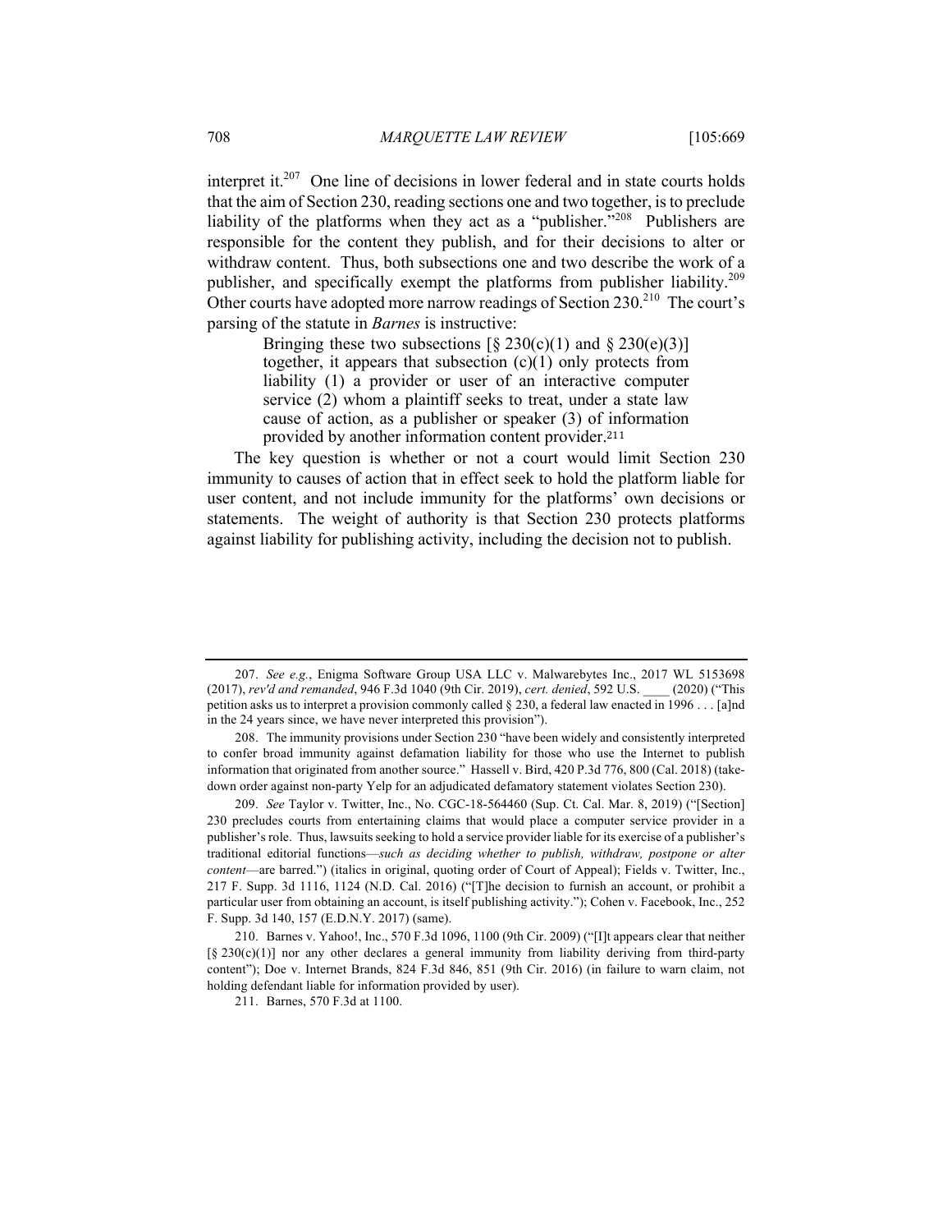interpret it.[207] One line of decisions in lower federal and in state courts holds that the aim of Section 230, reading sections one and two together, is to preclude liability of the platforms when they act as a "publisher."[208] Publishers are responsible for the content they publish, and for their decisions to alter or withdraw content. Thus, both subsections one and two describe the work of a publisher, and specifically exempt the platforms from publisher liability.[209] Other courts have adopted more narrow readings of Section 230.[210] The court's parsing of the statute in *Barnes* is instructive:

> Bringing these two subsections [§ 230(c)(1) and § 230(e)(3)] together, it appears that subsection (c)(1) only protects from liability (1) a provider or user of an interactive computer service (2) whom a plaintiff seeks to treat, under a state law cause of action, as a publisher or speaker (3) of information provided by another information content provider.[211]

The key question is whether or not a court would limit Section 230 immunity to causes of action that in effect seek to hold the platform liable for user content, and not include immunity for the platforms' own decisions or statements. The weight of authority is that Section 230 protects platforms against liability for publishing activity, including the decision not to publish.

---

207. *See e.g.*, Enigma Software Group USA LLC v. Malwarebytes Inc., 2017 WL 5153698 (2017), *rev'd and remanded*, 946 F.3d 1040 (9th Cir. 2019), *cert. denied*, 592 U.S. ____ (2020) ("This petition asks us to interpret a provision commonly called § 230, a federal law enacted in 1996 . . . [a]nd in the 24 years since, we have never interpreted this provision").

208. The immunity provisions under Section 230 "have been widely and consistently interpreted to confer broad immunity against defamation liability for those who use the Internet to publish information that originated from another source." Hassell v. Bird, 420 P.3d 776, 800 (Cal. 2018) (take-down order against non-party Yelp for an adjudicated defamatory statement violates Section 230).

209. *See* Taylor v. Twitter, Inc., No. CGC-18-564460 (Sup. Ct. Cal. Mar. 8, 2019) ("[Section] 230 precludes courts from entertaining claims that would place a computer service provider in a publisher's role. Thus, lawsuits seeking to hold a service provider liable for its exercise of a publisher's traditional editorial functions—*such as deciding whether to publish, withdraw, postpone or alter content*—are barred.") (italics in original, quoting order of Court of Appeal); Fields v. Twitter, Inc., 217 F. Supp. 3d 1116, 1124 (N.D. Cal. 2016) ("[T]he decision to furnish an account, or prohibit a particular user from obtaining an account, is itself publishing activity."); Cohen v. Facebook, Inc., 252 F. Supp. 3d 140, 157 (E.D.N.Y. 2017) (same).

210. Barnes v. Yahoo!, Inc., 570 F.3d 1096, 1100 (9th Cir. 2009) ("[I]t appears clear that neither [§ 230(c)(1)] nor any other declares a general immunity from liability deriving from third-party content"); Doe v. Internet Brands, 824 F.3d 846, 851 (9th Cir. 2016) (in failure to warn claim, not holding defendant liable for information provided by user).

211. Barnes, 570 F.3d at 1100.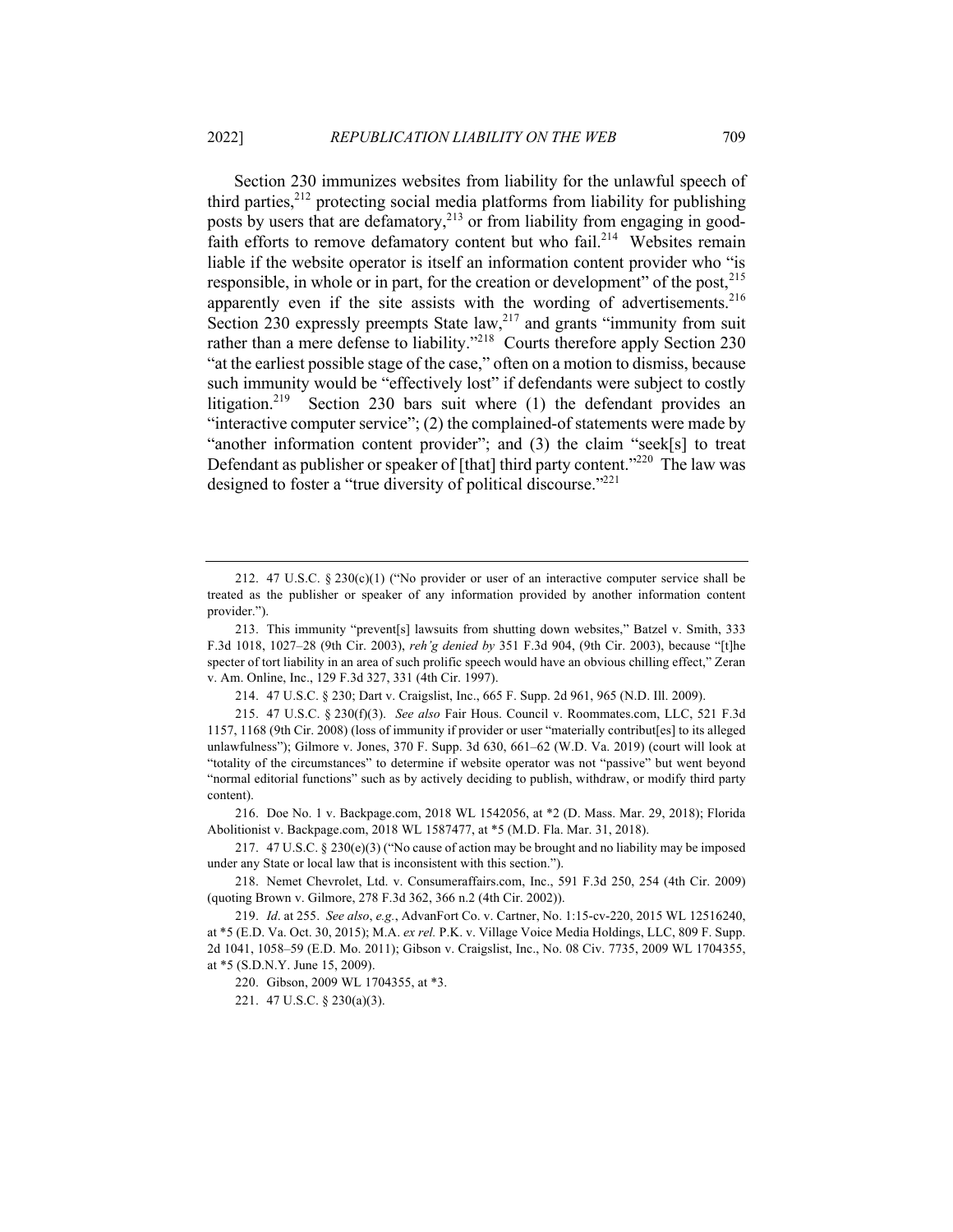Section 230 immunizes websites from liability for the unlawful speech of third parties,[212] protecting social media platforms from liability for publishing posts by users that are defamatory,[213] or from liability from engaging in good-faith efforts to remove defamatory content but who fail.[214] Websites remain liable if the website operator is itself an information content provider who "is responsible, in whole or in part, for the creation or development" of the post,[215] apparently even if the site assists with the wording of advertisements.[216] Section 230 expressly preempts State law,[217] and grants "immunity from suit rather than a mere defense to liability."[218] Courts therefore apply Section 230 "at the earliest possible stage of the case," often on a motion to dismiss, because such immunity would be "effectively lost" if defendants were subject to costly litigation.[219] Section 230 bars suit where (1) the defendant provides an "interactive computer service"; (2) the complained-of statements were made by "another information content provider"; and (3) the claim "seek[s] to treat Defendant as publisher or speaker of [that] third party content."[220] The law was designed to foster a "true diversity of political discourse."[221]

---

212. 47 U.S.C. § 230(c)(1) ("No provider or user of an interactive computer service shall be treated as the publisher or speaker of any information provided by another information content provider.").

213. This immunity "prevent[s] lawsuits from shutting down websites," Batzel v. Smith, 333 F.3d 1018, 1027–28 (9th Cir. 2003), *reh'g denied by* 351 F.3d 904, (9th Cir. 2003), because "[t]he specter of tort liability in an area of such prolific speech would have an obvious chilling effect," Zeran v. Am. Online, Inc., 129 F.3d 327, 331 (4th Cir. 1997).

214. 47 U.S.C. § 230; Dart v. Craigslist, Inc., 665 F. Supp. 2d 961, 965 (N.D. Ill. 2009).

215. 47 U.S.C. § 230(f)(3). *See also* Fair Hous. Council v. Roommates.com, LLC, 521 F.3d 1157, 1168 (9th Cir. 2008) (loss of immunity if provider or user "materially contribut[es] to its alleged unlawfulness"); Gilmore v. Jones, 370 F. Supp. 3d 630, 661–62 (W.D. Va. 2019) (court will look at "totality of the circumstances" to determine if website operator was not "passive" but went beyond "normal editorial functions" such as by actively deciding to publish, withdraw, or modify third party content).

216. Doe No. 1 v. Backpage.com, 2018 WL 1542056, at *2 (D. Mass. Mar. 29, 2018); Florida Abolitionist v. Backpage.com, 2018 WL 1587477, at *5 (M.D. Fla. Mar. 31, 2018).

217. 47 U.S.C. § 230(e)(3) ("No cause of action may be brought and no liability may be imposed under any State or local law that is inconsistent with this section.").

218. Nemet Chevrolet, Ltd. v. Consumeraffairs.com, Inc., 591 F.3d 250, 254 (4th Cir. 2009) (quoting Brown v. Gilmore, 278 F.3d 362, 366 n.2 (4th Cir. 2002)).

219. *Id*. at 255. *See also*, *e.g.*, AdvanFort Co. v. Cartner, No. 1:15-cv-220, 2015 WL 12516240, at *5 (E.D. Va. Oct. 30, 2015); M.A. *ex rel.* P.K. v. Village Voice Media Holdings, LLC, 809 F. Supp. 2d 1041, 1058–59 (E.D. Mo. 2011); Gibson v. Craigslist, Inc., No. 08 Civ. 7735, 2009 WL 1704355, at *5 (S.D.N.Y. June 15, 2009).

220. Gibson, 2009 WL 1704355, at *3.

221. 47 U.S.C. § 230(a)(3).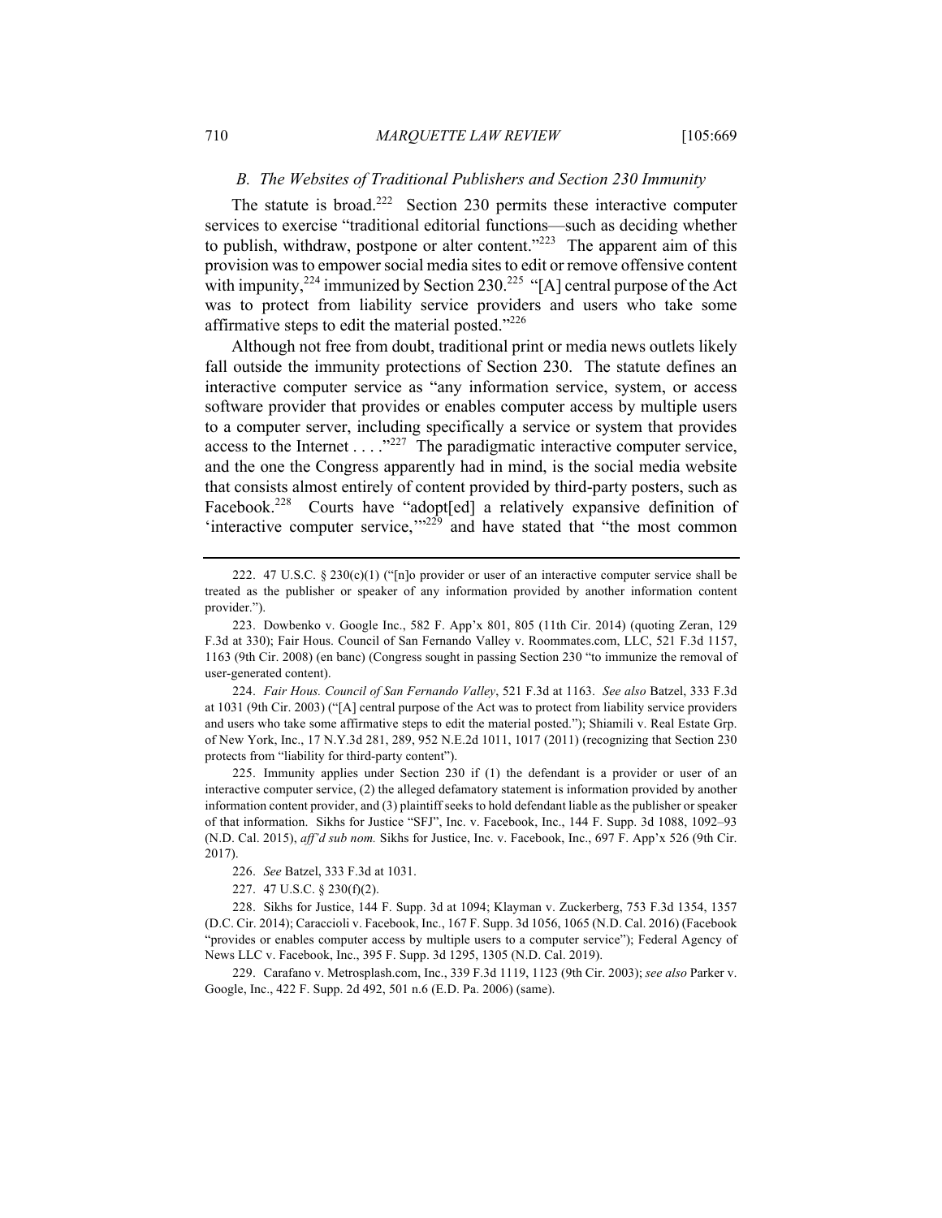### *B. The Websites of Traditional Publishers and Section 230 Immunity*

The statute is broad.[222] Section 230 permits these interactive computer services to exercise "traditional editorial functions—such as deciding whether to publish, withdraw, postpone or alter content."[223] The apparent aim of this provision was to empower social media sites to edit or remove offensive content with impunity,[224] immunized by Section 230.[225] "[A] central purpose of the Act was to protect from liability service providers and users who take some affirmative steps to edit the material posted."[226]

Although not free from doubt, traditional print or media news outlets likely fall outside the immunity protections of Section 230. The statute defines an interactive computer service as "any information service, system, or access software provider that provides or enables computer access by multiple users to a computer server, including specifically a service or system that provides access to the Internet . . . ."[227] The paradigmatic interactive computer service, and the one the Congress apparently had in mind, is the social media website that consists almost entirely of content provided by third-party posters, such as Facebook.[228] Courts have "adopt[ed] a relatively expansive definition of 'interactive computer service,'"[229] and have stated that "the most common

---

222. 47 U.S.C. § 230(c)(1) ("[n]o provider or user of an interactive computer service shall be treated as the publisher or speaker of any information provided by another information content provider.").

223. Dowbenko v. Google Inc., 582 F. App'x 801, 805 (11th Cir. 2014) (quoting Zeran, 129 F.3d at 330); Fair Hous. Council of San Fernando Valley v. Roommates.com, LLC, 521 F.3d 1157, 1163 (9th Cir. 2008) (en banc) (Congress sought in passing Section 230 "to immunize the removal of user-generated content).

224. *Fair Hous. Council of San Fernando Valley*, 521 F.3d at 1163. *See also* Batzel, 333 F.3d at 1031 (9th Cir. 2003) ("[A] central purpose of the Act was to protect from liability service providers and users who take some affirmative steps to edit the material posted."); Shiamili v. Real Estate Grp. of New York, Inc., 17 N.Y.3d 281, 289, 952 N.E.2d 1011, 1017 (2011) (recognizing that Section 230 protects from "liability for third-party content").

225. Immunity applies under Section 230 if (1) the defendant is a provider or user of an interactive computer service, (2) the alleged defamatory statement is information provided by another information content provider, and (3) plaintiff seeks to hold defendant liable as the publisher or speaker of that information. Sikhs for Justice "SFJ", Inc. v. Facebook, Inc., 144 F. Supp. 3d 1088, 1092–93 (N.D. Cal. 2015), *aff'd sub nom.* Sikhs for Justice, Inc. v. Facebook, Inc., 697 F. App'x 526 (9th Cir. 2017).

226. *See* Batzel, 333 F.3d at 1031.

227. 47 U.S.C. § 230(f)(2).

228. Sikhs for Justice, 144 F. Supp. 3d at 1094; Klayman v. Zuckerberg, 753 F.3d 1354, 1357 (D.C. Cir. 2014); Caraccioli v. Facebook, Inc., 167 F. Supp. 3d 1056, 1065 (N.D. Cal. 2016) (Facebook "provides or enables computer access by multiple users to a computer service"); Federal Agency of News LLC v. Facebook, Inc., 395 F. Supp. 3d 1295, 1305 (N.D. Cal. 2019).

229. Carafano v. Metrosplash.com, Inc., 339 F.3d 1119, 1123 (9th Cir. 2003); *see also* Parker v. Google, Inc., 422 F. Supp. 2d 492, 501 n.6 (E.D. Pa. 2006) (same).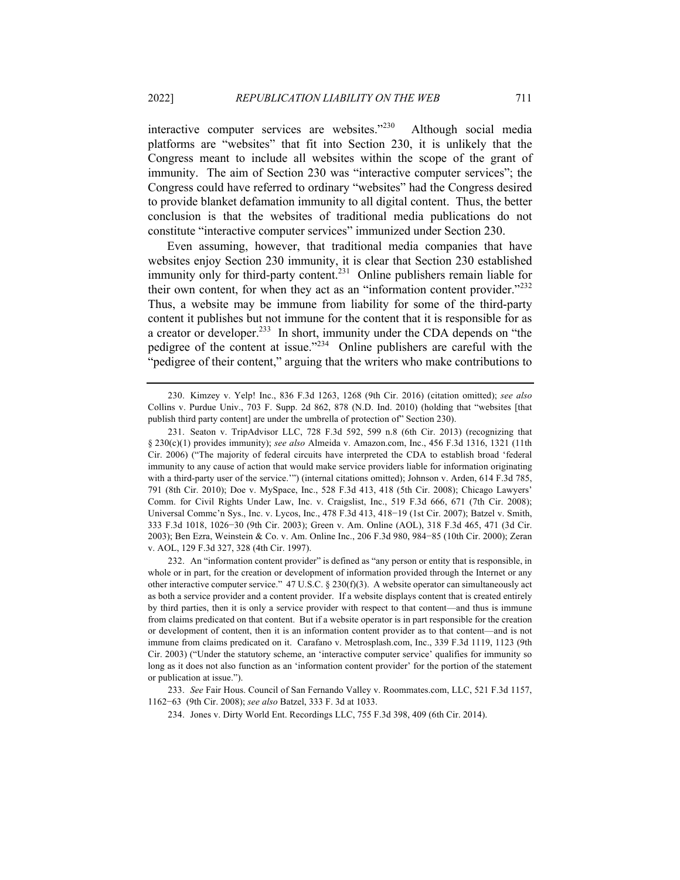interactive computer services are websites."[230] Although social media platforms are "websites" that fit into Section 230, it is unlikely that the Congress meant to include all websites within the scope of the grant of immunity. The aim of Section 230 was "interactive computer services"; the Congress could have referred to ordinary "websites" had the Congress desired to provide blanket defamation immunity to all digital content. Thus, the better conclusion is that the websites of traditional media publications do not constitute "interactive computer services" immunized under Section 230.

Even assuming, however, that traditional media companies that have websites enjoy Section 230 immunity, it is clear that Section 230 established immunity only for third-party content.[231] Online publishers remain liable for their own content, for when they act as an "information content provider."[232] Thus, a website may be immune from liability for some of the third-party content it publishes but not immune for the content that it is responsible for as a creator or developer.[233] In short, immunity under the CDA depends on "the pedigree of the content at issue."[234] Online publishers are careful with the "pedigree of their content," arguing that the writers who make contributions to

---

230. Kimzey v. Yelp! Inc., 836 F.3d 1263, 1268 (9th Cir. 2016) (citation omitted); *see also* Collins v. Purdue Univ., 703 F. Supp. 2d 862, 878 (N.D. Ind. 2010) (holding that "websites [that publish third party content] are under the umbrella of protection of" Section 230).

231. Seaton v. TripAdvisor LLC, 728 F.3d 592, 599 n.8 (6th Cir. 2013) (recognizing that § 230(c)(1) provides immunity); *see also* Almeida v. Amazon.com, Inc., 456 F.3d 1316, 1321 (11th Cir. 2006) ("The majority of federal circuits have interpreted the CDA to establish broad 'federal immunity to any cause of action that would make service providers liable for information originating with a third-party user of the service.'") (internal citations omitted); Johnson v. Arden, 614 F.3d 785, 791 (8th Cir. 2010); Doe v. MySpace, Inc., 528 F.3d 413, 418 (5th Cir. 2008); Chicago Lawyers' Comm. for Civil Rights Under Law, Inc. v. Craigslist, Inc., 519 F.3d 666, 671 (7th Cir. 2008); Universal Commc'n Sys., Inc. v. Lycos, Inc., 478 F.3d 413, 418−19 (1st Cir. 2007); Batzel v. Smith, 333 F.3d 1018, 1026−30 (9th Cir. 2003); Green v. Am. Online (AOL), 318 F.3d 465, 471 (3d Cir. 2003); Ben Ezra, Weinstein & Co. v. Am. Online Inc., 206 F.3d 980, 984−85 (10th Cir. 2000); Zeran v. AOL, 129 F.3d 327, 328 (4th Cir. 1997).

232. An "information content provider" is defined as "any person or entity that is responsible, in whole or in part, for the creation or development of information provided through the Internet or any other interactive computer service." 47 U.S.C. § 230(f)(3). A website operator can simultaneously act as both a service provider and a content provider. If a website displays content that is created entirely by third parties, then it is only a service provider with respect to that content—and thus is immune from claims predicated on that content. But if a website operator is in part responsible for the creation or development of content, then it is an information content provider as to that content—and is not immune from claims predicated on it. Carafano v. Metrosplash.com, Inc., 339 F.3d 1119, 1123 (9th Cir. 2003) ("Under the statutory scheme, an 'interactive computer service' qualifies for immunity so long as it does not also function as an 'information content provider' for the portion of the statement or publication at issue.").

233. *See* Fair Hous. Council of San Fernando Valley v. Roommates.com, LLC, 521 F.3d 1157, 1162−63 (9th Cir. 2008); *see also* Batzel, 333 F. 3d at 1033.

234. Jones v. Dirty World Ent. Recordings LLC, 755 F.3d 398, 409 (6th Cir. 2014).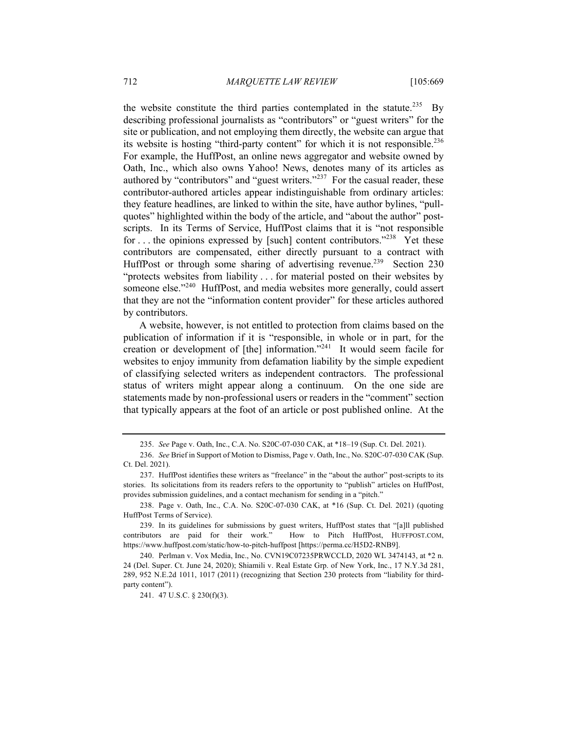the website constitute the third parties contemplated in the statute.[235] By describing professional journalists as "contributors" or "guest writers" for the site or publication, and not employing them directly, the website can argue that its website is hosting "third-party content" for which it is not responsible.[236] For example, the HuffPost, an online news aggregator and website owned by Oath, Inc., which also owns Yahoo! News, denotes many of its articles as authored by "contributors" and "guest writers."[237] For the casual reader, these contributor-authored articles appear indistinguishable from ordinary articles: they feature headlines, are linked to within the site, have author bylines, "pull-quotes" highlighted within the body of the article, and "about the author" post-scripts. In its Terms of Service, HuffPost claims that it is "not responsible for . . . the opinions expressed by [such] content contributors."[238] Yet these contributors are compensated, either directly pursuant to a contract with HuffPost or through some sharing of advertising revenue.[239] Section 230 "protects websites from liability . . . for material posted on their websites by someone else."[240] HuffPost, and media websites more generally, could assert that they are not the "information content provider" for these articles authored by contributors.

A website, however, is not entitled to protection from claims based on the publication of information if it is "responsible, in whole or in part, for the creation or development of [the] information."[241] It would seem facile for websites to enjoy immunity from defamation liability by the simple expedient of classifying selected writers as independent contractors. The professional status of writers might appear along a continuum. On the one side are statements made by non-professional users or readers in the "comment" section that typically appears at the foot of an article or post published online. At the

---

235. *See* Page v. Oath, Inc., C.A. No. S20C-07-030 CAK, at *18–19 (Sup. Ct. Del. 2021).

236. *See* Brief in Support of Motion to Dismiss, Page v. Oath, Inc., No. S20C-07-030 CAK (Sup. Ct. Del. 2021).

237. HuffPost identifies these writers as "freelance" in the "about the author" post-scripts to its stories. Its solicitations from its readers refers to the opportunity to "publish" articles on HuffPost, provides submission guidelines, and a contact mechanism for sending in a "pitch."

238. Page v. Oath, Inc., C.A. No. S20C-07-030 CAK, at *16 (Sup. Ct. Del. 2021) (quoting HuffPost Terms of Service).

239. In its guidelines for submissions by guest writers, HuffPost states that "[a]ll published contributors are paid for their work." How to Pitch HuffPost, HUFFPOST.COM, https://www.huffpost.com/static/how-to-pitch-huffpost [https://perma.cc/H5D2-RNB9].

240. Perlman v. Vox Media, Inc., No. CVN19C07235PRWCCLD, 2020 WL 3474143, at *2 n. 24 (Del. Super. Ct. June 24, 2020); Shiamili v. Real Estate Grp. of New York, Inc., 17 N.Y.3d 281, 289, 952 N.E.2d 1011, 1017 (2011) (recognizing that Section 230 protects from "liability for third-party content").

241. 47 U.S.C. § 230(f)(3).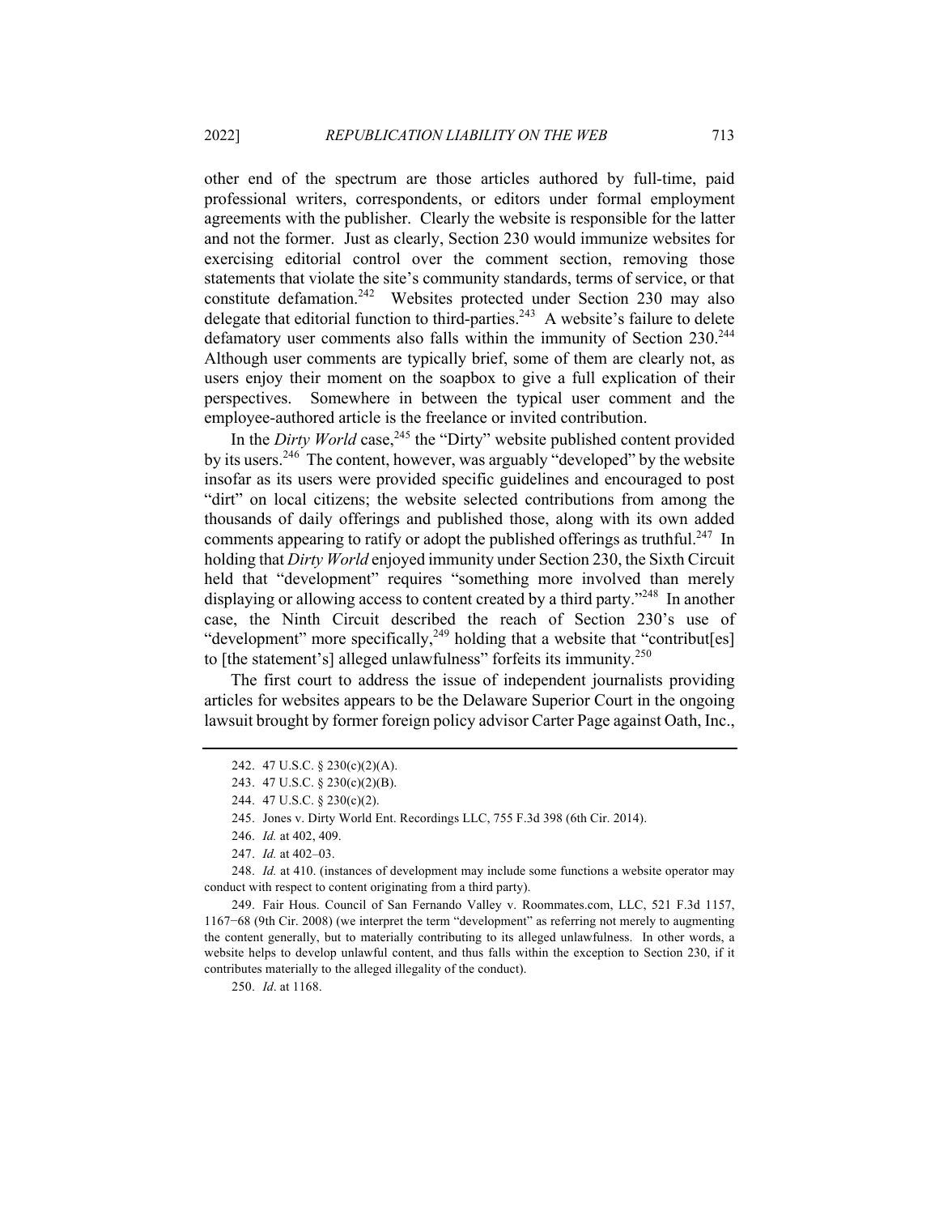other end of the spectrum are those articles authored by full-time, paid professional writers, correspondents, or editors under formal employment agreements with the publisher. Clearly the website is responsible for the latter and not the former. Just as clearly, Section 230 would immunize websites for exercising editorial control over the comment section, removing those statements that violate the site's community standards, terms of service, or that constitute defamation.[242] Websites protected under Section 230 may also delegate that editorial function to third-parties.[243] A website's failure to delete defamatory user comments also falls within the immunity of Section 230.[244] Although user comments are typically brief, some of them are clearly not, as users enjoy their moment on the soapbox to give a full explication of their perspectives. Somewhere in between the typical user comment and the employee-authored article is the freelance or invited contribution.

In the *Dirty World* case,[245] the "Dirty" website published content provided by its users.[246] The content, however, was arguably "developed" by the website insofar as its users were provided specific guidelines and encouraged to post "dirt" on local citizens; the website selected contributions from among the thousands of daily offerings and published those, along with its own added comments appearing to ratify or adopt the published offerings as truthful.[247] In holding that *Dirty World* enjoyed immunity under Section 230, the Sixth Circuit held that "development" requires "something more involved than merely displaying or allowing access to content created by a third party."[248] In another case, the Ninth Circuit described the reach of Section 230's use of "development" more specifically,[249] holding that a website that "contribut[es] to [the statement's] alleged unlawfulness" forfeits its immunity.[250]

The first court to address the issue of independent journalists providing articles for websites appears to be the Delaware Superior Court in the ongoing lawsuit brought by former foreign policy advisor Carter Page against Oath, Inc.,

---

242. 47 U.S.C. § 230(c)(2)(A).

243. 47 U.S.C. § 230(c)(2)(B).

244. 47 U.S.C. § 230(c)(2).

245. Jones v. Dirty World Ent. Recordings LLC, 755 F.3d 398 (6th Cir. 2014).

246. *Id.* at 402, 409.

247. *Id.* at 402–03.

248. *Id.* at 410. (instances of development may include some functions a website operator may conduct with respect to content originating from a third party).

249. Fair Hous. Council of San Fernando Valley v. Roommates.com, LLC, 521 F.3d 1157, 1167−68 (9th Cir. 2008) (we interpret the term "development" as referring not merely to augmenting the content generally, but to materially contributing to its alleged unlawfulness. In other words, a website helps to develop unlawful content, and thus falls within the exception to Section 230, if it contributes materially to the alleged illegality of the conduct).

250. *Id*. at 1168.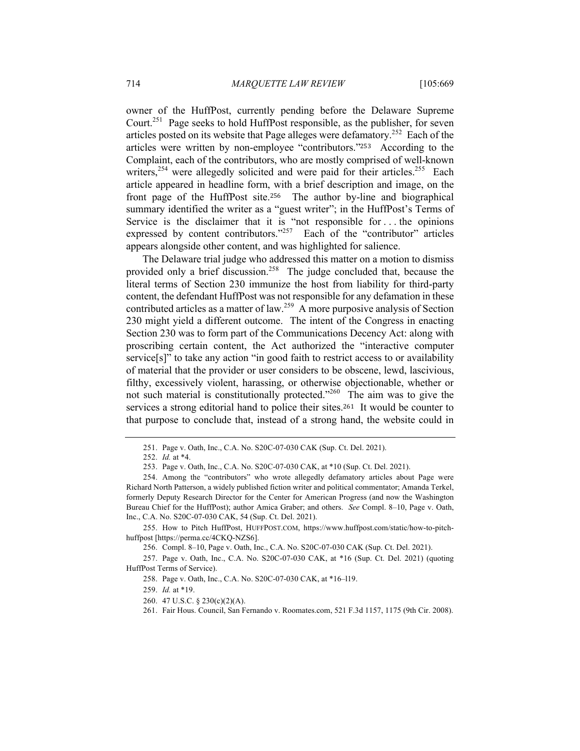owner of the HuffPost, currently pending before the Delaware Supreme Court.[251] Page seeks to hold HuffPost responsible, as the publisher, for seven articles posted on its website that Page alleges were defamatory.[252] Each of the articles were written by non-employee "contributors."[253] According to the Complaint, each of the contributors, who are mostly comprised of well-known writers,[254] were allegedly solicited and were paid for their articles.[255] Each article appeared in headline form, with a brief description and image, on the front page of the HuffPost site.[256] The author by-line and biographical summary identified the writer as a "guest writer"; in the HuffPost's Terms of Service is the disclaimer that it is "not responsible for . . . the opinions expressed by content contributors."[257] Each of the "contributor" articles appears alongside other content, and was highlighted for salience.

The Delaware trial judge who addressed this matter on a motion to dismiss provided only a brief discussion.[258] The judge concluded that, because the literal terms of Section 230 immunize the host from liability for third-party content, the defendant HuffPost was not responsible for any defamation in these contributed articles as a matter of law.[259] A more purposive analysis of Section 230 might yield a different outcome. The intent of the Congress in enacting Section 230 was to form part of the Communications Decency Act: along with proscribing certain content, the Act authorized the "interactive computer service[s]" to take any action "in good faith to restrict access to or availability of material that the provider or user considers to be obscene, lewd, lascivious, filthy, excessively violent, harassing, or otherwise objectionable, whether or not such material is constitutionally protected."[260] The aim was to give the services a strong editorial hand to police their sites.[261] It would be counter to that purpose to conclude that, instead of a strong hand, the website could in

251. Page v. Oath, Inc., C.A. No. S20C-07-030 CAK (Sup. Ct. Del. 2021).

252. *Id.* at *4.

253. Page v. Oath, Inc., C.A. No. S20C-07-030 CAK, at *10 (Sup. Ct. Del. 2021).

254. Among the "contributors" who wrote allegedly defamatory articles about Page were Richard North Patterson, a widely published fiction writer and political commentator; Amanda Terkel, formerly Deputy Research Director for the Center for American Progress (and now the Washington Bureau Chief for the HuffPost); author Amica Graber; and others. *See* Compl. 8–10, Page v. Oath, Inc., C.A. No. S20C-07-030 CAK, 54 (Sup. Ct. Del. 2021).

255. How to Pitch HuffPost, HUFFPOST.COM, https://www.huffpost.com/static/how-to-pitch-huffpost [https://perma.cc/4CKQ-NZS6].

256. Compl. 8–10, Page v. Oath, Inc., C.A. No. S20C-07-030 CAK (Sup. Ct. Del. 2021).

257. Page v. Oath, Inc., C.A. No. S20C-07-030 CAK, at *16 (Sup. Ct. Del. 2021) (quoting HuffPost Terms of Service).

258. Page v. Oath, Inc., C.A. No. S20C-07-030 CAK, at *16–l19.

259. *Id.* at *19.

260. 47 U.S.C. § 230(c)(2)(A).

261. Fair Hous. Council, San Fernando v. Roomates.com, 521 F.3d 1157, 1175 (9th Cir. 2008).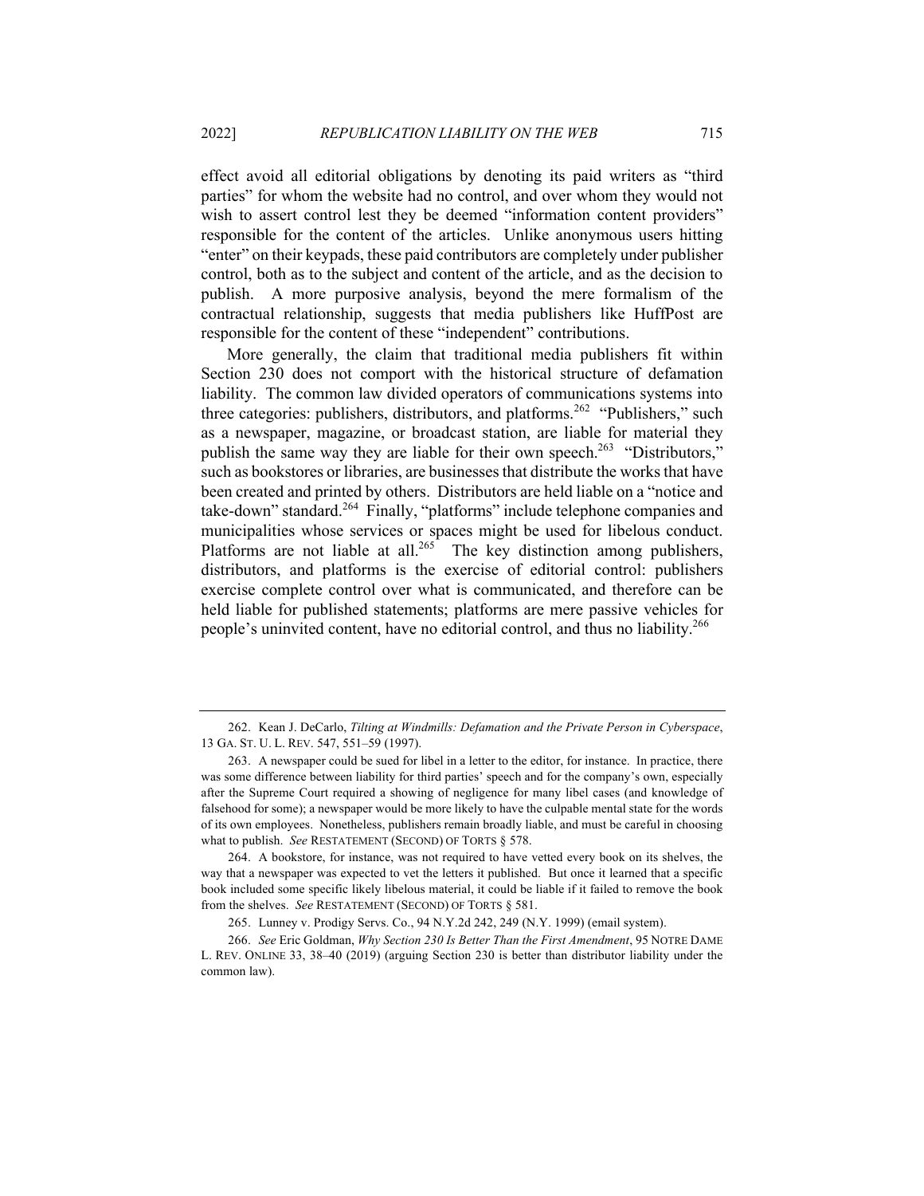effect avoid all editorial obligations by denoting its paid writers as "third parties" for whom the website had no control, and over whom they would not wish to assert control lest they be deemed "information content providers" responsible for the content of the articles. Unlike anonymous users hitting "enter" on their keypads, these paid contributors are completely under publisher control, both as to the subject and content of the article, and as the decision to publish. A more purposive analysis, beyond the mere formalism of the contractual relationship, suggests that media publishers like HuffPost are responsible for the content of these "independent" contributions.

More generally, the claim that traditional media publishers fit within Section 230 does not comport with the historical structure of defamation liability. The common law divided operators of communications systems into three categories: publishers, distributors, and platforms.[262] "Publishers," such as a newspaper, magazine, or broadcast station, are liable for material they publish the same way they are liable for their own speech.[263] "Distributors," such as bookstores or libraries, are businesses that distribute the works that have been created and printed by others. Distributors are held liable on a "notice and take-down" standard.[264] Finally, "platforms" include telephone companies and municipalities whose services or spaces might be used for libelous conduct. Platforms are not liable at all.[265] The key distinction among publishers, distributors, and platforms is the exercise of editorial control: publishers exercise complete control over what is communicated, and therefore can be held liable for published statements; platforms are mere passive vehicles for people's uninvited content, have no editorial control, and thus no liability.[266]

---

262. Kean J. DeCarlo, *Tilting at Windmills: Defamation and the Private Person in Cyberspace*, 13 GA. ST. U. L. REV. 547, 551–59 (1997).

263. A newspaper could be sued for libel in a letter to the editor, for instance. In practice, there was some difference between liability for third parties' speech and for the company's own, especially after the Supreme Court required a showing of negligence for many libel cases (and knowledge of falsehood for some); a newspaper would be more likely to have the culpable mental state for the words of its own employees. Nonetheless, publishers remain broadly liable, and must be careful in choosing what to publish. *See* RESTATEMENT (SECOND) OF TORTS § 578.

264. A bookstore, for instance, was not required to have vetted every book on its shelves, the way that a newspaper was expected to vet the letters it published. But once it learned that a specific book included some specific likely libelous material, it could be liable if it failed to remove the book from the shelves. *See* RESTATEMENT (SECOND) OF TORTS § 581.

265. Lunney v. Prodigy Servs. Co., 94 N.Y.2d 242, 249 (N.Y. 1999) (email system).

266. *See* Eric Goldman, *Why Section 230 Is Better Than the First Amendment*, 95 NOTRE DAME L. REV. ONLINE 33, 38–40 (2019) (arguing Section 230 is better than distributor liability under the common law).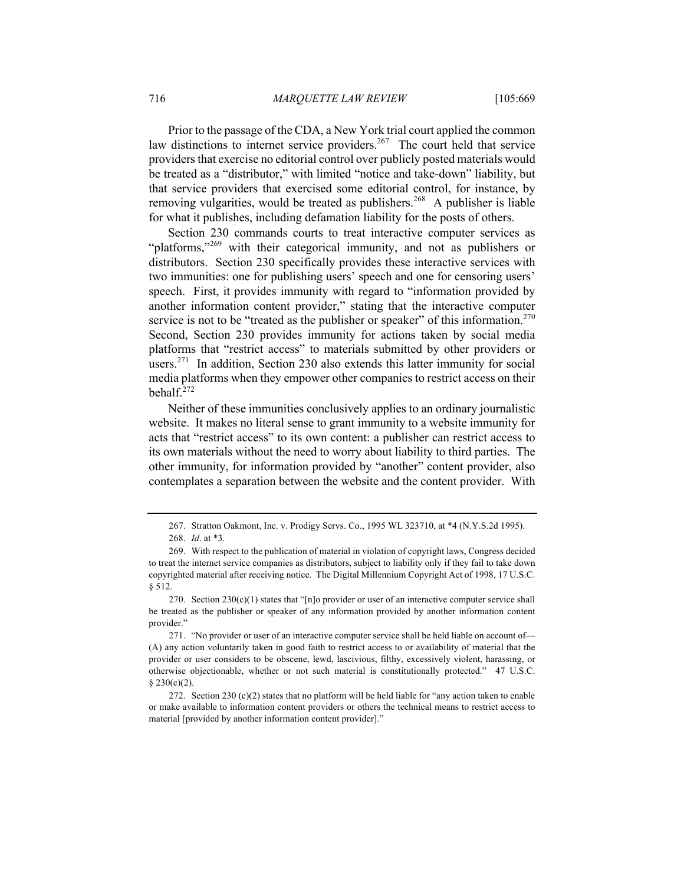Prior to the passage of the CDA, a New York trial court applied the common law distinctions to internet service providers.[267] The court held that service providers that exercise no editorial control over publicly posted materials would be treated as a "distributor," with limited "notice and take-down" liability, but that service providers that exercised some editorial control, for instance, by removing vulgarities, would be treated as publishers.[268] A publisher is liable for what it publishes, including defamation liability for the posts of others.

Section 230 commands courts to treat interactive computer services as "platforms,"[269] with their categorical immunity, and not as publishers or distributors. Section 230 specifically provides these interactive services with two immunities: one for publishing users' speech and one for censoring users' speech. First, it provides immunity with regard to "information provided by another information content provider," stating that the interactive computer service is not to be "treated as the publisher or speaker" of this information.[270] Second, Section 230 provides immunity for actions taken by social media platforms that "restrict access" to materials submitted by other providers or users.[271] In addition, Section 230 also extends this latter immunity for social media platforms when they empower other companies to restrict access on their behalf.[272]

Neither of these immunities conclusively applies to an ordinary journalistic website. It makes no literal sense to grant immunity to a website immunity for acts that "restrict access" to its own content: a publisher can restrict access to its own materials without the need to worry about liability to third parties. The other immunity, for information provided by "another" content provider, also contemplates a separation between the website and the content provider. With

---

267. Stratton Oakmont, Inc. v. Prodigy Servs. Co., 1995 WL 323710, at *4 (N.Y.S.2d 1995).

268. *Id*. at *3.

269. With respect to the publication of material in violation of copyright laws, Congress decided to treat the internet service companies as distributors, subject to liability only if they fail to take down copyrighted material after receiving notice. The Digital Millennium Copyright Act of 1998, 17 U.S.C. § 512.

270. Section 230(c)(1) states that "[n]o provider or user of an interactive computer service shall be treated as the publisher or speaker of any information provided by another information content provider."

271. "No provider or user of an interactive computer service shall be held liable on account of—(A) any action voluntarily taken in good faith to restrict access to or availability of material that the provider or user considers to be obscene, lewd, lascivious, filthy, excessively violent, harassing, or otherwise objectionable, whether or not such material is constitutionally protected." 47 U.S.C. § 230(c)(2).

272. Section 230 (c)(2) states that no platform will be held liable for "any action taken to enable or make available to information content providers or others the technical means to restrict access to material [provided by another information content provider]."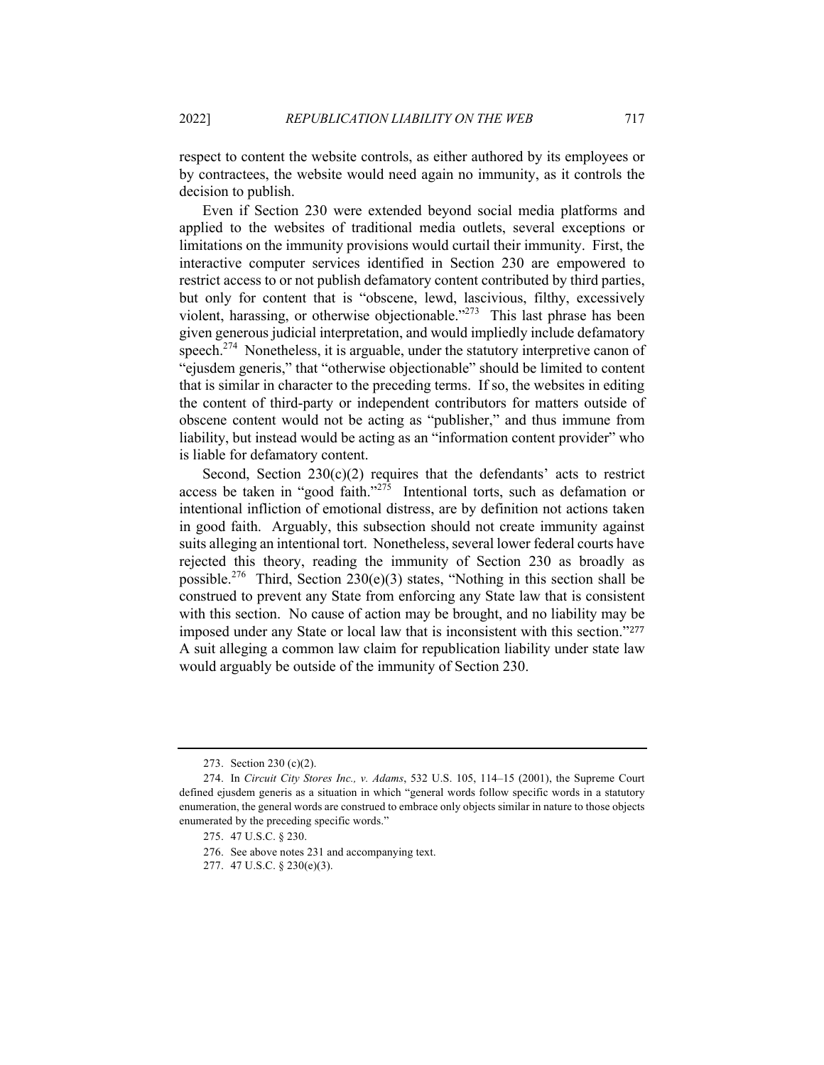respect to content the website controls, as either authored by its employees or by contractees, the website would need again no immunity, as it controls the decision to publish.

Even if Section 230 were extended beyond social media platforms and applied to the websites of traditional media outlets, several exceptions or limitations on the immunity provisions would curtail their immunity. First, the interactive computer services identified in Section 230 are empowered to restrict access to or not publish defamatory content contributed by third parties, but only for content that is "obscene, lewd, lascivious, filthy, excessively violent, harassing, or otherwise objectionable."[273] This last phrase has been given generous judicial interpretation, and would impliedly include defamatory speech.[274] Nonetheless, it is arguable, under the statutory interpretive canon of "ejusdem generis," that "otherwise objectionable" should be limited to content that is similar in character to the preceding terms. If so, the websites in editing the content of third-party or independent contributors for matters outside of obscene content would not be acting as "publisher," and thus immune from liability, but instead would be acting as an "information content provider" who is liable for defamatory content.

Second, Section 230(c)(2) requires that the defendants' acts to restrict access be taken in "good faith."[275] Intentional torts, such as defamation or intentional infliction of emotional distress, are by definition not actions taken in good faith. Arguably, this subsection should not create immunity against suits alleging an intentional tort. Nonetheless, several lower federal courts have rejected this theory, reading the immunity of Section 230 as broadly as possible.[276] Third, Section 230(e)(3) states, "Nothing in this section shall be construed to prevent any State from enforcing any State law that is consistent with this section. No cause of action may be brought, and no liability may be imposed under any State or local law that is inconsistent with this section."[277] A suit alleging a common law claim for republication liability under state law would arguably be outside of the immunity of Section 230.

---

273. Section 230 (c)(2).

274. In *Circuit City Stores Inc., v. Adams*, 532 U.S. 105, 114–15 (2001), the Supreme Court defined ejusdem generis as a situation in which "general words follow specific words in a statutory enumeration, the general words are construed to embrace only objects similar in nature to those objects enumerated by the preceding specific words."

275. 47 U.S.C. § 230.

276. See above notes 231 and accompanying text.

277. 47 U.S.C. § 230(e)(3).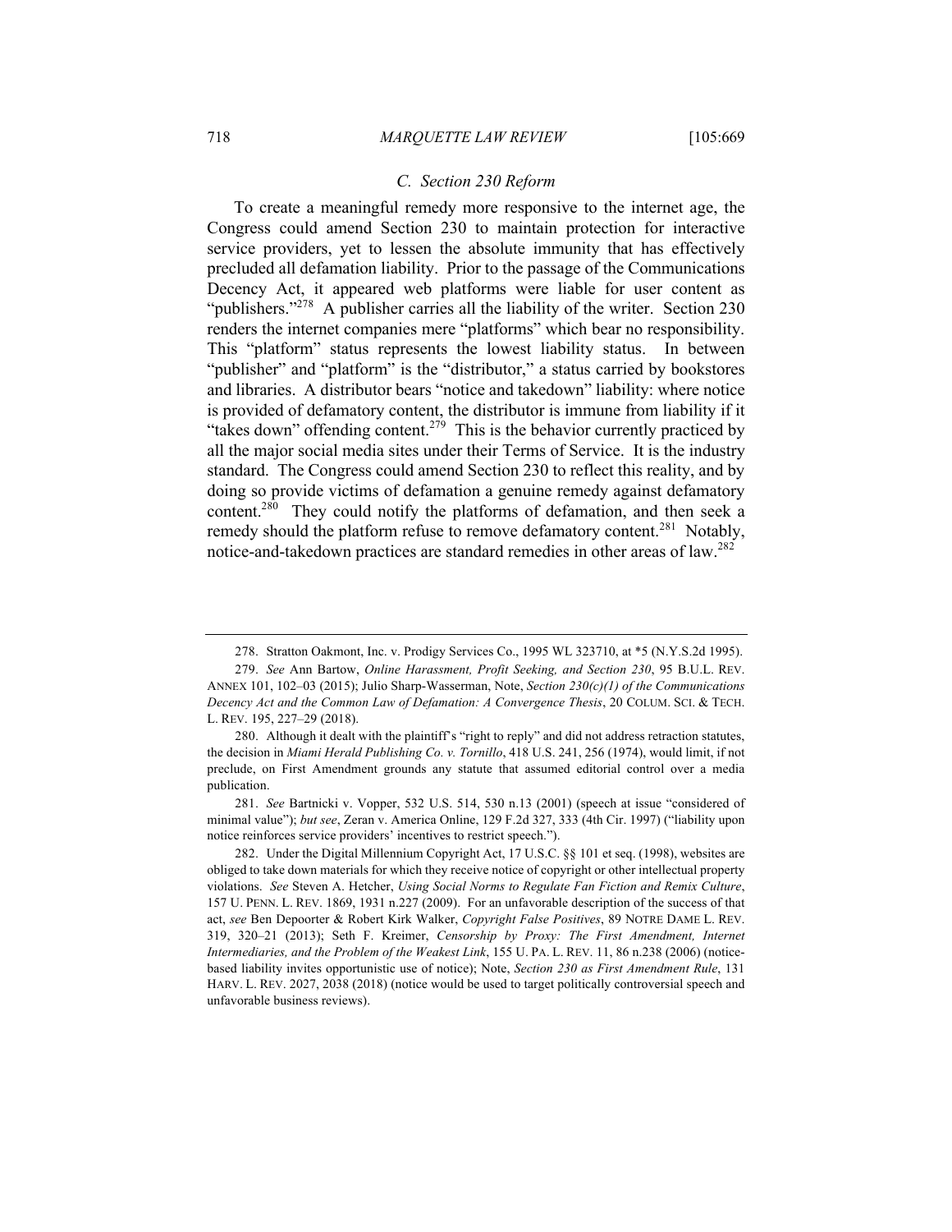### C. Section 230 Reform

To create a meaningful remedy more responsive to the internet age, the Congress could amend Section 230 to maintain protection for interactive service providers, yet to lessen the absolute immunity that has effectively precluded all defamation liability. Prior to the passage of the Communications Decency Act, it appeared web platforms were liable for user content as "publishers."[278] A publisher carries all the liability of the writer. Section 230 renders the internet companies mere "platforms" which bear no responsibility. This "platform" status represents the lowest liability status. In between "publisher" and "platform" is the "distributor," a status carried by bookstores and libraries. A distributor bears "notice and takedown" liability: where notice is provided of defamatory content, the distributor is immune from liability if it "takes down" offending content.[279] This is the behavior currently practiced by all the major social media sites under their Terms of Service. It is the industry standard. The Congress could amend Section 230 to reflect this reality, and by doing so provide victims of defamation a genuine remedy against defamatory content.[280] They could notify the platforms of defamation, and then seek a remedy should the platform refuse to remove defamatory content.[281] Notably, notice-and-takedown practices are standard remedies in other areas of law.[282]

---

278. Stratton Oakmont, Inc. v. Prodigy Services Co., 1995 WL 323710, at *5 (N.Y.S.2d 1995).

279. *See* Ann Bartow, *Online Harassment, Profit Seeking, and Section 230*, 95 B.U.L. REV. ANNEX 101, 102–03 (2015); Julio Sharp-Wasserman, Note, *Section 230(c)(1) of the Communications Decency Act and the Common Law of Defamation: A Convergence Thesis*, 20 COLUM. SCI. & TECH. L. REV. 195, 227–29 (2018).

280. Although it dealt with the plaintiff's "right to reply" and did not address retraction statutes, the decision in *Miami Herald Publishing Co. v. Tornillo*, 418 U.S. 241, 256 (1974), would limit, if not preclude, on First Amendment grounds any statute that assumed editorial control over a media publication.

281. *See* Bartnicki v. Vopper, 532 U.S. 514, 530 n.13 (2001) (speech at issue "considered of minimal value"); *but see*, Zeran v. America Online, 129 F.2d 327, 333 (4th Cir. 1997) ("liability upon notice reinforces service providers' incentives to restrict speech.").

282. Under the Digital Millennium Copyright Act, 17 U.S.C. §§ 101 et seq. (1998), websites are obliged to take down materials for which they receive notice of copyright or other intellectual property violations. *See* Steven A. Hetcher, *Using Social Norms to Regulate Fan Fiction and Remix Culture*, 157 U. PENN. L. REV. 1869, 1931 n.227 (2009). For an unfavorable description of the success of that act, *see* Ben Depoorter & Robert Kirk Walker, *Copyright False Positives*, 89 NOTRE DAME L. REV. 319, 320–21 (2013); Seth F. Kreimer, *Censorship by Proxy: The First Amendment, Internet Intermediaries, and the Problem of the Weakest Link*, 155 U. PA. L. REV. 11, 86 n.238 (2006) (notice-based liability invites opportunistic use of notice); Note, *Section 230 as First Amendment Rule*, 131 HARV. L. REV. 2027, 2038 (2018) (notice would be used to target politically controversial speech and unfavorable business reviews).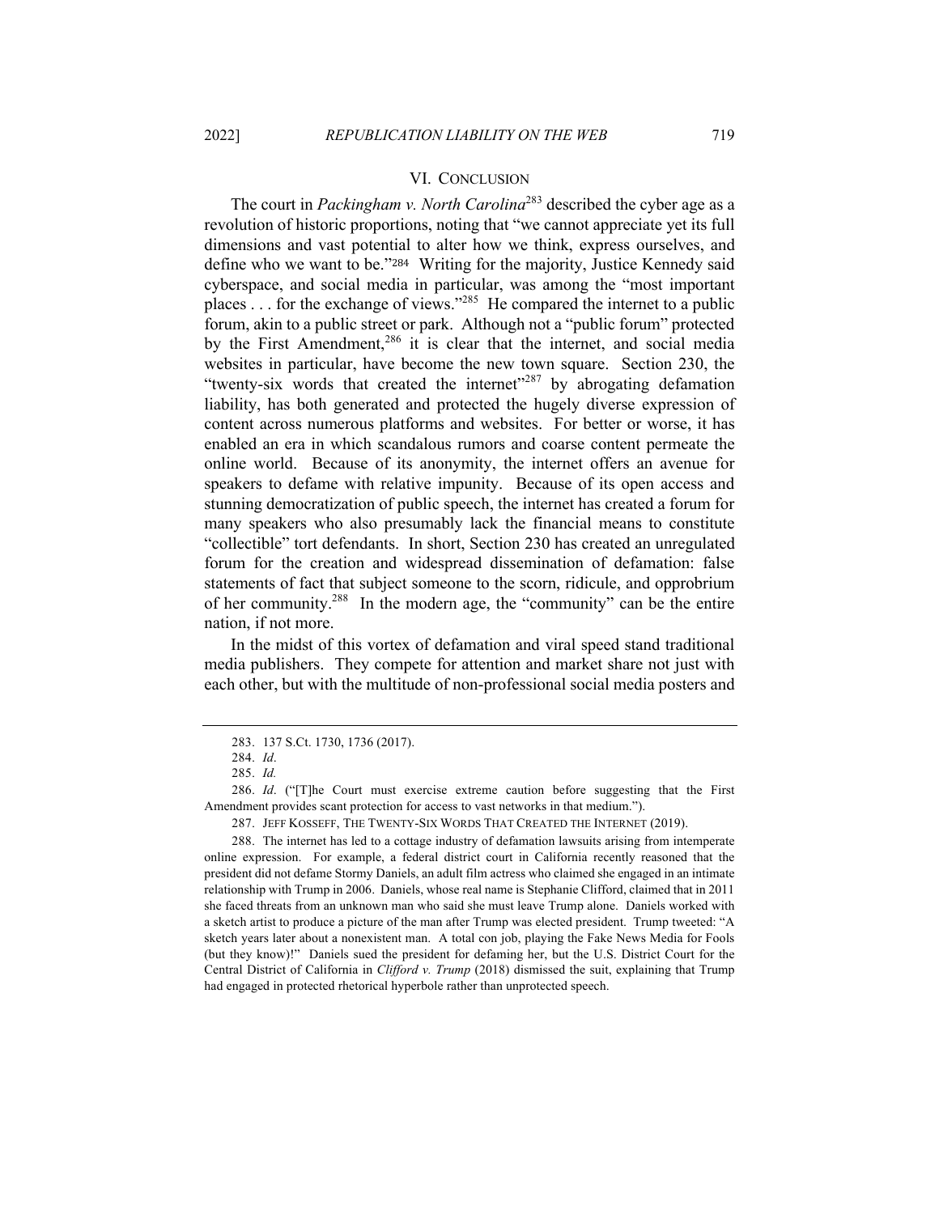## VI. Conclusion

The court in *Packingham v. North Carolina*[283] described the cyber age as a revolution of historic proportions, noting that "we cannot appreciate yet its full dimensions and vast potential to alter how we think, express ourselves, and define who we want to be."[284] Writing for the majority, Justice Kennedy said cyberspace, and social media in particular, was among the "most important places . . . for the exchange of views."[285] He compared the internet to a public forum, akin to a public street or park. Although not a "public forum" protected by the First Amendment,[286] it is clear that the internet, and social media websites in particular, have become the new town square. Section 230, the "twenty-six words that created the internet"[287] by abrogating defamation liability, has both generated and protected the hugely diverse expression of content across numerous platforms and websites. For better or worse, it has enabled an era in which scandalous rumors and coarse content permeate the online world. Because of its anonymity, the internet offers an avenue for speakers to defame with relative impunity. Because of its open access and stunning democratization of public speech, the internet has created a forum for many speakers who also presumably lack the financial means to constitute "collectible" tort defendants. In short, Section 230 has created an unregulated forum for the creation and widespread dissemination of defamation: false statements of fact that subject someone to the scorn, ridicule, and opprobrium of her community.[288] In the modern age, the "community" can be the entire nation, if not more.

In the midst of this vortex of defamation and viral speed stand traditional media publishers. They compete for attention and market share not just with each other, but with the multitude of non-professional social media posters and

---

283. 137 S.Ct. 1730, 1736 (2017).

284. *Id*.

285. *Id.*

286. *Id*. ("[T]he Court must exercise extreme caution before suggesting that the First Amendment provides scant protection for access to vast networks in that medium.").

287. Jeff Kosseff, The Twenty-Six Words That Created the Internet (2019).

288. The internet has led to a cottage industry of defamation lawsuits arising from intemperate online expression. For example, a federal district court in California recently reasoned that the president did not defame Stormy Daniels, an adult film actress who claimed she engaged in an intimate relationship with Trump in 2006. Daniels, whose real name is Stephanie Clifford, claimed that in 2011 she faced threats from an unknown man who said she must leave Trump alone. Daniels worked with a sketch artist to produce a picture of the man after Trump was elected president. Trump tweeted: "A sketch years later about a nonexistent man. A total con job, playing the Fake News Media for Fools (but they know)!" Daniels sued the president for defaming her, but the U.S. District Court for the Central District of California in *Clifford v. Trump* (2018) dismissed the suit, explaining that Trump had engaged in protected rhetorical hyperbole rather than unprotected speech.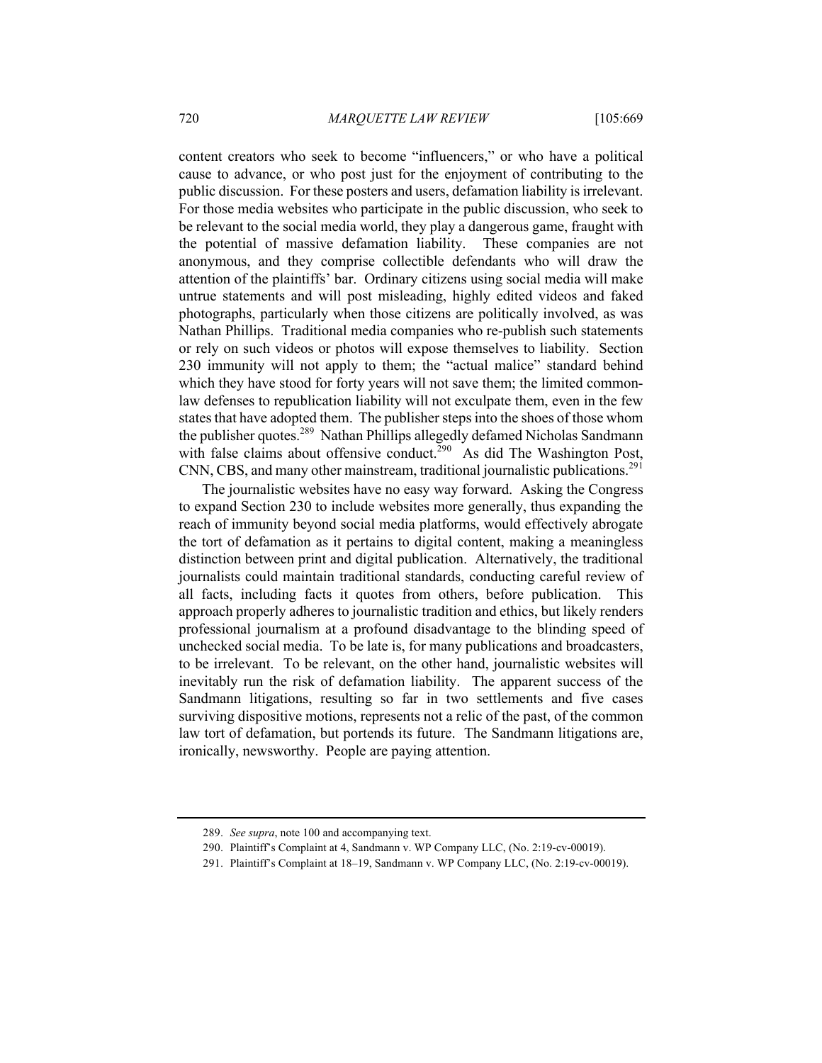content creators who seek to become "influencers," or who have a political cause to advance, or who post just for the enjoyment of contributing to the public discussion. For these posters and users, defamation liability is irrelevant. For those media websites who participate in the public discussion, who seek to be relevant to the social media world, they play a dangerous game, fraught with the potential of massive defamation liability. These companies are not anonymous, and they comprise collectible defendants who will draw the attention of the plaintiffs' bar. Ordinary citizens using social media will make untrue statements and will post misleading, highly edited videos and faked photographs, particularly when those citizens are politically involved, as was Nathan Phillips. Traditional media companies who re-publish such statements or rely on such videos or photos will expose themselves to liability. Section 230 immunity will not apply to them; the "actual malice" standard behind which they have stood for forty years will not save them; the limited common-law defenses to republication liability will not exculpate them, even in the few states that have adopted them. The publisher steps into the shoes of those whom the publisher quotes.[289] Nathan Phillips allegedly defamed Nicholas Sandmann with false claims about offensive conduct.[290] As did The Washington Post, CNN, CBS, and many other mainstream, traditional journalistic publications.[291]

The journalistic websites have no easy way forward. Asking the Congress to expand Section 230 to include websites more generally, thus expanding the reach of immunity beyond social media platforms, would effectively abrogate the tort of defamation as it pertains to digital content, making a meaningless distinction between print and digital publication. Alternatively, the traditional journalists could maintain traditional standards, conducting careful review of all facts, including facts it quotes from others, before publication. This approach properly adheres to journalistic tradition and ethics, but likely renders professional journalism at a profound disadvantage to the blinding speed of unchecked social media. To be late is, for many publications and broadcasters, to be irrelevant. To be relevant, on the other hand, journalistic websites will inevitably run the risk of defamation liability. The apparent success of the Sandmann litigations, resulting so far in two settlements and five cases surviving dispositive motions, represents not a relic of the past, of the common law tort of defamation, but portends its future. The Sandmann litigations are, ironically, newsworthy. People are paying attention.

289. *See supra*, note 100 and accompanying text.

290. Plaintiff's Complaint at 4, Sandmann v. WP Company LLC, (No. 2:19-cv-00019).

291. Plaintiff's Complaint at 18–19, Sandmann v. WP Company LLC, (No. 2:19-cv-00019).